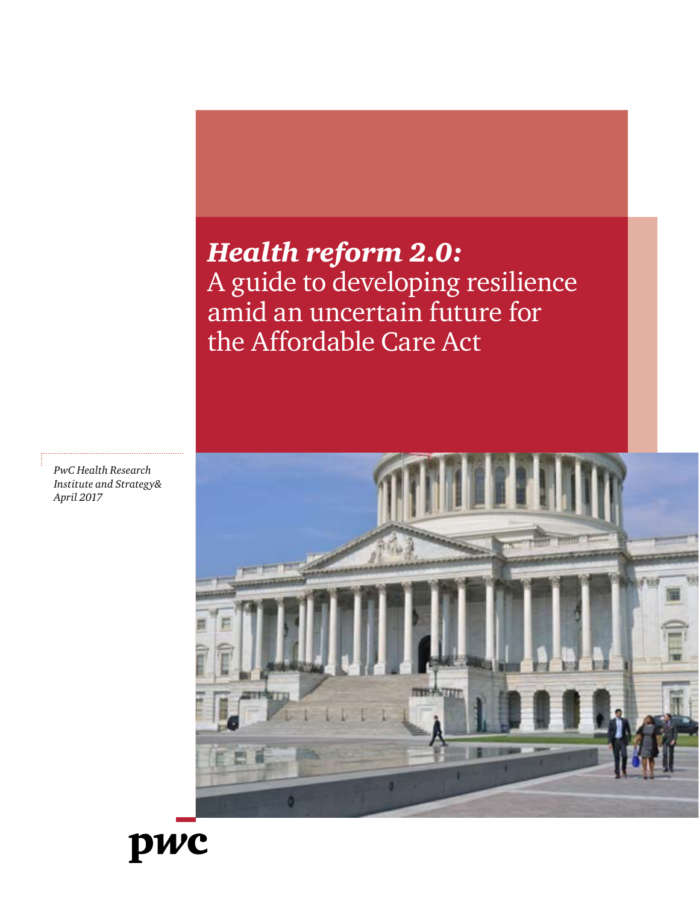# *Health reform 2.0:* A guide to developing resilience amid an uncertain future for the Affordable Care Act

*PwC Health Research Institute and Strategy&*
*April 2017*

pwc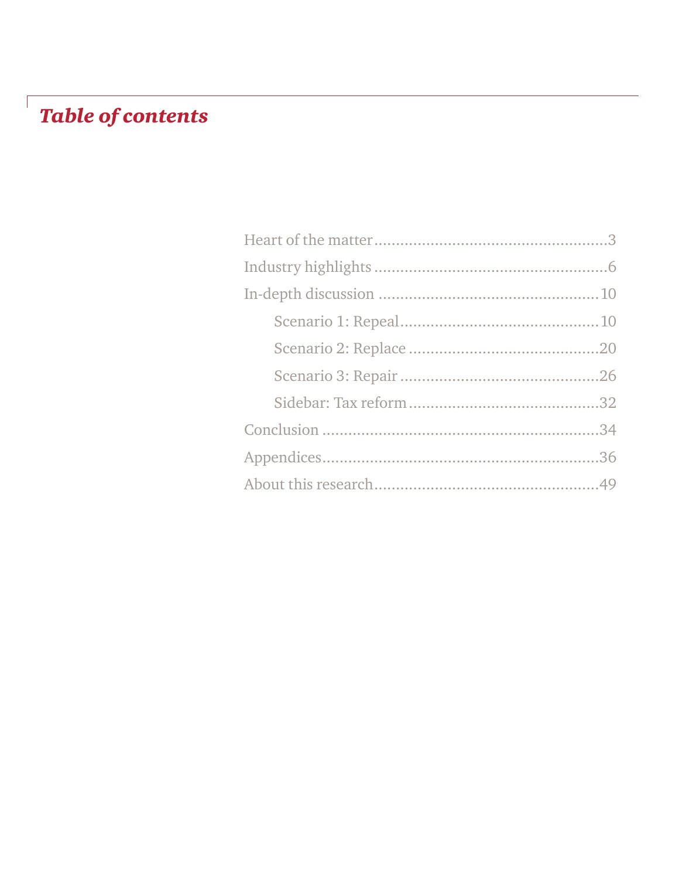# *Table of contents*

- Heart of the matter....................................................3
- Industry highlights....................................................6
- In-depth discussion..................................................10
    - Scenario 1: Repeal............................................10
    - Scenario 2: Replace..........................................20
    - Scenario 3: Repair............................................26
    - Sidebar: Tax reform..........................................32
- Conclusion...............................................................34
- Appendices...............................................................36
- About this research...................................................49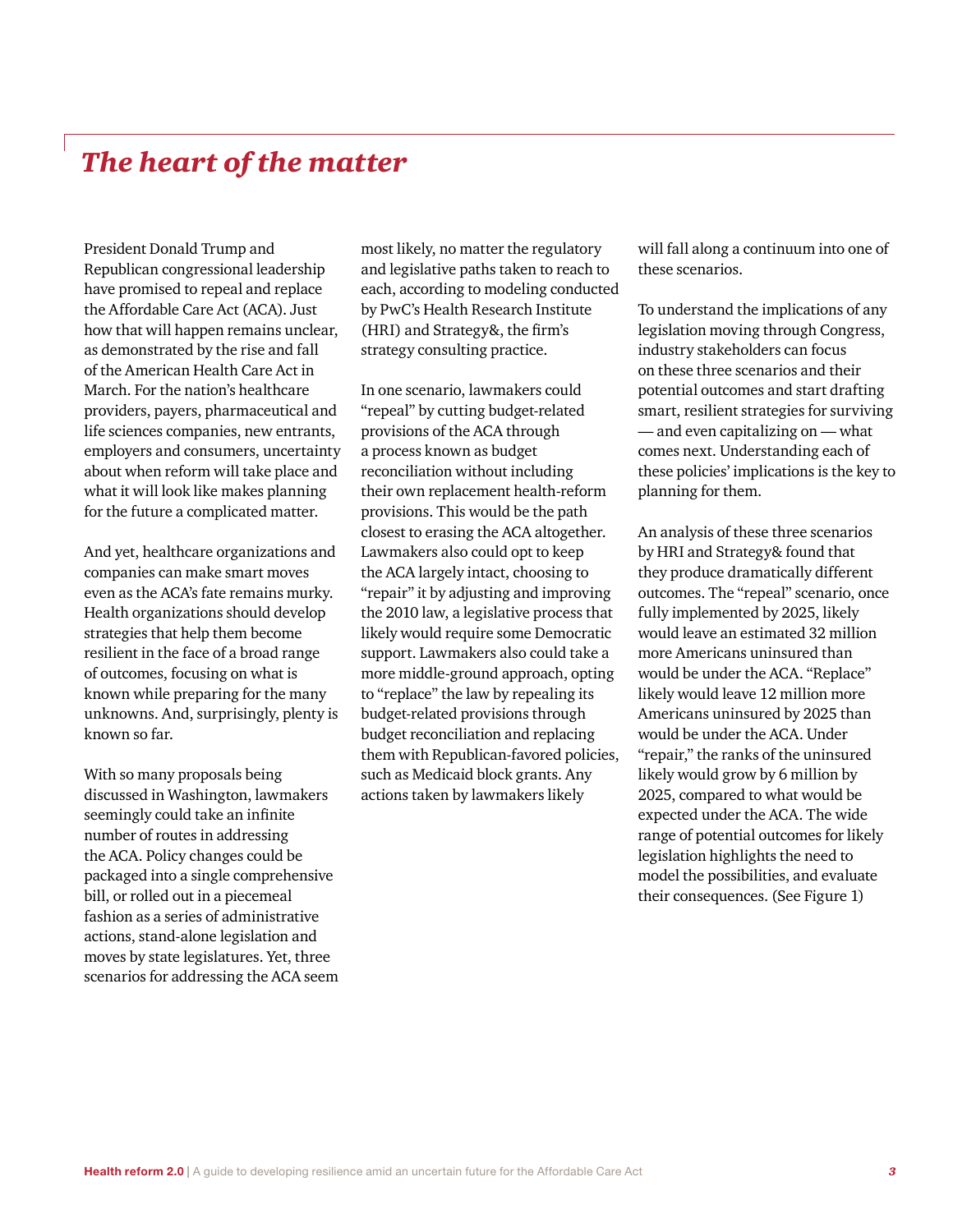# *The heart of the matter*

President Donald Trump and Republican congressional leadership have promised to repeal and replace the Affordable Care Act (ACA). Just how that will happen remains unclear, as demonstrated by the rise and fall of the American Health Care Act in March. For the nation's healthcare providers, payers, pharmaceutical and life sciences companies, new entrants, employers and consumers, uncertainty about when reform will take place and what it will look like makes planning for the future a complicated matter.

And yet, healthcare organizations and companies can make smart moves even as the ACA's fate remains murky. Health organizations should develop strategies that help them become resilient in the face of a broad range of outcomes, focusing on what is known while preparing for the many unknowns. And, surprisingly, plenty is known so far.

With so many proposals being discussed in Washington, lawmakers seemingly could take an infinite number of routes in addressing the ACA. Policy changes could be packaged into a single comprehensive bill, or rolled out in a piecemeal fashion as a series of administrative actions, stand-alone legislation and moves by state legislatures. Yet, three scenarios for addressing the ACA seem most likely, no matter the regulatory and legislative paths taken to reach to each, according to modeling conducted by PwC's Health Research Institute (HRI) and Strategy&, the firm's strategy consulting practice.

In one scenario, lawmakers could "repeal" by cutting budget-related provisions of the ACA through a process known as budget reconciliation without including their own replacement health-reform provisions. This would be the path closest to erasing the ACA altogether. Lawmakers also could opt to keep the ACA largely intact, choosing to "repair" it by adjusting and improving the 2010 law, a legislative process that likely would require some Democratic support. Lawmakers also could take a more middle-ground approach, opting to "replace" the law by repealing its budget-related provisions through budget reconciliation and replacing them with Republican-favored policies, such as Medicaid block grants. Any actions taken by lawmakers likely will fall along a continuum into one of these scenarios.

To understand the implications of any legislation moving through Congress, industry stakeholders can focus on these three scenarios and their potential outcomes and start drafting smart, resilient strategies for surviving — and even capitalizing on — what comes next. Understanding each of these policies' implications is the key to planning for them.

An analysis of these three scenarios by HRI and Strategy& found that they produce dramatically different outcomes. The "repeal" scenario, once fully implemented by 2025, likely would leave an estimated 32 million more Americans uninsured than would be under the ACA. "Replace" likely would leave 12 million more Americans uninsured by 2025 than would be under the ACA. Under "repair," the ranks of the uninsured likely would grow by 6 million by 2025, compared to what would be expected under the ACA. The wide range of potential outcomes for likely legislation highlights the need to model the possibilities, and evaluate their consequences. (See Figure 1)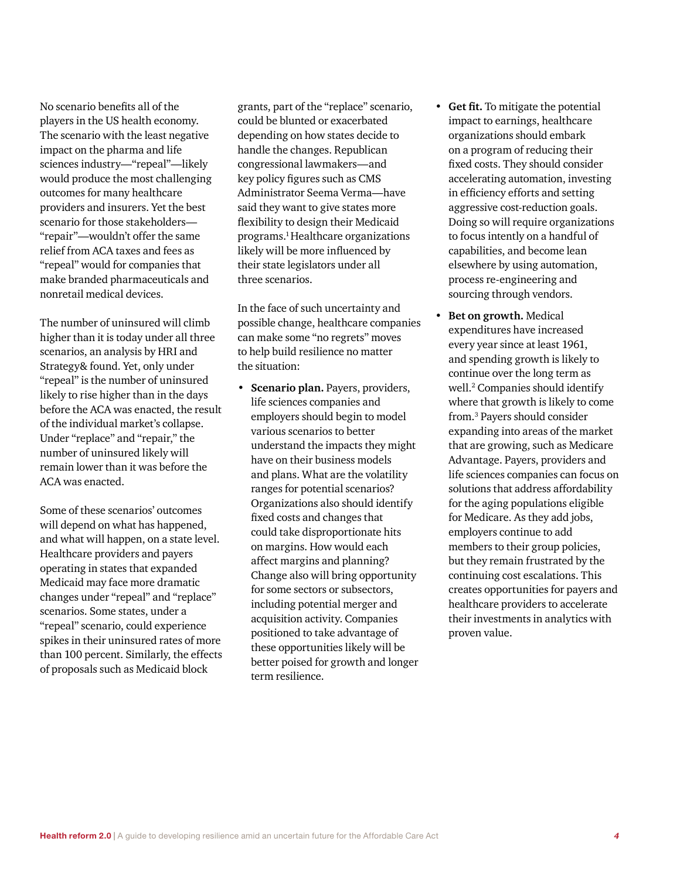No scenario benefits all of the players in the US health economy. The scenario with the least negative impact on the pharma and life sciences industry—"repeal"—likely would produce the most challenging outcomes for many healthcare providers and insurers. Yet the best scenario for those stakeholders—"repair"—wouldn't offer the same relief from ACA taxes and fees as "repeal" would for companies that make branded pharmaceuticals and nonretail medical devices.

The number of uninsured will climb higher than it is today under all three scenarios, an analysis by HRI and Strategy& found. Yet, only under "repeal" is the number of uninsured likely to rise higher than in the days before the ACA was enacted, the result of the individual market's collapse. Under "replace" and "repair," the number of uninsured likely will remain lower than it was before the ACA was enacted.

Some of these scenarios' outcomes will depend on what has happened, and what will happen, on a state level. Healthcare providers and payers operating in states that expanded Medicaid may face more dramatic changes under "repeal" and "replace" scenarios. Some states, under a "repeal" scenario, could experience spikes in their uninsured rates of more than 100 percent. Similarly, the effects of proposals such as Medicaid block grants, part of the "replace" scenario, could be blunted or exacerbated depending on how states decide to handle the changes. Republican congressional lawmakers—and key policy figures such as CMS Administrator Seema Verma—have said they want to give states more flexibility to design their Medicaid programs.[1] Healthcare organizations likely will be more influenced by their state legislators under all three scenarios.

In the face of such uncertainty and possible change, healthcare companies can make some "no regrets" moves to help build resilience no matter the situation:

- **Scenario plan.** Payers, providers, life sciences companies and employers should begin to model various scenarios to better understand the impacts they might have on their business models and plans. What are the volatility ranges for potential scenarios? Organizations also should identify fixed costs and changes that could take disproportionate hits on margins. How would each affect margins and planning? Change also will bring opportunity for some sectors or subsectors, including potential merger and acquisition activity. Companies positioned to take advantage of these opportunities likely will be better poised for growth and longer term resilience.
- **Get fit.** To mitigate the potential impact to earnings, healthcare organizations should embark on a program of reducing their fixed costs. They should consider accelerating automation, investing in efficiency efforts and setting aggressive cost-reduction goals. Doing so will require organizations to focus intently on a handful of capabilities, and become lean elsewhere by using automation, process re-engineering and sourcing through vendors.
- **Bet on growth.** Medical expenditures have increased every year since at least 1961, and spending growth is likely to continue over the long term as well.[2] Companies should identify where that growth is likely to come from.[3] Payers should consider expanding into areas of the market that are growing, such as Medicare Advantage. Payers, providers and life sciences companies can focus on solutions that address affordability for the aging populations eligible for Medicare. As they add jobs, employers continue to add members to their group policies, but they remain frustrated by the continuing cost escalations. This creates opportunities for payers and healthcare providers to accelerate their investments in analytics with proven value.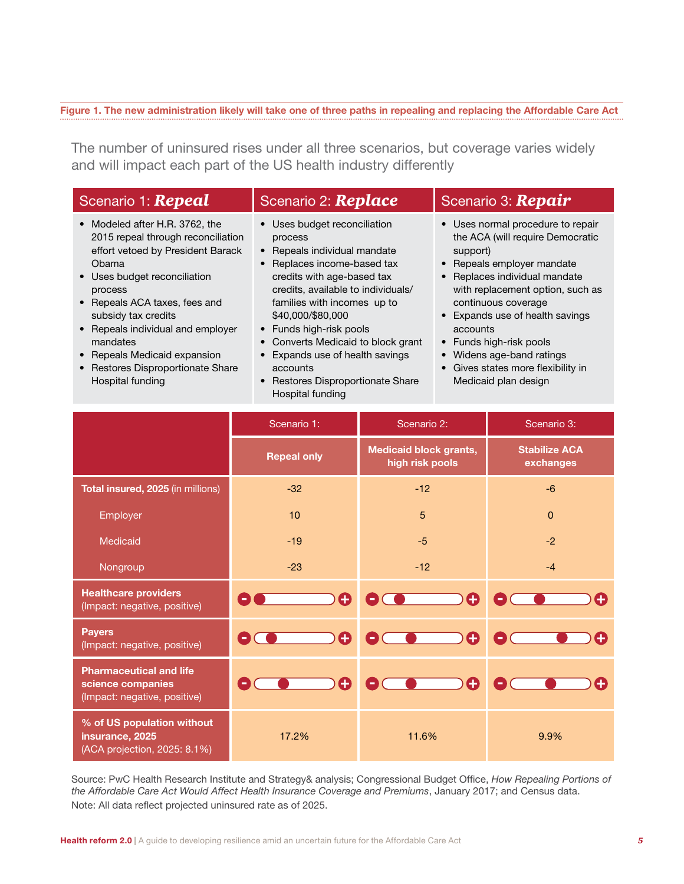**Figure 1. The new administration likely will take one of three paths in repealing and replacing the Affordable Care Act**

The number of uninsured rises under all three scenarios, but coverage varies widely and will impact each part of the US health industry differently

| Scenario 1: ***Repeal*** | Scenario 2: ***Replace*** | Scenario 3: ***Repair*** |
|---|---|---|
| • Modeled after H.R. 3762, the 2015 repeal through reconciliation effort vetoed by President Barack Obama<br>• Uses budget reconciliation process<br>• Repeals ACA taxes, fees and subsidy tax credits<br>• Repeals individual and employer mandates<br>• Repeals Medicaid expansion<br>• Restores Disproportionate Share Hospital funding | • Uses budget reconciliation process<br>• Repeals individual mandate<br>• Replaces income-based tax credits with age-based tax credits, available to individuals/ families with incomes up to $40,000/$80,000<br>• Funds high-risk pools<br>• Converts Medicaid to block grant<br>• Expands use of health savings accounts<br>• Restores Disproportionate Share Hospital funding | • Uses normal procedure to repair the ACA (will require Democratic support)<br>• Repeals employer mandate<br>• Replaces individual mandate with replacement option, such as continuous coverage<br>• Expands use of health savings accounts<br>• Funds high-risk pools<br>• Widens age-band ratings<br>• Gives states more flexibility in Medicaid plan design |

| | Scenario 1: | Scenario 2: | Scenario 3: |
|---|---|---|---|
| | **Repeal only** | **Medicaid block grants, high risk pools** | **Stabilize ACA exchanges** |
| **Total insured, 2025** (in millions) | -32 | -12 | -6 |
| Employer | 10 | 5 | 0 |
| Medicaid | -19 | -5 | -2 |
| Nongroup | -23 | -12 | -4 |
| **Healthcare providers** (Impact: negative, positive) | Strongly negative | Negative | Moderately negative |
| **Payers** (Impact: negative, positive) | Negative | Moderately negative | Positive |
| **Pharmaceutical and life science companies** (Impact: negative, positive) | Moderately negative | Moderately negative | Neutral |
| **% of US population without insurance, 2025** (ACA projection, 2025: 8.1%) | 17.2% | 11.6% | 9.9% |

Source: PwC Health Research Institute and Strategy& analysis; Congressional Budget Office, *How Repealing Portions of the Affordable Care Act Would Affect Health Insurance Coverage and Premiums*, January 2017; and Census data.
Note: All data reflect projected uninsured rate as of 2025.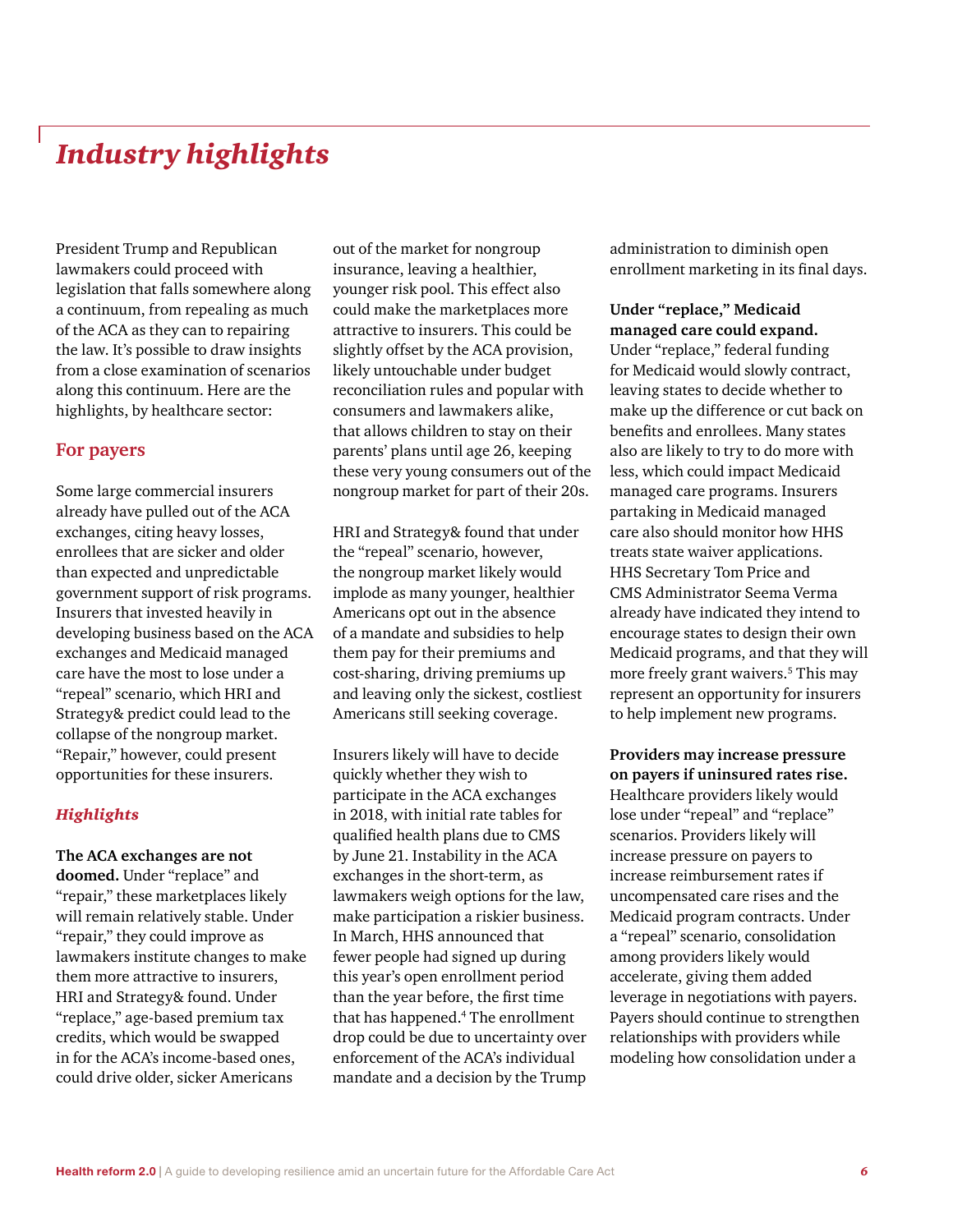# *Industry highlights*

President Trump and Republican lawmakers could proceed with legislation that falls somewhere along a continuum, from repealing as much of the ACA as they can to repairing the law. It's possible to draw insights from a close examination of scenarios along this continuum. Here are the highlights, by healthcare sector:

## For payers

Some large commercial insurers already have pulled out of the ACA exchanges, citing heavy losses, enrollees that are sicker and older than expected and unpredictable government support of risk programs. Insurers that invested heavily in developing business based on the ACA exchanges and Medicaid managed care have the most to lose under a "repeal" scenario, which HRI and Strategy& predict could lead to the collapse of the nongroup market. "Repair," however, could present opportunities for these insurers.

### *Highlights*

**The ACA exchanges are not doomed.** Under "replace" and "repair," these marketplaces likely will remain relatively stable. Under "repair," they could improve as lawmakers institute changes to make them more attractive to insurers, HRI and Strategy& found. Under "replace," age-based premium tax credits, which would be swapped in for the ACA's income-based ones, could drive older, sicker Americans out of the market for nongroup insurance, leaving a healthier, younger risk pool. This effect also could make the marketplaces more attractive to insurers. This could be slightly offset by the ACA provision, likely untouchable under budget reconciliation rules and popular with consumers and lawmakers alike, that allows children to stay on their parents' plans until age 26, keeping these very young consumers out of the nongroup market for part of their 20s.

HRI and Strategy& found that under the "repeal" scenario, however, the nongroup market likely would implode as many younger, healthier Americans opt out in the absence of a mandate and subsidies to help them pay for their premiums and cost-sharing, driving premiums up and leaving only the sickest, costliest Americans still seeking coverage.

Insurers likely will have to decide quickly whether they wish to participate in the ACA exchanges in 2018, with initial rate tables for qualified health plans due to CMS by June 21. Instability in the ACA exchanges in the short-term, as lawmakers weigh options for the law, make participation a riskier business. In March, HHS announced that fewer people had signed up during this year's open enrollment period than the year before, the first time that has happened.[4] The enrollment drop could be due to uncertainty over enforcement of the ACA's individual mandate and a decision by the Trump administration to diminish open enrollment marketing in its final days.

**Under "replace," Medicaid managed care could expand.** Under "replace," federal funding for Medicaid would slowly contract, leaving states to decide whether to make up the difference or cut back on benefits and enrollees. Many states also are likely to try to do more with less, which could impact Medicaid managed care programs. Insurers partaking in Medicaid managed care also should monitor how HHS treats state waiver applications. HHS Secretary Tom Price and CMS Administrator Seema Verma already have indicated they intend to encourage states to design their own Medicaid programs, and that they will more freely grant waivers.[5] This may represent an opportunity for insurers to help implement new programs.

**Providers may increase pressure on payers if uninsured rates rise.** Healthcare providers likely would lose under "repeal" and "replace" scenarios. Providers likely will increase pressure on payers to increase reimbursement rates if uncompensated care rises and the Medicaid program contracts. Under a "repeal" scenario, consolidation among providers likely would accelerate, giving them added leverage in negotiations with payers. Payers should continue to strengthen relationships with providers while modeling how consolidation under a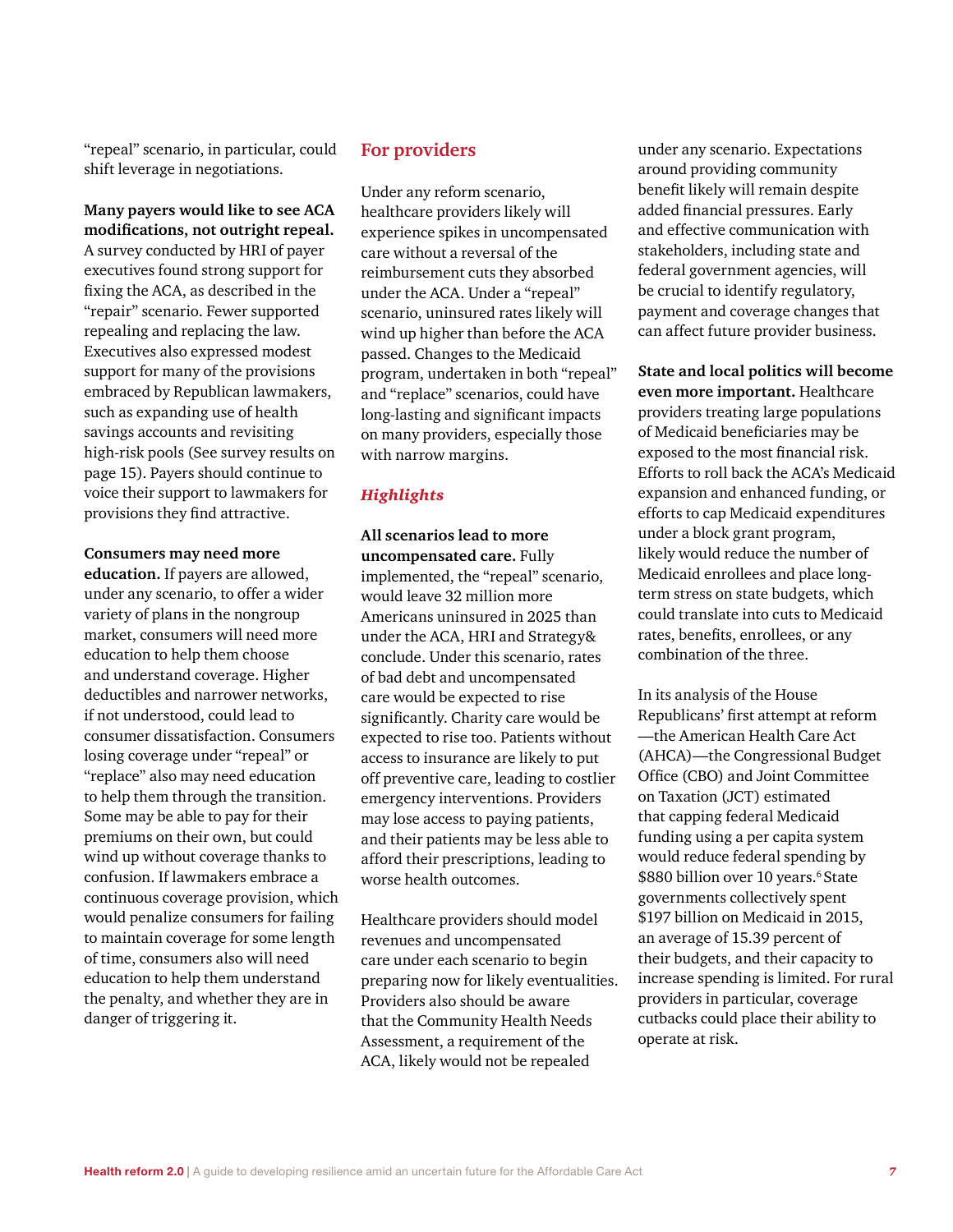"repeal" scenario, in particular, could shift leverage in negotiations.

**Many payers would like to see ACA modifications, not outright repeal.** A survey conducted by HRI of payer executives found strong support for fixing the ACA, as described in the "repair" scenario. Fewer supported repealing and replacing the law. Executives also expressed modest support for many of the provisions embraced by Republican lawmakers, such as expanding use of health savings accounts and revisiting high-risk pools (See survey results on page 15). Payers should continue to voice their support to lawmakers for provisions they find attractive.

**Consumers may need more education.** If payers are allowed, under any scenario, to offer a wider variety of plans in the nongroup market, consumers will need more education to help them choose and understand coverage. Higher deductibles and narrower networks, if not understood, could lead to consumer dissatisfaction. Consumers losing coverage under "repeal" or "replace" also may need education to help them through the transition. Some may be able to pay for their premiums on their own, but could wind up without coverage thanks to confusion. If lawmakers embrace a continuous coverage provision, which would penalize consumers for failing to maintain coverage for some length of time, consumers also will need education to help them understand the penalty, and whether they are in danger of triggering it.

## For providers

Under any reform scenario, healthcare providers likely will experience spikes in uncompensated care without a reversal of the reimbursement cuts they absorbed under the ACA. Under a "repeal" scenario, uninsured rates likely will wind up higher than before the ACA passed. Changes to the Medicaid program, undertaken in both "repeal" and "replace" scenarios, could have long-lasting and significant impacts on many providers, especially those with narrow margins.

### *Highlights*

**All scenarios lead to more uncompensated care.** Fully implemented, the "repeal" scenario, would leave 32 million more Americans uninsured in 2025 than under the ACA, HRI and Strategy& conclude. Under this scenario, rates of bad debt and uncompensated care would be expected to rise significantly. Charity care would be expected to rise too. Patients without access to insurance are likely to put off preventive care, leading to costlier emergency interventions. Providers may lose access to paying patients, and their patients may be less able to afford their prescriptions, leading to worse health outcomes.

Healthcare providers should model revenues and uncompensated care under each scenario to begin preparing now for likely eventualities. Providers also should be aware that the Community Health Needs Assessment, a requirement of the ACA, likely would not be repealed under any scenario. Expectations around providing community benefit likely will remain despite added financial pressures. Early and effective communication with stakeholders, including state and federal government agencies, will be crucial to identify regulatory, payment and coverage changes that can affect future provider business.

**State and local politics will become even more important.** Healthcare providers treating large populations of Medicaid beneficiaries may be exposed to the most financial risk. Efforts to roll back the ACA's Medicaid expansion and enhanced funding, or efforts to cap Medicaid expenditures under a block grant program, likely would reduce the number of Medicaid enrollees and place long-term stress on state budgets, which could translate into cuts to Medicaid rates, benefits, enrollees, or any combination of the three.

In its analysis of the House Republicans' first attempt at reform—the American Health Care Act (AHCA)—the Congressional Budget Office (CBO) and Joint Committee on Taxation (JCT) estimated that capping federal Medicaid funding using a per capita system would reduce federal spending by $880 billion over 10 years.[6] State governments collectively spent $197 billion on Medicaid in 2015, an average of 15.39 percent of their budgets, and their capacity to increase spending is limited. For rural providers in particular, coverage cutbacks could place their ability to operate at risk.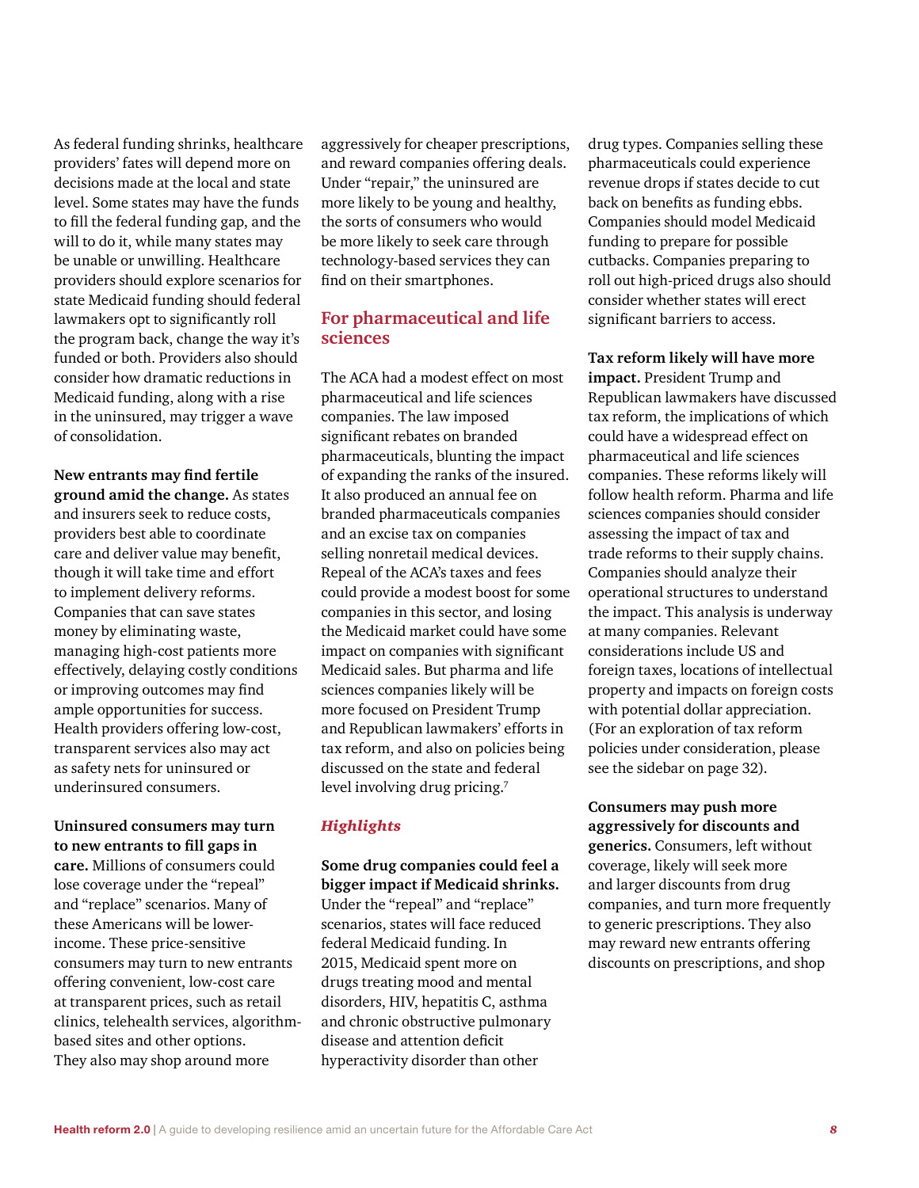As federal funding shrinks, healthcare providers' fates will depend more on decisions made at the local and state level. Some states may have the funds to fill the federal funding gap, and the will to do it, while many states may be unable or unwilling. Healthcare providers should explore scenarios for state Medicaid funding should federal lawmakers opt to significantly roll the program back, change the way it's funded or both. Providers also should consider how dramatic reductions in Medicaid funding, along with a rise in the uninsured, may trigger a wave of consolidation.

**New entrants may find fertile ground amid the change.** As states and insurers seek to reduce costs, providers best able to coordinate care and deliver value may benefit, though it will take time and effort to implement delivery reforms. Companies that can save states money by eliminating waste, managing high-cost patients more effectively, delaying costly conditions or improving outcomes may find ample opportunities for success. Health providers offering low-cost, transparent services also may act as safety nets for uninsured or underinsured consumers.

**Uninsured consumers may turn to new entrants to fill gaps in care.** Millions of consumers could lose coverage under the "repeal" and "replace" scenarios. Many of these Americans will be lower-income. These price-sensitive consumers may turn to new entrants offering convenient, low-cost care at transparent prices, such as retail clinics, telehealth services, algorithm-based sites and other options. They also may shop around more aggressively for cheaper prescriptions, and reward companies offering deals. Under "repair," the uninsured are more likely to be young and healthy, the sorts of consumers who would be more likely to seek care through technology-based services they can find on their smartphones.

## For pharmaceutical and life sciences

The ACA had a modest effect on most pharmaceutical and life sciences companies. The law imposed significant rebates on branded pharmaceuticals, blunting the impact of expanding the ranks of the insured. It also produced an annual fee on branded pharmaceuticals companies and an excise tax on companies selling nonretail medical devices. Repeal of the ACA's taxes and fees could provide a modest boost for some companies in this sector, and losing the Medicaid market could have some impact on companies with significant Medicaid sales. But pharma and life sciences companies likely will be more focused on President Trump and Republican lawmakers' efforts in tax reform, and also on policies being discussed on the state and federal level involving drug pricing.[7]

### *Highlights*

**Some drug companies could feel a bigger impact if Medicaid shrinks.** Under the "repeal" and "replace" scenarios, states will face reduced federal Medicaid funding. In 2015, Medicaid spent more on drugs treating mood and mental disorders, HIV, hepatitis C, asthma and chronic obstructive pulmonary disease and attention deficit hyperactivity disorder than other drug types. Companies selling these pharmaceuticals could experience revenue drops if states decide to cut back on benefits as funding ebbs. Companies should model Medicaid funding to prepare for possible cutbacks. Companies preparing to roll out high-priced drugs also should consider whether states will erect significant barriers to access.

**Tax reform likely will have more impact.** President Trump and Republican lawmakers have discussed tax reform, the implications of which could have a widespread effect on pharmaceutical and life sciences companies. These reforms likely will follow health reform. Pharma and life sciences companies should consider assessing the impact of tax and trade reforms to their supply chains. Companies should analyze their operational structures to understand the impact. This analysis is underway at many companies. Relevant considerations include US and foreign taxes, locations of intellectual property and impacts on foreign costs with potential dollar appreciation. (For an exploration of tax reform policies under consideration, please see the sidebar on page 32).

**Consumers may push more aggressively for discounts and generics.** Consumers, left without coverage, likely will seek more and larger discounts from drug companies, and turn more frequently to generic prescriptions. They also may reward new entrants offering discounts on prescriptions, and shop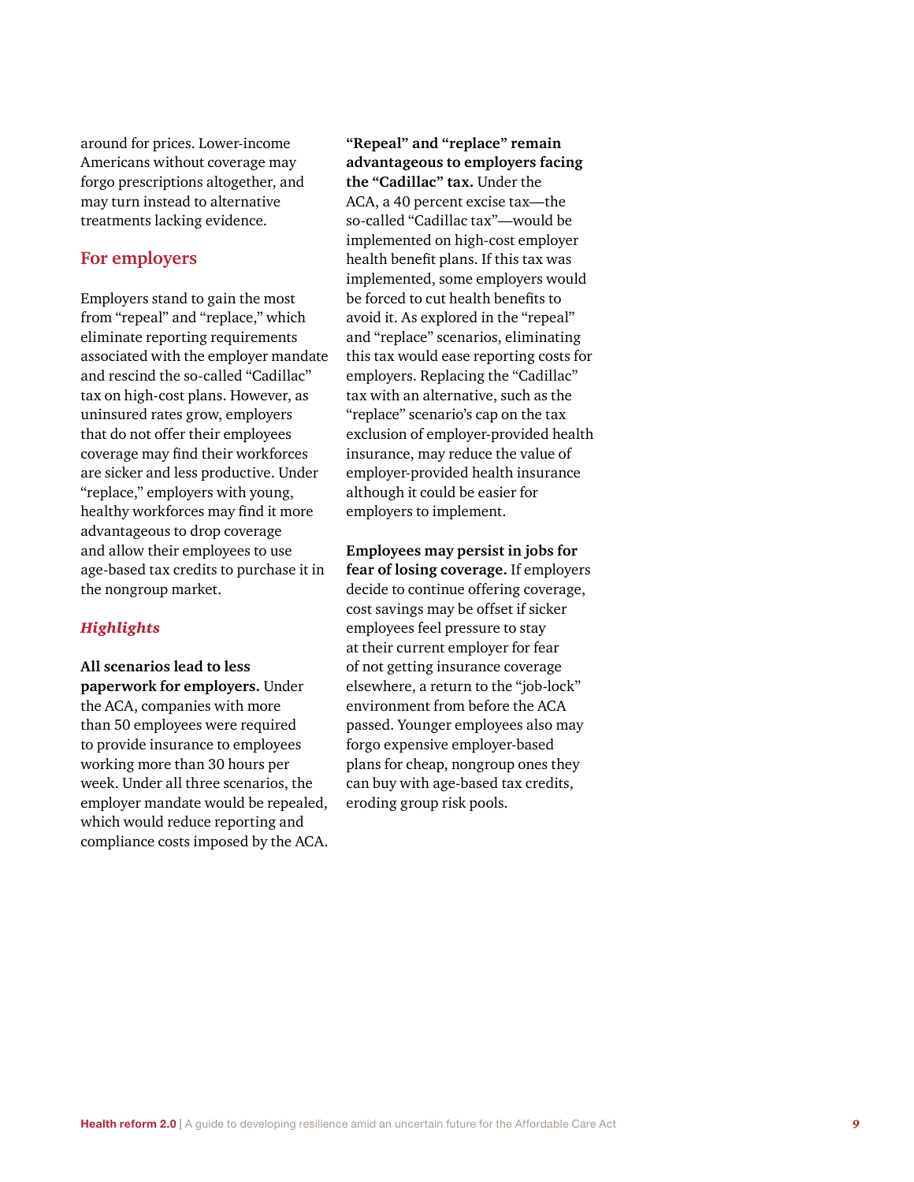around for prices. Lower-income Americans without coverage may forgo prescriptions altogether, and may turn instead to alternative treatments lacking evidence.

## For employers

Employers stand to gain the most from "repeal" and "replace," which eliminate reporting requirements associated with the employer mandate and rescind the so-called "Cadillac" tax on high-cost plans. However, as uninsured rates grow, employers that do not offer their employees coverage may find their workforces are sicker and less productive. Under "replace," employers with young, healthy workforces may find it more advantageous to drop coverage and allow their employees to use age-based tax credits to purchase it in the nongroup market.

### *Highlights*

**All scenarios lead to less paperwork for employers.** Under the ACA, companies with more than 50 employees were required to provide insurance to employees working more than 30 hours per week. Under all three scenarios, the employer mandate would be repealed, which would reduce reporting and compliance costs imposed by the ACA.

**"Repeal" and "replace" remain advantageous to employers facing the "Cadillac" tax.** Under the ACA, a 40 percent excise tax—the so-called "Cadillac tax"—would be implemented on high-cost employer health benefit plans. If this tax was implemented, some employers would be forced to cut health benefits to avoid it. As explored in the "repeal" and "replace" scenarios, eliminating this tax would ease reporting costs for employers. Replacing the "Cadillac" tax with an alternative, such as the "replace" scenario's cap on the tax exclusion of employer-provided health insurance, may reduce the value of employer-provided health insurance although it could be easier for employers to implement.

**Employees may persist in jobs for fear of losing coverage.** If employers decide to continue offering coverage, cost savings may be offset if sicker employees feel pressure to stay at their current employer for fear of not getting insurance coverage elsewhere, a return to the "job-lock" environment from before the ACA passed. Younger employees also may forgo expensive employer-based plans for cheap, nongroup ones they can buy with age-based tax credits, eroding group risk pools.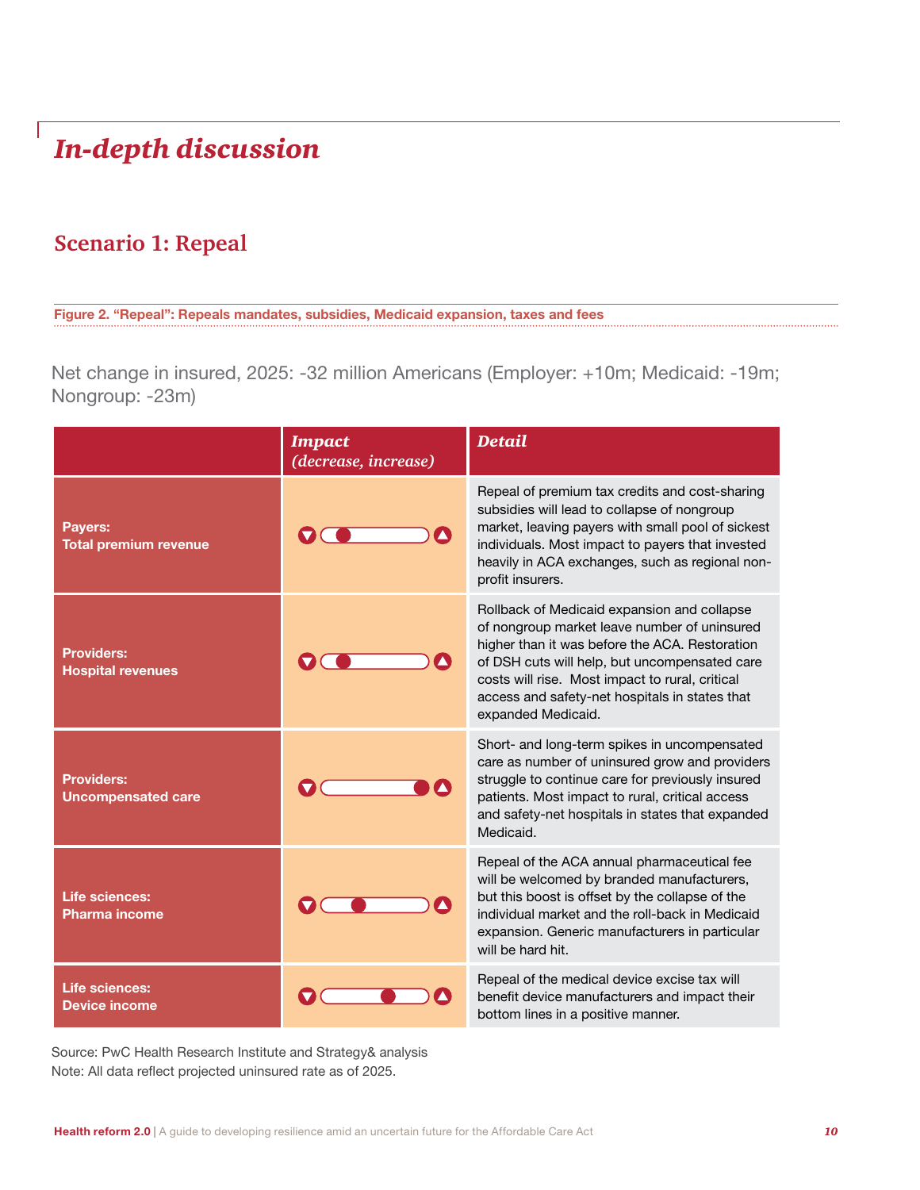# *In-depth discussion*

## Scenario 1: Repeal

**Figure 2. "Repeal": Repeals mandates, subsidies, Medicaid expansion, taxes and fees**

Net change in insured, 2025: -32 million Americans (Employer: +10m; Medicaid: -19m; Nongroup: -23m)

| | *Impact (decrease, increase)* | *Detail* |
|---|---|---|
| **Payers: Total premium revenue** | Decrease | Repeal of premium tax credits and cost-sharing subsidies will lead to collapse of nongroup market, leaving payers with small pool of sickest individuals. Most impact to payers that invested heavily in ACA exchanges, such as regional non-profit insurers. |
| **Providers: Hospital revenues** | Decrease | Rollback of Medicaid expansion and collapse of nongroup market leave number of uninsured higher than it was before the ACA. Restoration of DSH cuts will help, but uncompensated care costs will rise. Most impact to rural, critical access and safety-net hospitals in states that expanded Medicaid. |
| **Providers: Uncompensated care** | Increase | Short- and long-term spikes in uncompensated care as number of uninsured grow and providers struggle to continue care for previously insured patients. Most impact to rural, critical access and safety-net hospitals in states that expanded Medicaid. |
| **Life sciences: Pharma income** | Slight decrease | Repeal of the ACA annual pharmaceutical fee will be welcomed by branded manufacturers, but this boost is offset by the collapse of the individual market and the roll-back in Medicaid expansion. Generic manufacturers in particular will be hard hit. |
| **Life sciences: Device income** | Slight increase | Repeal of the medical device excise tax will benefit device manufacturers and impact their bottom lines in a positive manner. |

Source: PwC Health Research Institute and Strategy& analysis
Note: All data reflect projected uninsured rate as of 2025.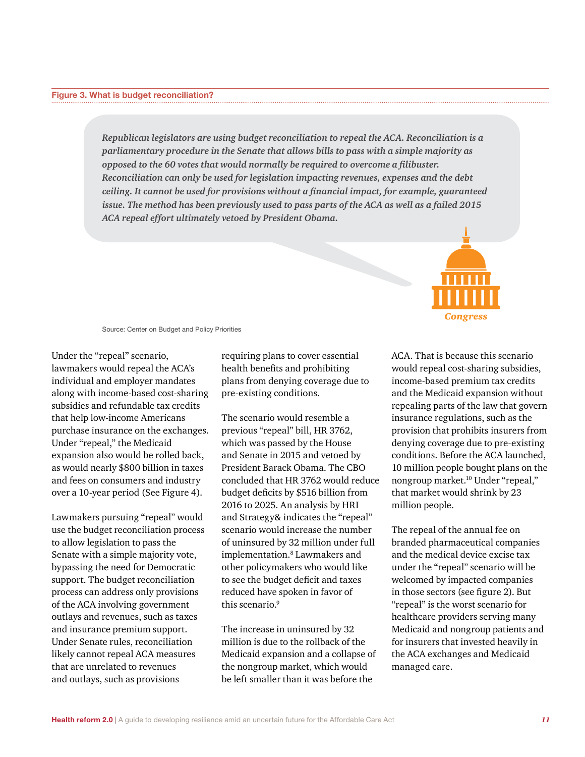**Figure 3. What is budget reconciliation?**

*Republican legislators are using budget reconciliation to repeal the ACA. Reconciliation is a parliamentary procedure in the Senate that allows bills to pass with a simple majority as opposed to the 60 votes that would normally be required to overcome a filibuster. Reconciliation can only be used for legislation impacting revenues, expenses and the debt ceiling. It cannot be used for provisions without a financial impact, for example, guaranteed issue. The method has been previously used to pass parts of the ACA as well as a failed 2015 ACA repeal effort ultimately vetoed by President Obama.*

*Congress*

Source: Center on Budget and Policy Priorities

Under the "repeal" scenario, lawmakers would repeal the ACA's individual and employer mandates along with income-based cost-sharing subsidies and refundable tax credits that help low-income Americans purchase insurance on the exchanges. Under "repeal," the Medicaid expansion also would be rolled back, as would nearly $800 billion in taxes and fees on consumers and industry over a 10-year period (See Figure 4).

Lawmakers pursuing "repeal" would use the budget reconciliation process to allow legislation to pass the Senate with a simple majority vote, bypassing the need for Democratic support. The budget reconciliation process can address only provisions of the ACA involving government outlays and revenues, such as taxes and insurance premium support. Under Senate rules, reconciliation likely cannot repeal ACA measures that are unrelated to revenues and outlays, such as provisions requiring plans to cover essential health benefits and prohibiting plans from denying coverage due to pre-existing conditions.

The scenario would resemble a previous "repeal" bill, HR 3762, which was passed by the House and Senate in 2015 and vetoed by President Barack Obama. The CBO concluded that HR 3762 would reduce budget deficits by $516 billion from 2016 to 2025. An analysis by HRI and Strategy& indicates the "repeal" scenario would increase the number of uninsured by 32 million under full implementation.[8] Lawmakers and other policymakers who would like to see the budget deficit and taxes reduced have spoken in favor of this scenario.[9]

The increase in uninsured by 32 million is due to the rollback of the Medicaid expansion and a collapse of the nongroup market, which would be left smaller than it was before the ACA. That is because this scenario would repeal cost-sharing subsidies, income-based premium tax credits and the Medicaid expansion without repealing parts of the law that govern insurance regulations, such as the provision that prohibits insurers from denying coverage due to pre-existing conditions. Before the ACA launched, 10 million people bought plans on the nongroup market.[10] Under "repeal," that market would shrink by 23 million people.

The repeal of the annual fee on branded pharmaceutical companies and the medical device excise tax under the "repeal" scenario will be welcomed by impacted companies in those sectors (see figure 2). But "repeal" is the worst scenario for healthcare providers serving many Medicaid and nongroup patients and for insurers that invested heavily in the ACA exchanges and Medicaid managed care.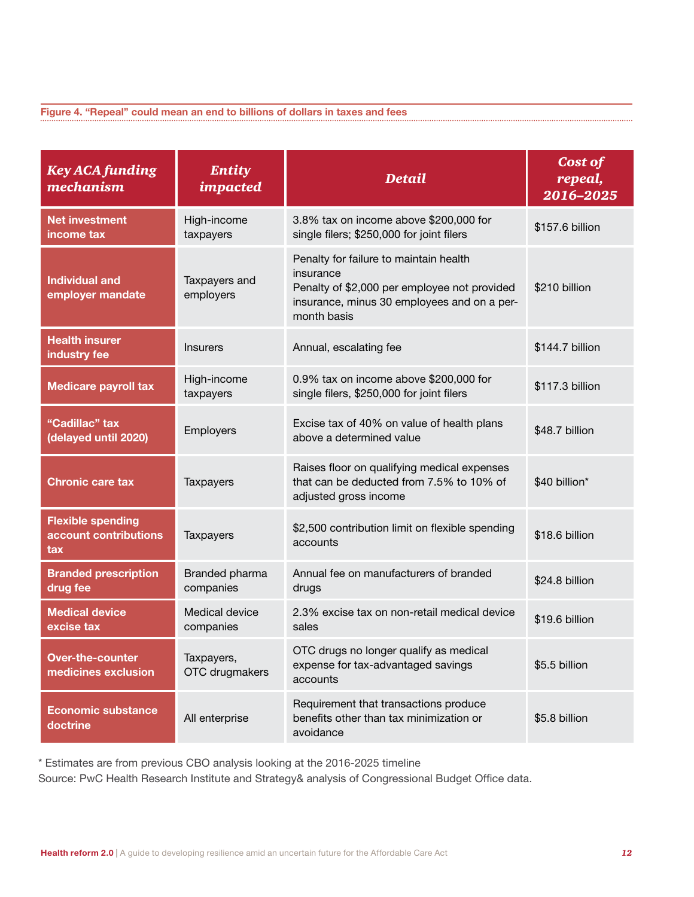Figure 4. "Repeal" could mean an end to billions of dollars in taxes and fees

| *Key ACA funding mechanism* | *Entity impacted* | *Detail* | *Cost of repeal, 2016–2025* |
|---|---|---|---|
| **Net investment income tax** | High-income taxpayers | 3.8% tax on income above $200,000 for single filers; $250,000 for joint filers | $157.6 billion |
| **Individual and employer mandate** | Taxpayers and employers | Penalty for failure to maintain health insurance<br>Penalty of $2,000 per employee not provided insurance, minus 30 employees and on a per-month basis | $210 billion |
| **Health insurer industry fee** | Insurers | Annual, escalating fee | $144.7 billion |
| **Medicare payroll tax** | High-income taxpayers | 0.9% tax on income above $200,000 for single filers, $250,000 for joint filers | $117.3 billion |
| **"Cadillac" tax (delayed until 2020)** | Employers | Excise tax of 40% on value of health plans above a determined value | $48.7 billion |
| **Chronic care tax** | Taxpayers | Raises floor on qualifying medical expenses that can be deducted from 7.5% to 10% of adjusted gross income | $40 billion* |
| **Flexible spending account contributions tax** | Taxpayers | $2,500 contribution limit on flexible spending accounts | $18.6 billion |
| **Branded prescription drug fee** | Branded pharma companies | Annual fee on manufacturers of branded drugs | $24.8 billion |
| **Medical device excise tax** | Medical device companies | 2.3% excise tax on non-retail medical device sales | $19.6 billion |
| **Over-the-counter medicines exclusion** | Taxpayers, OTC drugmakers | OTC drugs no longer qualify as medical expense for tax-advantaged savings accounts | $5.5 billion |
| **Economic substance doctrine** | All enterprise | Requirement that transactions produce benefits other than tax minimization or avoidance | $5.8 billion |

\* Estimates are from previous CBO analysis looking at the 2016-2025 timeline

Source: PwC Health Research Institute and Strategy& analysis of Congressional Budget Office data.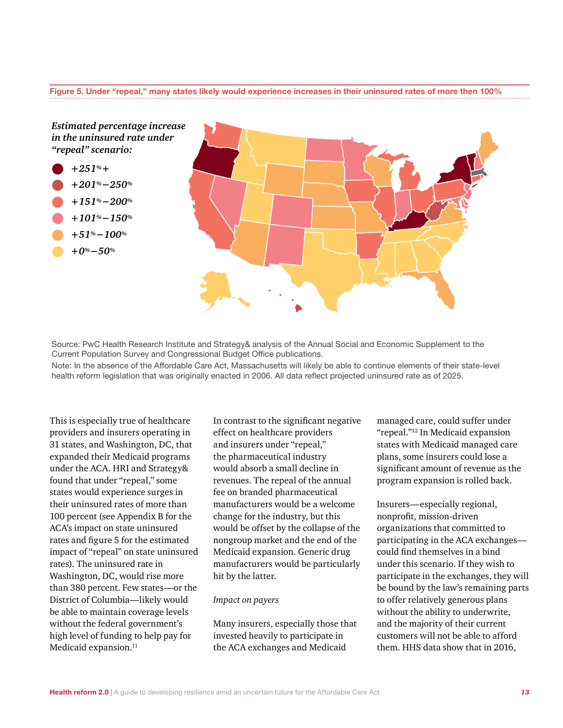**Figure 5. Under "repeal," many states likely would experience increases in their uninsured rates of more then 100%**

*Estimated percentage increase in the uninsured rate under "repeal" scenario:*

- *+251%+*
- *+201%–250%*
- *+151%–200%*
- *+101%–150%*
- *+51%–100%*
- *+0%–50%*

Source: PwC Health Research Institute and Strategy& analysis of the Annual Social and Economic Supplement to the Current Population Survey and Congressional Budget Office publications.

Note: In the absence of the Affordable Care Act, Massachusetts will likely be able to continue elements of their state-level health reform legislation that was originally enacted in 2006. All data reflect projected uninsured rate as of 2025.

This is especially true of healthcare providers and insurers operating in 31 states, and Washington, DC, that expanded their Medicaid programs under the ACA. HRI and Strategy& found that under "repeal," some states would experience surges in their uninsured rates of more than 100 percent (see Appendix B for the ACA's impact on state uninsured rates and figure 5 for the estimated impact of "repeal" on state uninsured rates). The uninsured rate in Washington, DC, would rise more than 380 percent. Few states—or the District of Columbia—likely would be able to maintain coverage levels without the federal government's high level of funding to help pay for Medicaid expansion.[11]

In contrast to the significant negative effect on healthcare providers and insurers under "repeal," the pharmaceutical industry would absorb a small decline in revenues. The repeal of the annual fee on branded pharmaceutical manufacturers would be a welcome change for the industry, but this would be offset by the collapse of the nongroup market and the end of the Medicaid expansion. Generic drug manufacturers would be particularly hit by the latter.

*Impact on payers*

Many insurers, especially those that invested heavily to participate in the ACA exchanges and Medicaid managed care, could suffer under "repeal."[12] In Medicaid expansion states with Medicaid managed care plans, some insurers could lose a significant amount of revenue as the program expansion is rolled back.

Insurers—especially regional, nonprofit, mission-driven organizations that committed to participating in the ACA exchanges—could find themselves in a bind under this scenario. If they wish to participate in the exchanges, they will be bound by the law's remaining parts to offer relatively generous plans without the ability to underwrite, and the majority of their current customers will not be able to afford them. HHS data show that in 2016,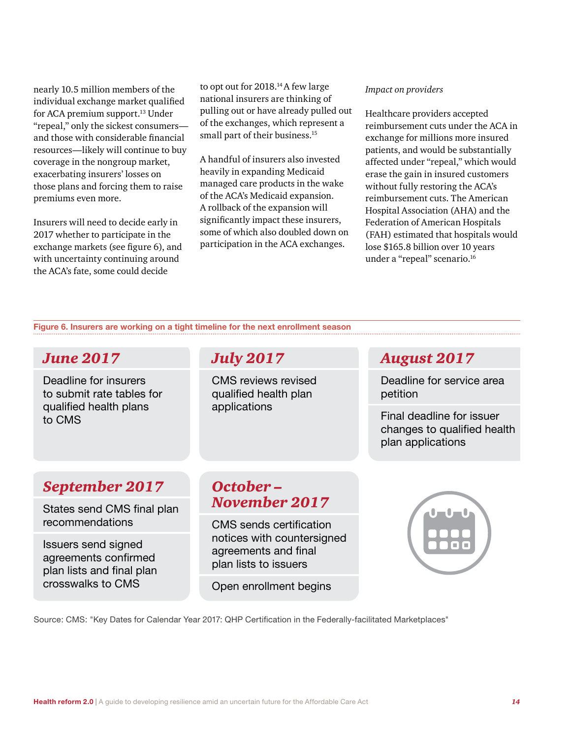nearly 10.5 million members of the individual exchange market qualified for ACA premium support.[13] Under "repeal," only the sickest consumers—and those with considerable financial resources—likely will continue to buy coverage in the nongroup market, exacerbating insurers' losses on those plans and forcing them to raise premiums even more.

Insurers will need to decide early in 2017 whether to participate in the exchange markets (see figure 6), and with uncertainty continuing around the ACA's fate, some could decide to opt out for 2018.[14] A few large national insurers are thinking of pulling out or have already pulled out of the exchanges, which represent a small part of their business.[15]

A handful of insurers also invested heavily in expanding Medicaid managed care products in the wake of the ACA's Medicaid expansion. A rollback of the expansion will significantly impact these insurers, some of which also doubled down on participation in the ACA exchanges.

*Impact on providers*

Healthcare providers accepted reimbursement cuts under the ACA in exchange for millions more insured patients, and would be substantially affected under "repeal," which would erase the gain in insured customers without fully restoring the ACA's reimbursement cuts. The American Hospital Association (AHA) and the Federation of American Hospitals (FAH) estimated that hospitals would lose $165.8 billion over 10 years under a "repeal" scenario.[16]

**Figure 6. Insurers are working on a tight timeline for the next enrollment season**

| Period | Milestones |
|---|---|
| June 2017 | Deadline for insurers to submit rate tables for qualified health plans to CMS |
| July 2017 | CMS reviews revised qualified health plan applications |
| August 2017 | Deadline for service area petition; Final deadline for issuer changes to qualified health plan applications |
| September 2017 | States send CMS final plan recommendations; Issuers send signed agreements confirmed plan lists and final plan crosswalks to CMS |
| October – November 2017 | CMS sends certification notices with countersigned agreements and final plan lists to issuers; Open enrollment begins |

Source: CMS: "Key Dates for Calendar Year 2017: QHP Certification in the Federally-facilitated Marketplaces"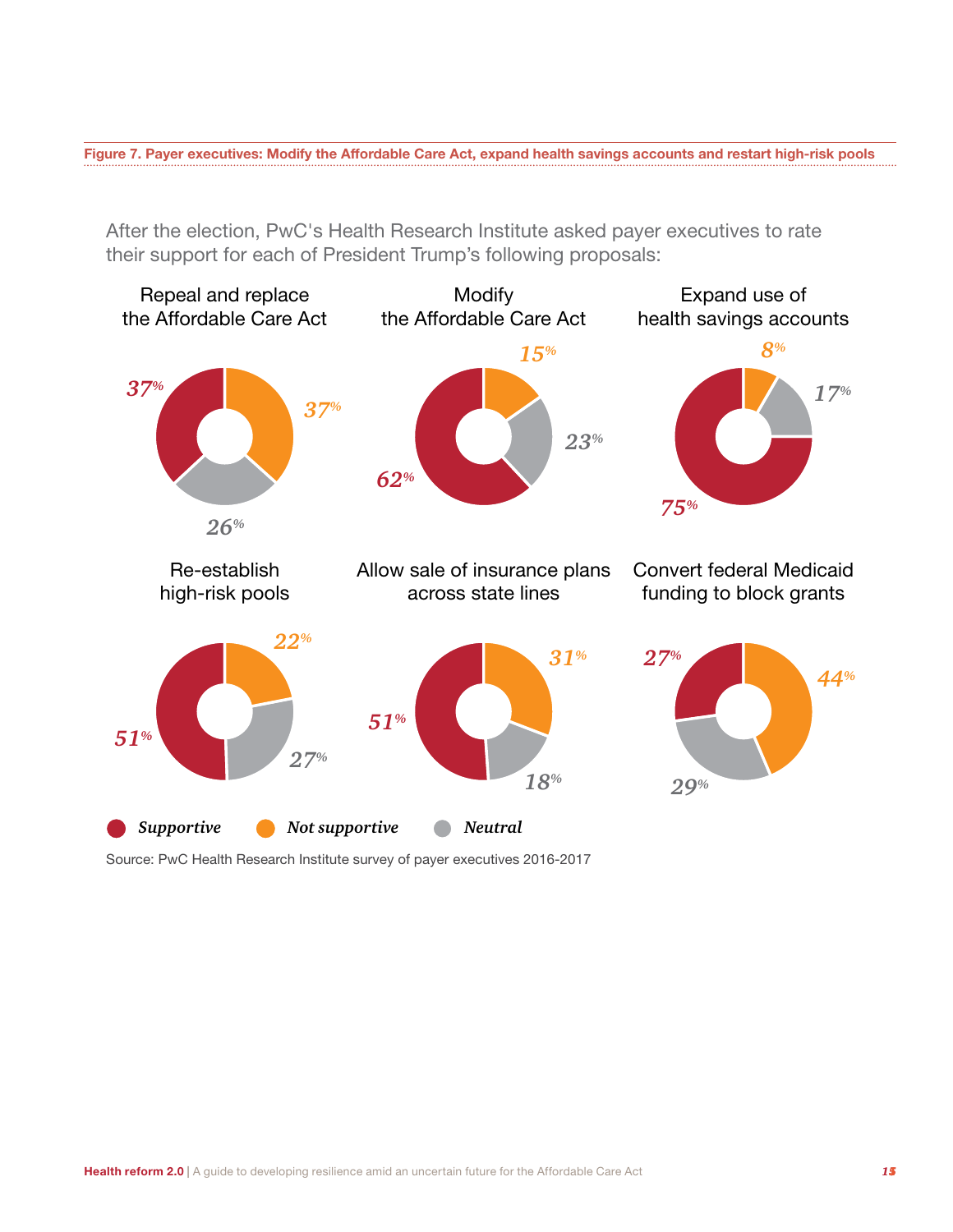**Figure 7. Payer executives: Modify the Affordable Care Act, expand health savings accounts and restart high-risk pools**

After the election, PwC's Health Research Institute asked payer executives to rate their support for each of President Trump's following proposals:

| Proposal | Supportive | Not supportive | Neutral |
|---|---|---|---|
| Repeal and replace the Affordable Care Act | 37% | 37% | 26% |
| Modify the Affordable Care Act | 62% | 15% | 23% |
| Expand use of health savings accounts | 75% | 8% | 17% |
| Re-establish high-risk pools | 51% | 22% | 27% |
| Allow sale of insurance plans across state lines | 51% | 31% | 18% |
| Convert federal Medicaid funding to block grants | 27% | 44% | 29% |

Source: PwC Health Research Institute survey of payer executives 2016-2017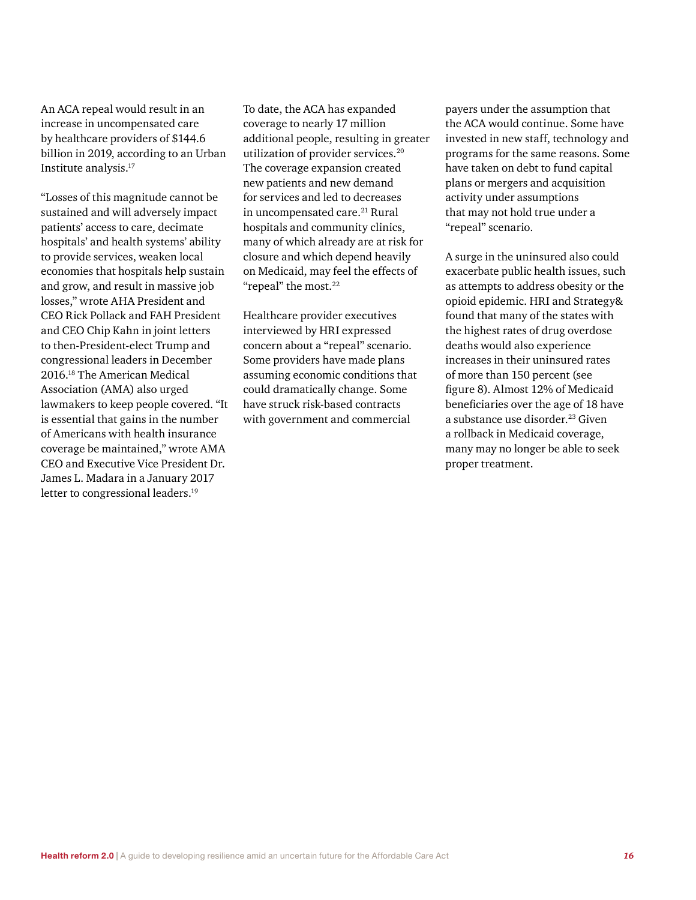An ACA repeal would result in an increase in uncompensated care by healthcare providers of $144.6 billion in 2019, according to an Urban Institute analysis.[17]

"Losses of this magnitude cannot be sustained and will adversely impact patients' access to care, decimate hospitals' and health systems' ability to provide services, weaken local economies that hospitals help sustain and grow, and result in massive job losses," wrote AHA President and CEO Rick Pollack and FAH President and CEO Chip Kahn in joint letters to then-President-elect Trump and congressional leaders in December 2016.[18] The American Medical Association (AMA) also urged lawmakers to keep people covered. "It is essential that gains in the number of Americans with health insurance coverage be maintained," wrote AMA CEO and Executive Vice President Dr. James L. Madara in a January 2017 letter to congressional leaders.[19]

To date, the ACA has expanded coverage to nearly 17 million additional people, resulting in greater utilization of provider services.[20] The coverage expansion created new patients and new demand for services and led to decreases in uncompensated care.[21] Rural hospitals and community clinics, many of which already are at risk for closure and which depend heavily on Medicaid, may feel the effects of "repeal" the most.[22]

Healthcare provider executives interviewed by HRI expressed concern about a "repeal" scenario. Some providers have made plans assuming economic conditions that could dramatically change. Some have struck risk-based contracts with government and commercial payers under the assumption that the ACA would continue. Some have invested in new staff, technology and programs for the same reasons. Some have taken on debt to fund capital plans or mergers and acquisition activity under assumptions that may not hold true under a "repeal" scenario.

A surge in the uninsured also could exacerbate public health issues, such as attempts to address obesity or the opioid epidemic. HRI and Strategy& found that many of the states with the highest rates of drug overdose deaths would also experience increases in their uninsured rates of more than 150 percent (see figure 8). Almost 12% of Medicaid beneficiaries over the age of 18 have a substance use disorder.[23] Given a rollback in Medicaid coverage, many may no longer be able to seek proper treatment.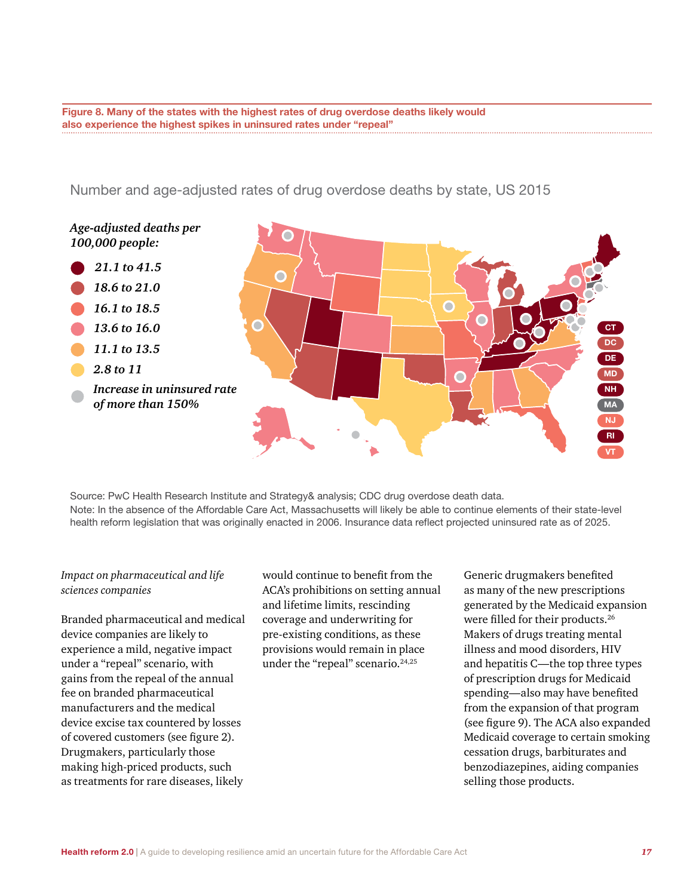**Figure 8. Many of the states with the highest rates of drug overdose deaths likely would also experience the highest spikes in uninsured rates under "repeal"**

Number and age-adjusted rates of drug overdose deaths by state, US 2015

*Age-adjusted deaths per 100,000 people:*

- *21.1 to 41.5*
- *18.6 to 21.0*
- *16.1 to 18.5*
- *13.6 to 16.0*
- *11.1 to 13.5*
- *2.8 to 11*
- *Increase in uninsured rate of more than 150%*

CT, DC, DE, MD, NH, MA, NJ, RI, VT

Source: PwC Health Research Institute and Strategy& analysis; CDC drug overdose death data.
Note: In the absence of the Affordable Care Act, Massachusetts will likely be able to continue elements of their state-level health reform legislation that was originally enacted in 2006. Insurance data reflect projected uninsured rate as of 2025.

*Impact on pharmaceutical and life sciences companies*

Branded pharmaceutical and medical device companies are likely to experience a mild, negative impact under a "repeal" scenario, with gains from the repeal of the annual fee on branded pharmaceutical manufacturers and the medical device excise tax countered by losses of covered customers (see figure 2). Drugmakers, particularly those making high-priced products, such as treatments for rare diseases, likely would continue to benefit from the ACA's prohibitions on setting annual and lifetime limits, rescinding coverage and underwriting for pre-existing conditions, as these provisions would remain in place under the "repeal" scenario.[24,25]

Generic drugmakers benefited as many of the new prescriptions generated by the Medicaid expansion were filled for their products.[26] Makers of drugs treating mental illness and mood disorders, HIV and hepatitis C—the top three types of prescription drugs for Medicaid spending—also may have benefited from the expansion of that program (see figure 9). The ACA also expanded Medicaid coverage to certain smoking cessation drugs, barbiturates and benzodiazepines, aiding companies selling those products.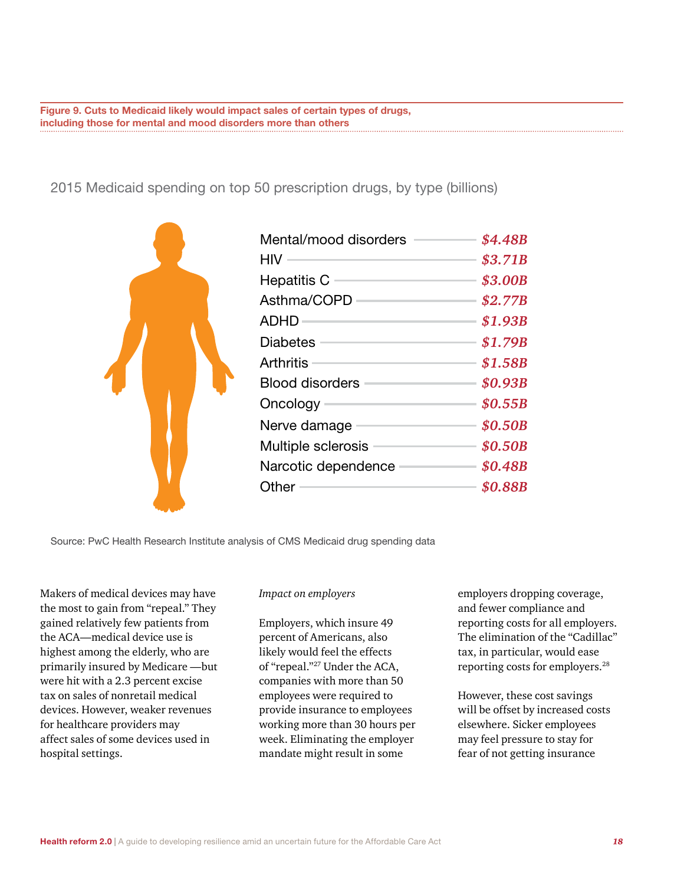**Figure 9. Cuts to Medicaid likely would impact sales of certain types of drugs, including those for mental and mood disorders more than others**

2015 Medicaid spending on top 50 prescription drugs, by type (billions)

| Type | Spending |
| --- | --- |
| Mental/mood disorders | $4.48B |
| HIV | $3.71B |
| Hepatitis C | $3.00B |
| Asthma/COPD | $2.77B |
| ADHD | $1.93B |
| Diabetes | $1.79B |
| Arthritis | $1.58B |
| Blood disorders | $0.93B |
| Oncology | $0.55B |
| Nerve damage | $0.50B |
| Multiple sclerosis | $0.50B |
| Narcotic dependence | $0.48B |
| Other | $0.88B |

Source: PwC Health Research Institute analysis of CMS Medicaid drug spending data

Makers of medical devices may have the most to gain from "repeal." They gained relatively few patients from the ACA—medical device use is highest among the elderly, who are primarily insured by Medicare —but were hit with a 2.3 percent excise tax on sales of nonretail medical devices. However, weaker revenues for healthcare providers may affect sales of some devices used in hospital settings.

*Impact on employers*

Employers, which insure 49 percent of Americans, also likely would feel the effects of "repeal."[27] Under the ACA, companies with more than 50 employees were required to provide insurance to employees working more than 30 hours per week. Eliminating the employer mandate might result in some employers dropping coverage, and fewer compliance and reporting costs for all employers. The elimination of the "Cadillac" tax, in particular, would ease reporting costs for employers.[28]

However, these cost savings will be offset by increased costs elsewhere. Sicker employees may feel pressure to stay for fear of not getting insurance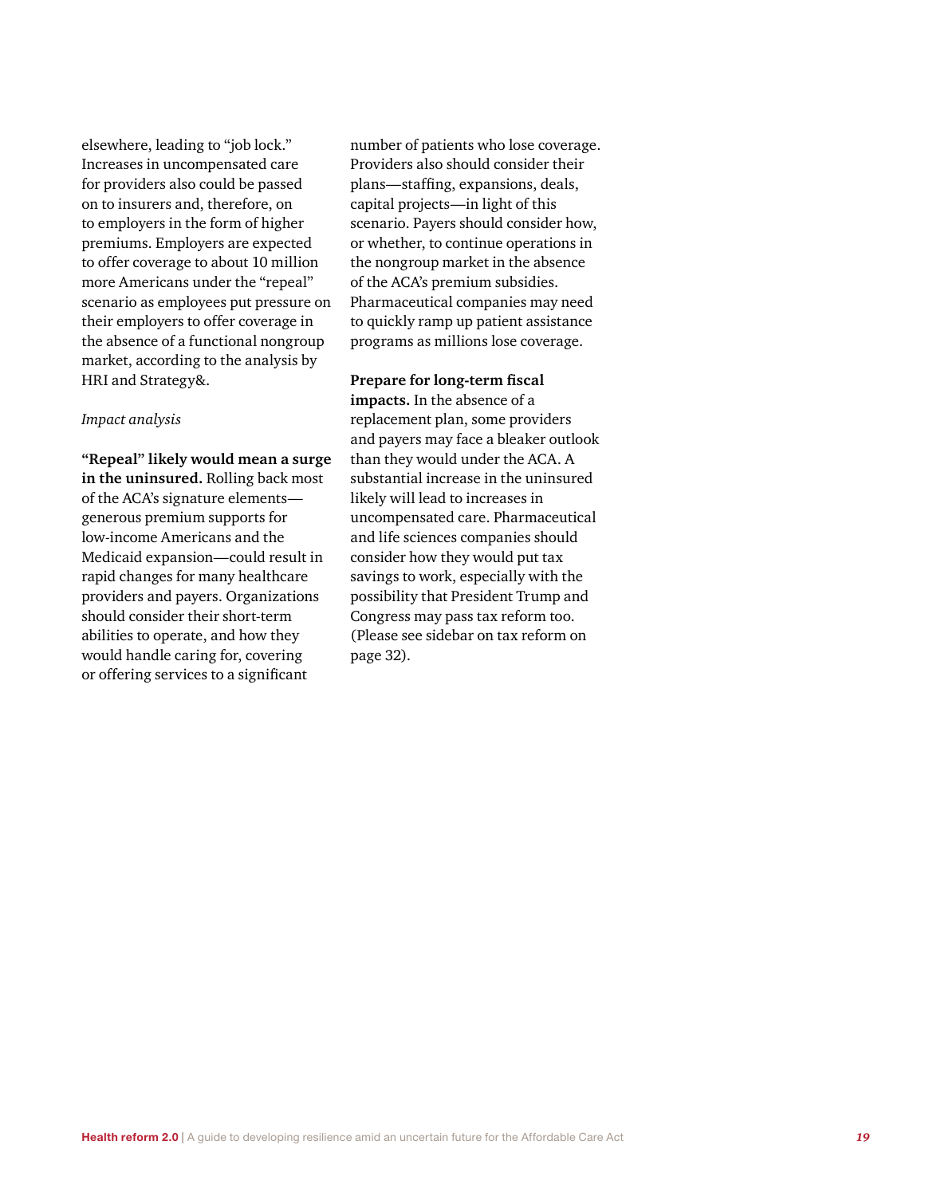elsewhere, leading to "job lock." Increases in uncompensated care for providers also could be passed on to insurers and, therefore, on to employers in the form of higher premiums. Employers are expected to offer coverage to about 10 million more Americans under the "repeal" scenario as employees put pressure on their employers to offer coverage in the absence of a functional nongroup market, according to the analysis by HRI and Strategy&.

*Impact analysis*

**"Repeal" likely would mean a surge in the uninsured.** Rolling back most of the ACA's signature elements—generous premium supports for low-income Americans and the Medicaid expansion—could result in rapid changes for many healthcare providers and payers. Organizations should consider their short-term abilities to operate, and how they would handle caring for, covering or offering services to a significant number of patients who lose coverage. Providers also should consider their plans—staffing, expansions, deals, capital projects—in light of this scenario. Payers should consider how, or whether, to continue operations in the nongroup market in the absence of the ACA's premium subsidies. Pharmaceutical companies may need to quickly ramp up patient assistance programs as millions lose coverage.

**Prepare for long-term fiscal impacts.** In the absence of a replacement plan, some providers and payers may face a bleaker outlook than they would under the ACA. A substantial increase in the uninsured likely will lead to increases in uncompensated care. Pharmaceutical and life sciences companies should consider how they would put tax savings to work, especially with the possibility that President Trump and Congress may pass tax reform too. (Please see sidebar on tax reform on page 32).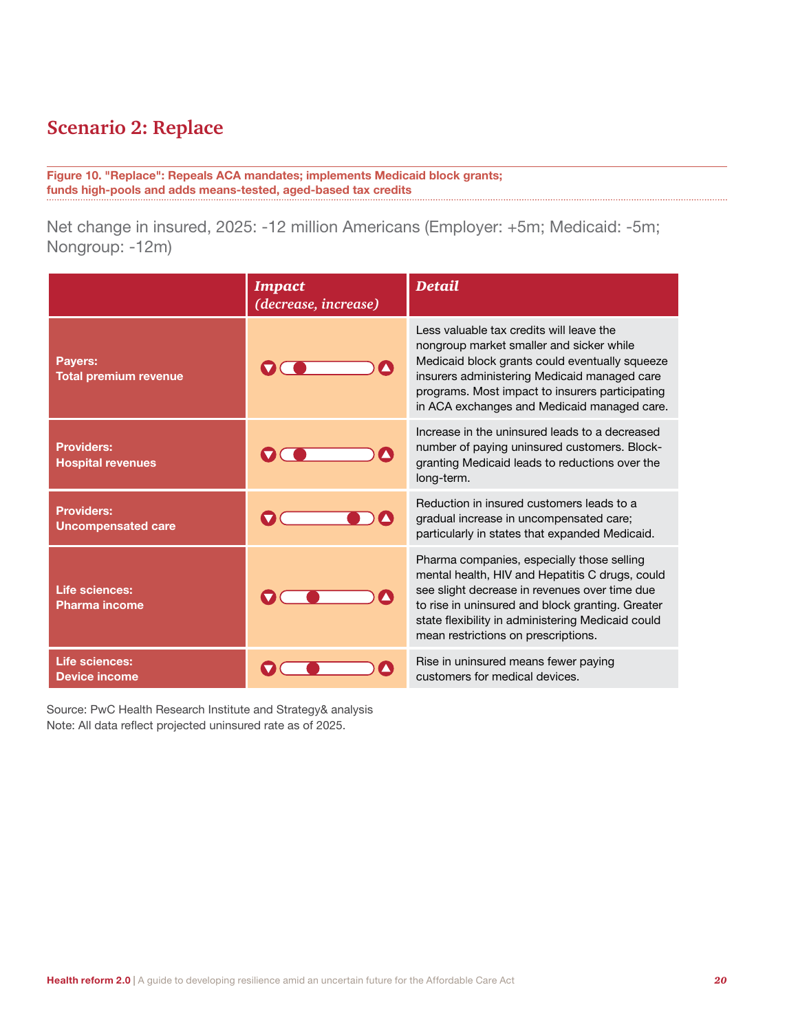## Scenario 2: Replace

**Figure 10. "Replace": Repeals ACA mandates; implements Medicaid block grants; funds high-pools and adds means-tested, aged-based tax credits**

Net change in insured, 2025: -12 million Americans (Employer: +5m; Medicaid: -5m; Nongroup: -12m)

| | *Impact (decrease, increase)* | *Detail* |
|---|---|---|
| **Payers: Total premium revenue** | Decrease | Less valuable tax credits will leave the nongroup market smaller and sicker while Medicaid block grants could eventually squeeze insurers administering Medicaid managed care programs. Most impact to insurers participating in ACA exchanges and Medicaid managed care. |
| **Providers: Hospital revenues** | Decrease | Increase in the uninsured leads to a decreased number of paying uninsured customers. Block-granting Medicaid leads to reductions over the long-term. |
| **Providers: Uncompensated care** | Increase | Reduction in insured customers leads to a gradual increase in uncompensated care; particularly in states that expanded Medicaid. |
| **Life sciences: Pharma income** | Slight decrease | Pharma companies, especially those selling mental health, HIV and Hepatitis C drugs, could see slight decrease in revenues over time due to rise in uninsured and block granting. Greater state flexibility in administering Medicaid could mean restrictions on prescriptions. |
| **Life sciences: Device income** | Slight decrease | Rise in uninsured means fewer paying customers for medical devices. |

Source: PwC Health Research Institute and Strategy& analysis
Note: All data reflect projected uninsured rate as of 2025.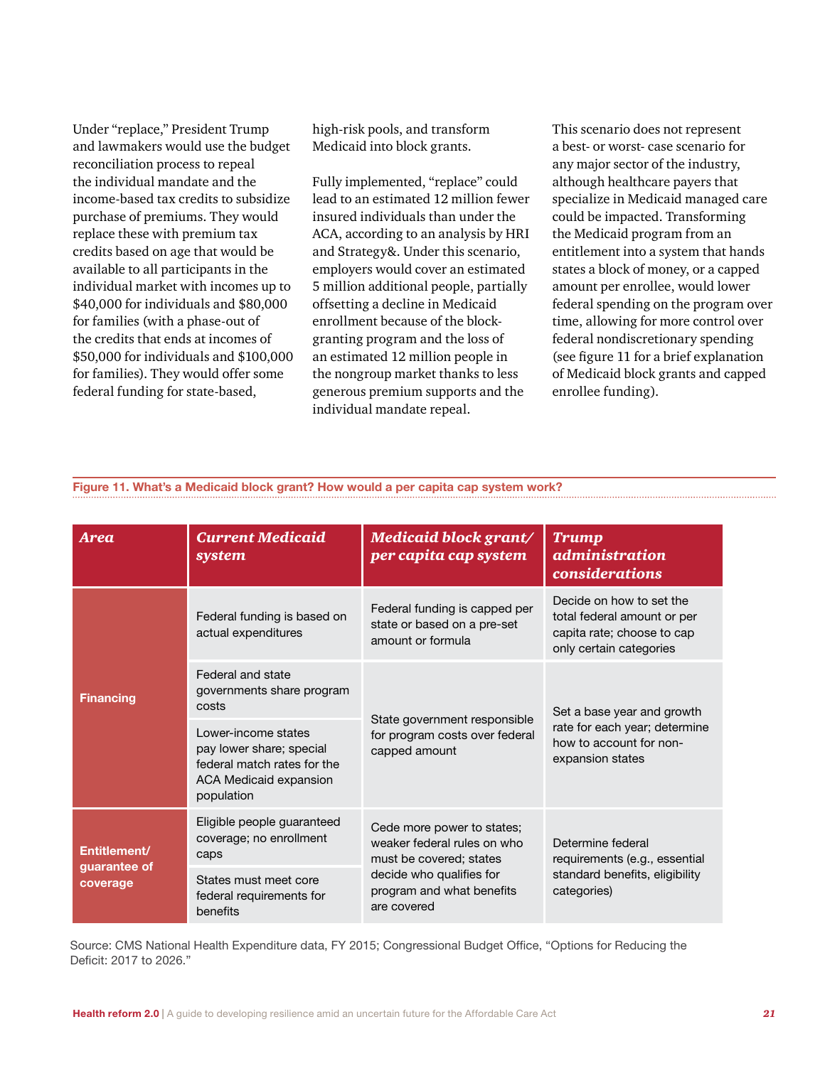Under "replace," President Trump and lawmakers would use the budget reconciliation process to repeal the individual mandate and the income-based tax credits to subsidize purchase of premiums. They would replace these with premium tax credits based on age that would be available to all participants in the individual market with incomes up to $40,000 for individuals and $80,000 for families (with a phase-out of the credits that ends at incomes of $50,000 for individuals and $100,000 for families). They would offer some federal funding for state-based, high-risk pools, and transform Medicaid into block grants.

Fully implemented, "replace" could lead to an estimated 12 million fewer insured individuals than under the ACA, according to an analysis by HRI and Strategy&. Under this scenario, employers would cover an estimated 5 million additional people, partially offsetting a decline in Medicaid enrollment because of the block-granting program and the loss of an estimated 12 million people in the nongroup market thanks to less generous premium supports and the individual mandate repeal.

This scenario does not represent a best- or worst- case scenario for any major sector of the industry, although healthcare payers that specialize in Medicaid managed care could be impacted. Transforming the Medicaid program from an entitlement into a system that hands states a block of money, or a capped amount per enrollee, would lower federal spending on the program over time, allowing for more control over federal nondiscretionary spending (see figure 11 for a brief explanation of Medicaid block grants and capped enrollee funding).

**Figure 11. What's a Medicaid block grant? How would a per capita cap system work?**

| Area | Current Medicaid system | Medicaid block grant/ per capita cap system | Trump administration considerations |
|---|---|---|---|
| Financing | Federal funding is based on actual expenditures | Federal funding is capped per state or based on a pre-set amount or formula | Decide on how to set the total federal amount or per capita rate; choose to cap only certain categories |
| | Federal and state governments share program costs | State government responsible for program costs over federal capped amount | Set a base year and growth rate for each year; determine how to account for non-expansion states |
| | Lower-income states pay lower share; special federal match rates for the ACA Medicaid expansion population | | |
| Entitlement/ guarantee of coverage | Eligible people guaranteed coverage; no enrollment caps | Cede more power to states; weaker federal rules on who must be covered; states decide who qualifies for program and what benefits are covered | Determine federal requirements (e.g., essential standard benefits, eligibility categories) |
| | States must meet core federal requirements for benefits | | |

Source: CMS National Health Expenditure data, FY 2015; Congressional Budget Office, "Options for Reducing the Deficit: 2017 to 2026."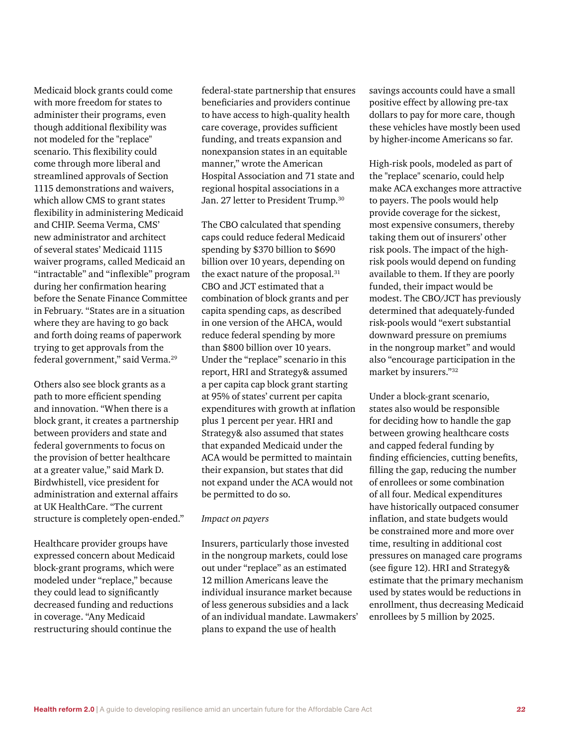Medicaid block grants could come with more freedom for states to administer their programs, even though additional flexibility was not modeled for the "replace" scenario. This flexibility could come through more liberal and streamlined approvals of Section 1115 demonstrations and waivers, which allow CMS to grant states flexibility in administering Medicaid and CHIP. Seema Verma, CMS' new administrator and architect of several states' Medicaid 1115 waiver programs, called Medicaid an "intractable" and "inflexible" program during her confirmation hearing before the Senate Finance Committee in February. "States are in a situation where they are having to go back and forth doing reams of paperwork trying to get approvals from the federal government," said Verma.[29]

Others also see block grants as a path to more efficient spending and innovation. "When there is a block grant, it creates a partnership between providers and state and federal governments to focus on the provision of better healthcare at a greater value," said Mark D. Birdwhistell, vice president for administration and external affairs at UK HealthCare. "The current structure is completely open-ended."

Healthcare provider groups have expressed concern about Medicaid block-grant programs, which were modeled under "replace," because they could lead to significantly decreased funding and reductions in coverage. "Any Medicaid restructuring should continue the federal-state partnership that ensures beneficiaries and providers continue to have access to high-quality health care coverage, provides sufficient funding, and treats expansion and nonexpansion states in an equitable manner," wrote the American Hospital Association and 71 state and regional hospital associations in a Jan. 27 letter to President Trump.[30]

The CBO calculated that spending caps could reduce federal Medicaid spending by $370 billion to $690 billion over 10 years, depending on the exact nature of the proposal.[31] CBO and JCT estimated that a combination of block grants and per capita spending caps, as described in one version of the AHCA, would reduce federal spending by more than $800 billion over 10 years. Under the "replace" scenario in this report, HRI and Strategy& assumed a per capita cap block grant starting at 95% of states' current per capita expenditures with growth at inflation plus 1 percent per year. HRI and Strategy& also assumed that states that expanded Medicaid under the ACA would be permitted to maintain their expansion, but states that did not expand under the ACA would not be permitted to do so.

*Impact on payers*

Insurers, particularly those invested in the nongroup markets, could lose out under "replace" as an estimated 12 million Americans leave the individual insurance market because of less generous subsidies and a lack of an individual mandate. Lawmakers' plans to expand the use of health savings accounts could have a small positive effect by allowing pre-tax dollars to pay for more care, though these vehicles have mostly been used by higher-income Americans so far.

High-risk pools, modeled as part of the "replace" scenario, could help make ACA exchanges more attractive to payers. The pools would help provide coverage for the sickest, most expensive consumers, thereby taking them out of insurers' other risk pools. The impact of the high-risk pools would depend on funding available to them. If they are poorly funded, their impact would be modest. The CBO/JCT has previously determined that adequately-funded risk-pools would "exert substantial downward pressure on premiums in the nongroup market" and would also "encourage participation in the market by insurers."[32]

Under a block-grant scenario, states also would be responsible for deciding how to handle the gap between growing healthcare costs and capped federal funding by finding efficiencies, cutting benefits, filling the gap, reducing the number of enrollees or some combination of all four. Medical expenditures have historically outpaced consumer inflation, and state budgets would be constrained more and more over time, resulting in additional cost pressures on managed care programs (see figure 12). HRI and Strategy& estimate that the primary mechanism used by states would be reductions in enrollment, thus decreasing Medicaid enrollees by 5 million by 2025.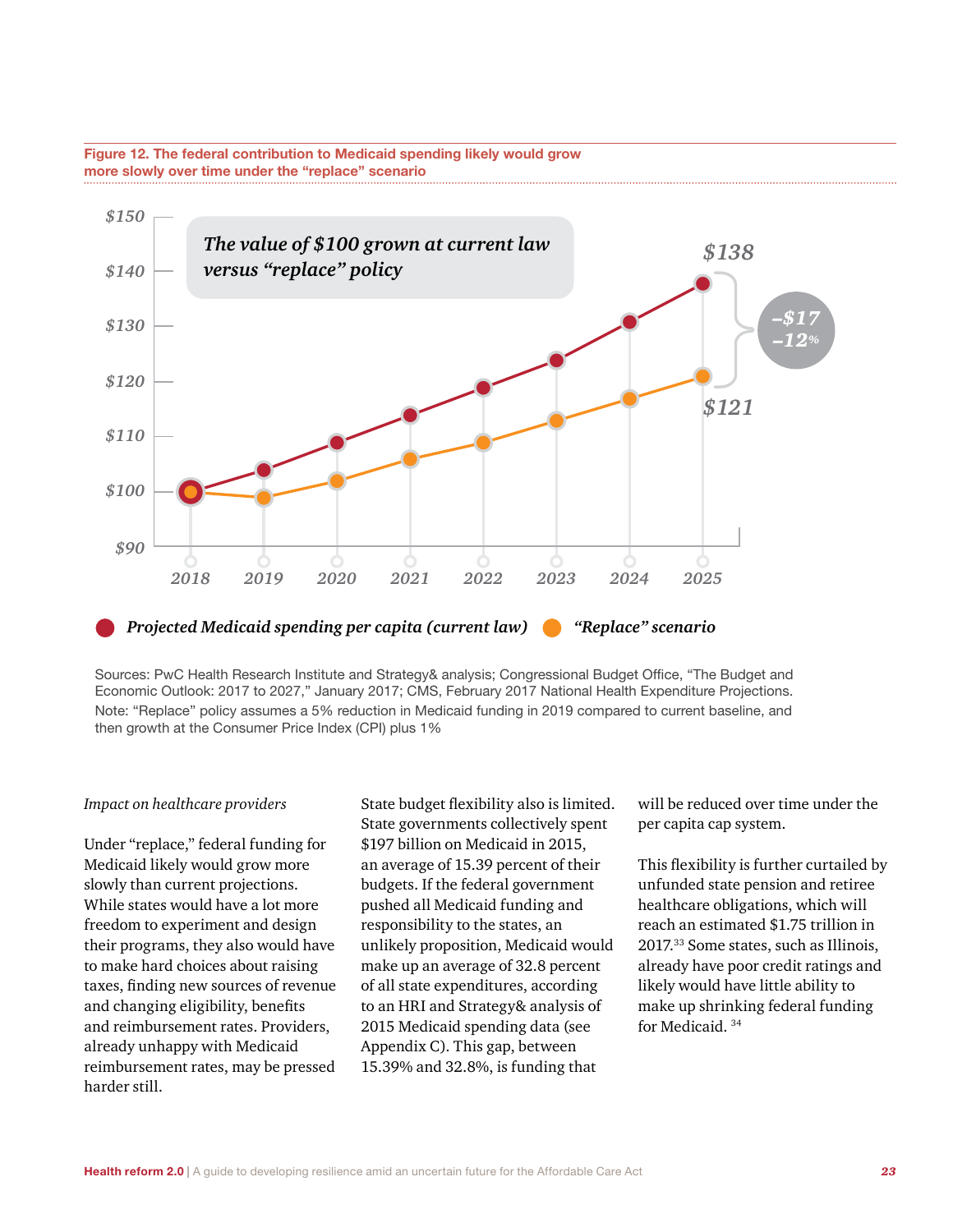**Figure 12. The federal contribution to Medicaid spending likely would grow more slowly over time under the "replace" scenario**

*The value of $100 grown at current law versus "replace" policy*

| Year | Projected Medicaid spending per capita (current law) | "Replace" scenario |
|---|---|---|
| 2018 | $100 | $100 |
| 2025 | $138 | $121 |

2025 difference: –$17 (–12%)

Sources: PwC Health Research Institute and Strategy& analysis; Congressional Budget Office, "The Budget and Economic Outlook: 2017 to 2027," January 2017; CMS, February 2017 National Health Expenditure Projections.
Note: "Replace" policy assumes a 5% reduction in Medicaid funding in 2019 compared to current baseline, and then growth at the Consumer Price Index (CPI) plus 1%

*Impact on healthcare providers*

Under "replace," federal funding for Medicaid likely would grow more slowly than current projections. While states would have a lot more freedom to experiment and design their programs, they also would have to make hard choices about raising taxes, finding new sources of revenue and changing eligibility, benefits and reimbursement rates. Providers, already unhappy with Medicaid reimbursement rates, may be pressed harder still.

State budget flexibility also is limited. State governments collectively spent $197 billion on Medicaid in 2015, an average of 15.39 percent of their budgets. If the federal government pushed all Medicaid funding and responsibility to the states, an unlikely proposition, Medicaid would make up an average of 32.8 percent of all state expenditures, according to an HRI and Strategy& analysis of 2015 Medicaid spending data (see Appendix C). This gap, between 15.39% and 32.8%, is funding that will be reduced over time under the per capita cap system.

This flexibility is further curtailed by unfunded state pension and retiree healthcare obligations, which will reach an estimated $1.75 trillion in 2017.[33] Some states, such as Illinois, already have poor credit ratings and likely would have little ability to make up shrinking federal funding for Medicaid.[34]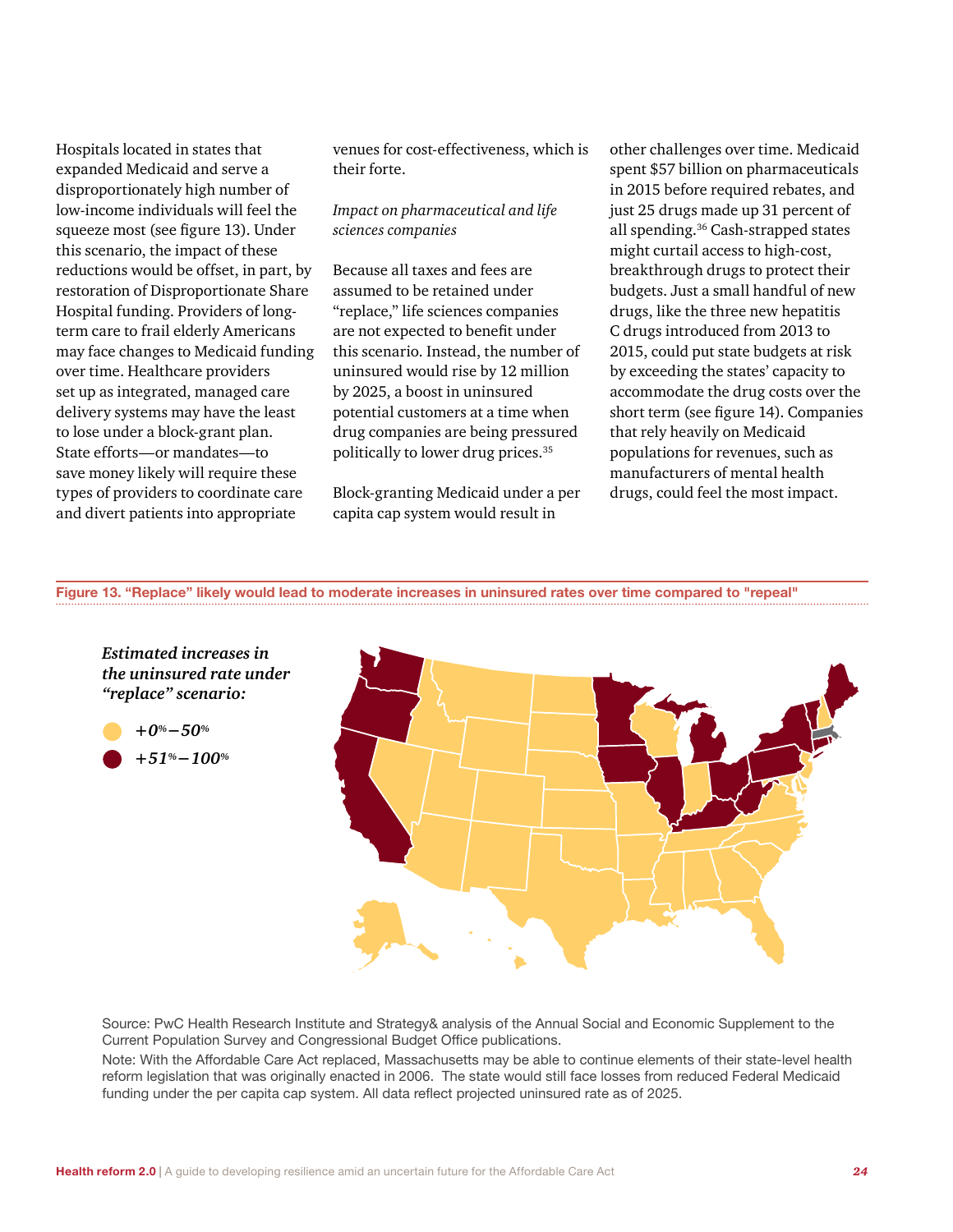Hospitals located in states that expanded Medicaid and serve a disproportionately high number of low-income individuals will feel the squeeze most (see figure 13). Under this scenario, the impact of these reductions would be offset, in part, by restoration of Disproportionate Share Hospital funding. Providers of long-term care to frail elderly Americans may face changes to Medicaid funding over time. Healthcare providers set up as integrated, managed care delivery systems may have the least to lose under a block-grant plan. State efforts—or mandates—to save money likely will require these types of providers to coordinate care and divert patients into appropriate venues for cost-effectiveness, which is their forte.

*Impact on pharmaceutical and life sciences companies*

Because all taxes and fees are assumed to be retained under "replace," life sciences companies are not expected to benefit under this scenario. Instead, the number of uninsured would rise by 12 million by 2025, a boost in uninsured potential customers at a time when drug companies are being pressured politically to lower drug prices.[35]

Block-granting Medicaid under a per capita cap system would result in other challenges over time. Medicaid spent $57 billion on pharmaceuticals in 2015 before required rebates, and just 25 drugs made up 31 percent of all spending.[36] Cash-strapped states might curtail access to high-cost, breakthrough drugs to protect their budgets. Just a small handful of new drugs, like the three new hepatitis C drugs introduced from 2013 to 2015, could put state budgets at risk by exceeding the states' capacity to accommodate the drug costs over the short term (see figure 14). Companies that rely heavily on Medicaid populations for revenues, such as manufacturers of mental health drugs, could feel the most impact.

**Figure 13. "Replace" likely would lead to moderate increases in uninsured rates over time compared to "repeal"**

***Estimated increases in the uninsured rate under "replace" scenario:***

- *+0%–50%*
- *+51%–100%*

Source: PwC Health Research Institute and Strategy& analysis of the Annual Social and Economic Supplement to the Current Population Survey and Congressional Budget Office publications.

Note: With the Affordable Care Act replaced, Massachusetts may be able to continue elements of their state-level health reform legislation that was originally enacted in 2006. The state would still face losses from reduced Federal Medicaid funding under the per capita cap system. All data reflect projected uninsured rate as of 2025.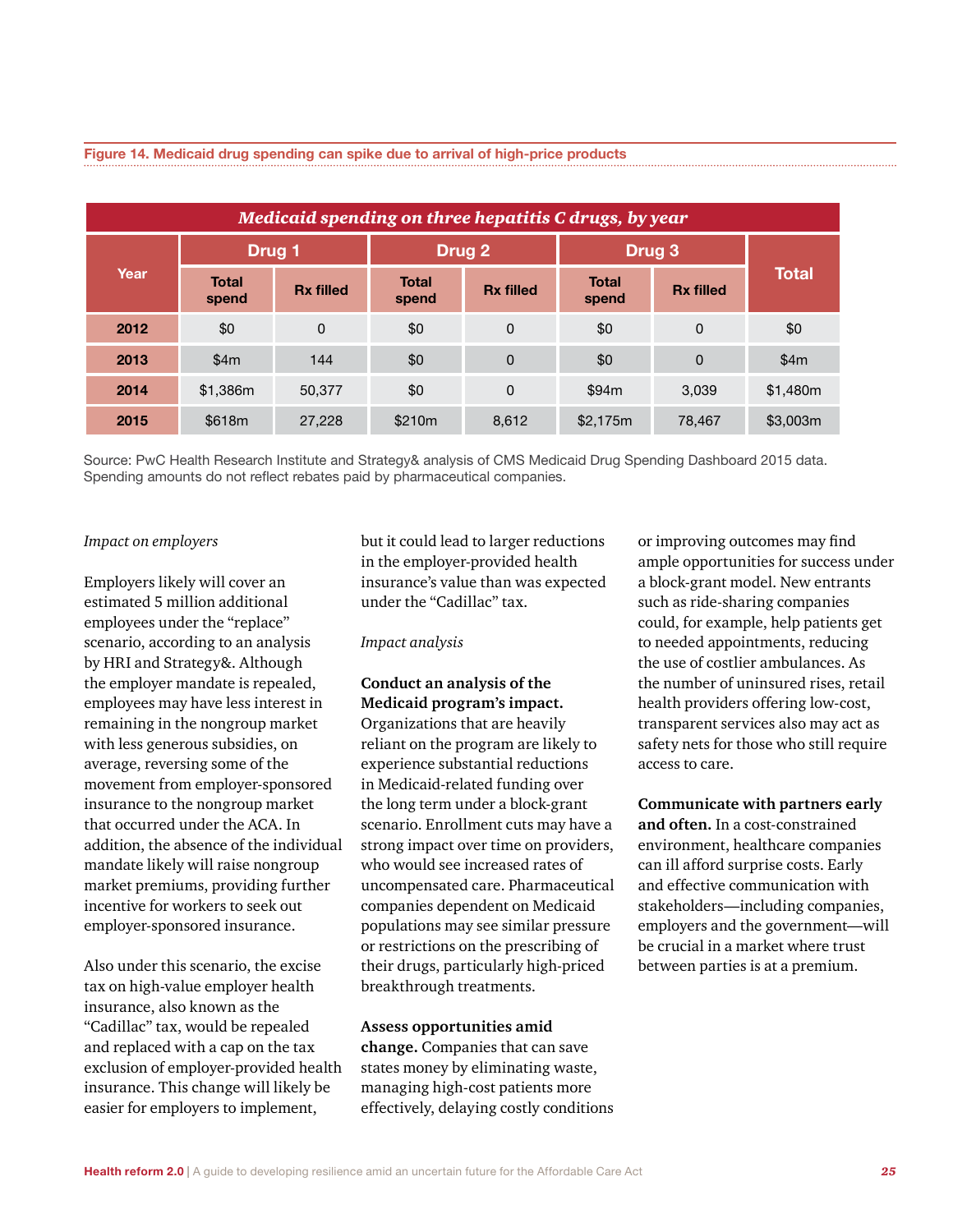**Figure 14. Medicaid drug spending can spike due to arrival of high-price products**

| *Medicaid spending on three hepatitis C drugs, by year* | | | | | | | |
|---|---|---|---|---|---|---|---|
| Year | Drug 1 | | Drug 2 | | Drug 3 | | Total |
| | Total spend | Rx filled | Total spend | Rx filled | Total spend | Rx filled | |
| 2012 | $0 | 0 | $0 | 0 | $0 | 0 | $0 |
| 2013 | $4m | 144 | $0 | 0 | $0 | 0 | $4m |
| 2014 | $1,386m | 50,377 | $0 | 0 | $94m | 3,039 | $1,480m |
| 2015 | $618m | 27,228 | $210m | 8,612 | $2,175m | 78,467 | $3,003m |

Source: PwC Health Research Institute and Strategy& analysis of CMS Medicaid Drug Spending Dashboard 2015 data. Spending amounts do not reflect rebates paid by pharmaceutical companies.

*Impact on employers*

Employers likely will cover an estimated 5 million additional employees under the "replace" scenario, according to an analysis by HRI and Strategy&. Although the employer mandate is repealed, employees may have less interest in remaining in the nongroup market with less generous subsidies, on average, reversing some of the movement from employer-sponsored insurance to the nongroup market that occurred under the ACA. In addition, the absence of the individual mandate likely will raise nongroup market premiums, providing further incentive for workers to seek out employer-sponsored insurance.

Also under this scenario, the excise tax on high-value employer health insurance, also known as the "Cadillac" tax, would be repealed and replaced with a cap on the tax exclusion of employer-provided health insurance. This change will likely be easier for employers to implement, but it could lead to larger reductions in the employer-provided health insurance's value than was expected under the "Cadillac" tax.

*Impact analysis*

**Conduct an analysis of the Medicaid program's impact.** Organizations that are heavily reliant on the program are likely to experience substantial reductions in Medicaid-related funding over the long term under a block-grant scenario. Enrollment cuts may have a strong impact over time on providers, who would see increased rates of uncompensated care. Pharmaceutical companies dependent on Medicaid populations may see similar pressure or restrictions on the prescribing of their drugs, particularly high-priced breakthrough treatments.

**Assess opportunities amid change.** Companies that can save states money by eliminating waste, managing high-cost patients more effectively, delaying costly conditions or improving outcomes may find ample opportunities for success under a block-grant model. New entrants such as ride-sharing companies could, for example, help patients get to needed appointments, reducing the use of costlier ambulances. As the number of uninsured rises, retail health providers offering low-cost, transparent services also may act as safety nets for those who still require access to care.

**Communicate with partners early and often.** In a cost-constrained environment, healthcare companies can ill afford surprise costs. Early and effective communication with stakeholders—including companies, employers and the government—will be crucial in a market where trust between parties is at a premium.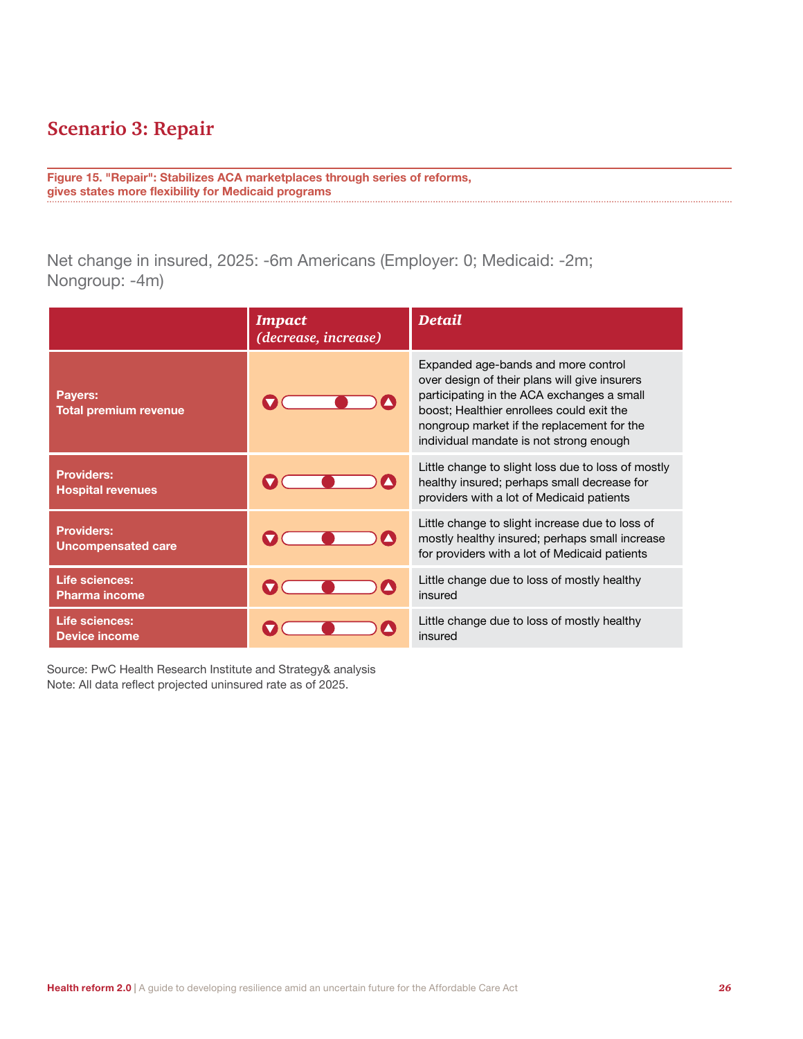## Scenario 3: Repair

**Figure 15. "Repair": Stabilizes ACA marketplaces through series of reforms, gives states more flexibility for Medicaid programs**

Net change in insured, 2025: -6m Americans (Employer: 0; Medicaid: -2m; Nongroup: -4m)

| | *Impact (decrease, increase)* | *Detail* |
|---|---|---|
| **Payers: Total premium revenue** | ▼ ———●— ▲ | Expanded age-bands and more control over design of their plans will give insurers participating in the ACA exchanges a small boost; Healthier enrollees could exit the nongroup market if the replacement for the individual mandate is not strong enough |
| **Providers: Hospital revenues** | ▼ ——●—— ▲ | Little change to slight loss due to loss of mostly healthy insured; perhaps small decrease for providers with a lot of Medicaid patients |
| **Providers: Uncompensated care** | ▼ ——●—— ▲ | Little change to slight increase due to loss of mostly healthy insured; perhaps small increase for providers with a lot of Medicaid patients |
| **Life sciences: Pharma income** | ▼ ——●—— ▲ | Little change due to loss of mostly healthy insured |
| **Life sciences: Device income** | ▼ ——●—— ▲ | Little change due to loss of mostly healthy insured |

Source: PwC Health Research Institute and Strategy& analysis
Note: All data reflect projected uninsured rate as of 2025.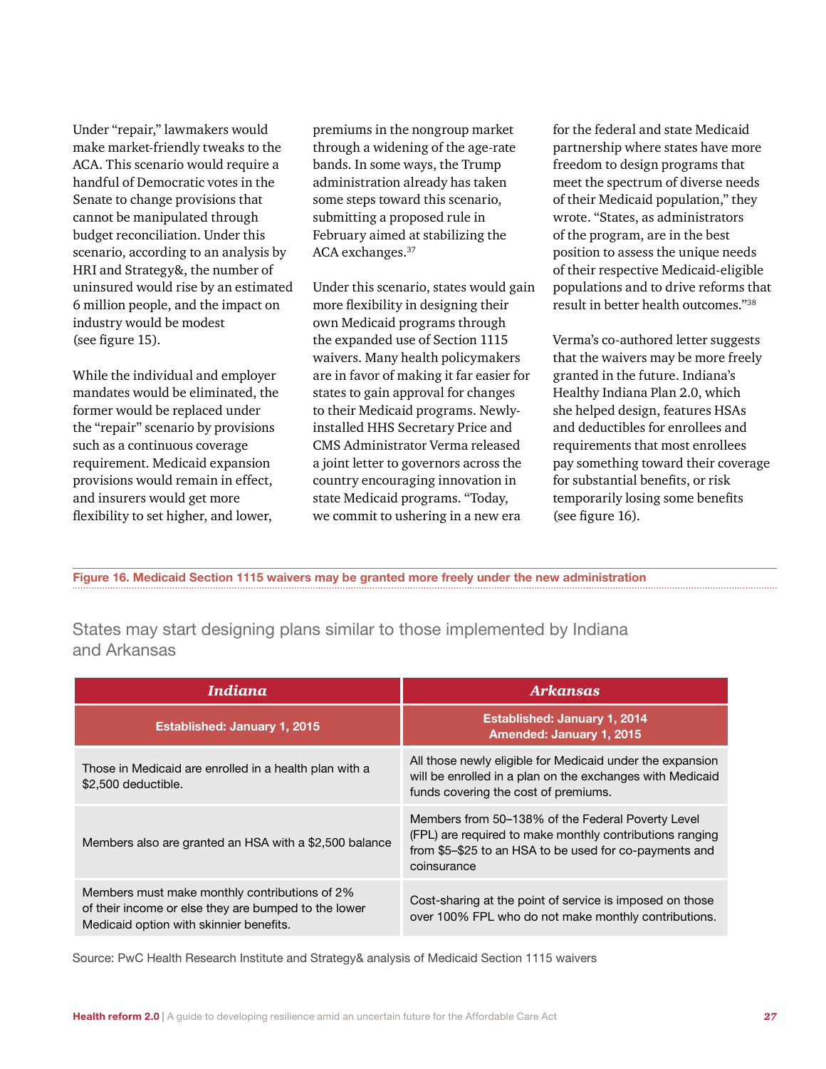Under "repair," lawmakers would make market-friendly tweaks to the ACA. This scenario would require a handful of Democratic votes in the Senate to change provisions that cannot be manipulated through budget reconciliation. Under this scenario, according to an analysis by HRI and Strategy&, the number of uninsured would rise by an estimated 6 million people, and the impact on industry would be modest (see figure 15).

While the individual and employer mandates would be eliminated, the former would be replaced under the "repair" scenario by provisions such as a continuous coverage requirement. Medicaid expansion provisions would remain in effect, and insurers would get more flexibility to set higher, and lower, premiums in the nongroup market through a widening of the age-rate bands. In some ways, the Trump administration already has taken some steps toward this scenario, submitting a proposed rule in February aimed at stabilizing the ACA exchanges.[37]

Under this scenario, states would gain more flexibility in designing their own Medicaid programs through the expanded use of Section 1115 waivers. Many health policymakers are in favor of making it far easier for states to gain approval for changes to their Medicaid programs. Newly-installed HHS Secretary Price and CMS Administrator Verma released a joint letter to governors across the country encouraging innovation in state Medicaid programs. "Today, we commit to ushering in a new era for the federal and state Medicaid partnership where states have more freedom to design programs that meet the spectrum of diverse needs of their Medicaid population," they wrote. "States, as administrators of the program, are in the best position to assess the unique needs of their respective Medicaid-eligible populations and to drive reforms that result in better health outcomes."[38]

Verma's co-authored letter suggests that the waivers may be more freely granted in the future. Indiana's Healthy Indiana Plan 2.0, which she helped design, features HSAs and deductibles for enrollees and requirements that most enrollees pay something toward their coverage for substantial benefits, or risk temporarily losing some benefits (see figure 16).

**Figure 16. Medicaid Section 1115 waivers may be granted more freely under the new administration**

States may start designing plans similar to those implemented by Indiana and Arkansas

| ***Indiana*** | ***Arkansas*** |
|---|---|
| **Established: January 1, 2015** | **Established: January 1, 2014<br>Amended: January 1, 2015** |
| Those in Medicaid are enrolled in a health plan with a $2,500 deductible. | All those newly eligible for Medicaid under the expansion will be enrolled in a plan on the exchanges with Medicaid funds covering the cost of premiums. |
| Members also are granted an HSA with a $2,500 balance | Members from 50–138% of the Federal Poverty Level (FPL) are required to make monthly contributions ranging from $5–$25 to an HSA to be used for co-payments and coinsurance |
| Members must make monthly contributions of 2% of their income or else they are bumped to the lower Medicaid option with skinnier benefits. | Cost-sharing at the point of service is imposed on those over 100% FPL who do not make monthly contributions. |

Source: PwC Health Research Institute and Strategy& analysis of Medicaid Section 1115 waivers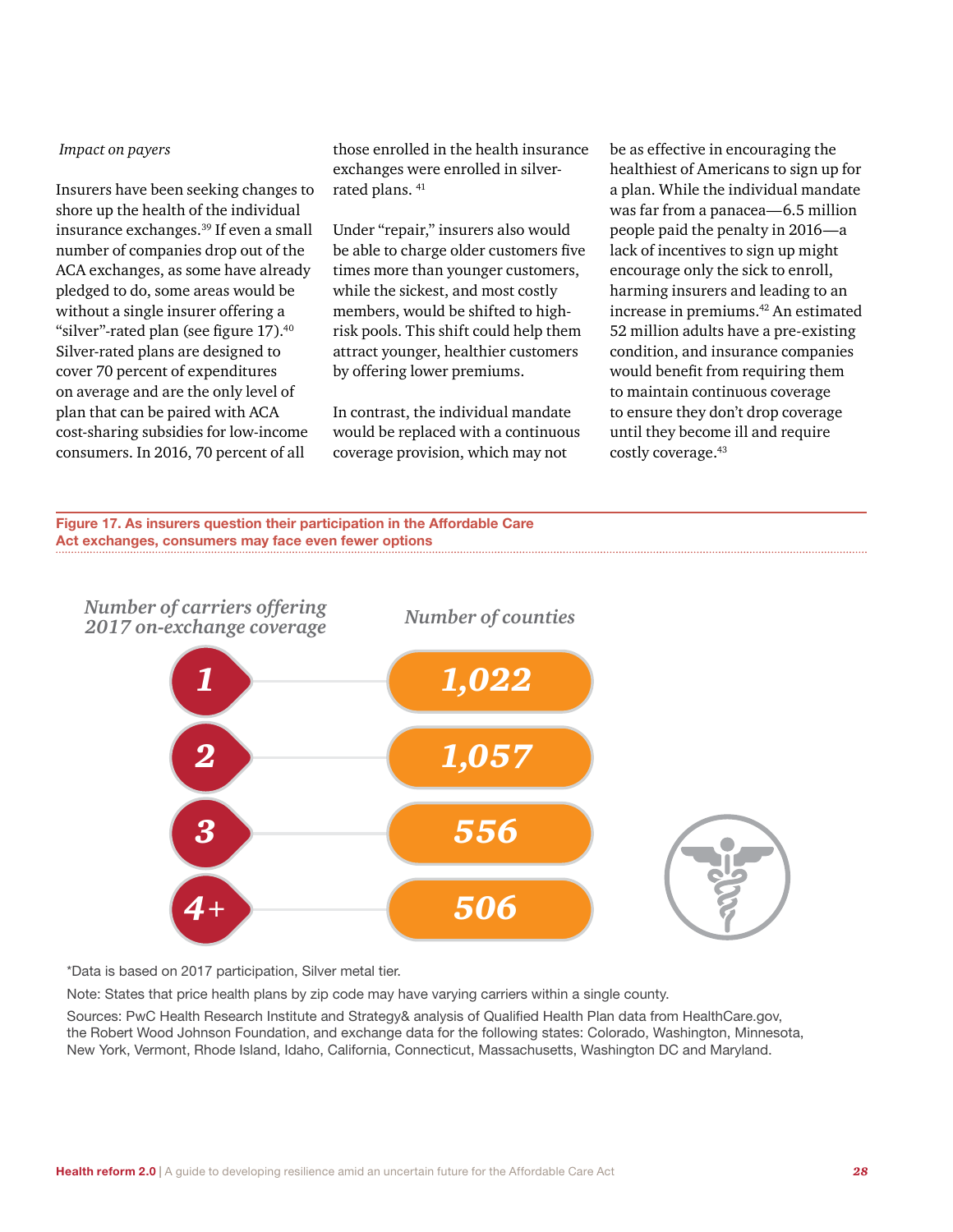*Impact on payers*

Insurers have been seeking changes to shore up the health of the individual insurance exchanges.[39] If even a small number of companies drop out of the ACA exchanges, as some have already pledged to do, some areas would be without a single insurer offering a “silver”-rated plan (see figure 17).[40] Silver-rated plans are designed to cover 70 percent of expenditures on average and are the only level of plan that can be paired with ACA cost-sharing subsidies for low-income consumers. In 2016, 70 percent of all those enrolled in the health insurance exchanges were enrolled in silver-rated plans.[41]

Under “repair,” insurers also would be able to charge older customers five times more than younger customers, while the sickest, and most costly members, would be shifted to high-risk pools. This shift could help them attract younger, healthier customers by offering lower premiums.

In contrast, the individual mandate would be replaced with a continuous coverage provision, which may not be as effective in encouraging the healthiest of Americans to sign up for a plan. While the individual mandate was far from a panacea—6.5 million people paid the penalty in 2016—a lack of incentives to sign up might encourage only the sick to enroll, harming insurers and leading to an increase in premiums.[42] An estimated 52 million adults have a pre-existing condition, and insurance companies would benefit from requiring them to maintain continuous coverage to ensure they don’t drop coverage until they become ill and require costly coverage.[43]

**Figure 17. As insurers question their participation in the Affordable Care Act exchanges, consumers may face even fewer options**

| Number of carriers offering 2017 on-exchange coverage | Number of counties |
| --- | --- |
| 1 | 1,022 |
| 2 | 1,057 |
| 3 | 556 |
| 4+ | 506 |

*Data is based on 2017 participation, Silver metal tier.

Note: States that price health plans by zip code may have varying carriers within a single county.

Sources: PwC Health Research Institute and Strategy& analysis of Qualified Health Plan data from HealthCare.gov, the Robert Wood Johnson Foundation, and exchange data for the following states: Colorado, Washington, Minnesota, New York, Vermont, Rhode Island, Idaho, California, Connecticut, Massachusetts, Washington DC and Maryland.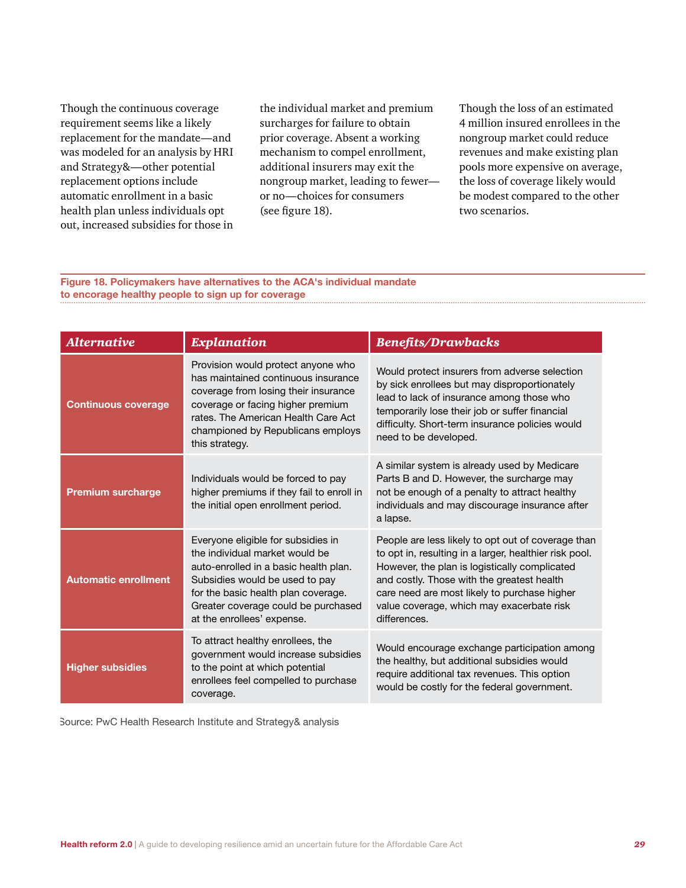Though the continuous coverage requirement seems like a likely replacement for the mandate—and was modeled for an analysis by HRI and Strategy&—other potential replacement options include automatic enrollment in a basic health plan unless individuals opt out, increased subsidies for those in the individual market and premium surcharges for failure to obtain prior coverage. Absent a working mechanism to compel enrollment, additional insurers may exit the nongroup market, leading to fewer—or no—choices for consumers (see figure 18).

Though the loss of an estimated 4 million insured enrollees in the nongroup market could reduce revenues and make existing plan pools more expensive on average, the loss of coverage likely would be modest compared to the other two scenarios.

**Figure 18. Policymakers have alternatives to the ACA's individual mandate to encorage healthy people to sign up for coverage**

| *Alternative* | *Explanation* | *Benefits/Drawbacks* |
|---|---|---|
| **Continuous coverage** | Provision would protect anyone who has maintained continuous insurance coverage from losing their insurance coverage or facing higher premium rates. The American Health Care Act championed by Republicans employs this strategy. | Would protect insurers from adverse selection by sick enrollees but may disproportionately lead to lack of insurance among those who temporarily lose their job or suffer financial difficulty. Short-term insurance policies would need to be developed. |
| **Premium surcharge** | Individuals would be forced to pay higher premiums if they fail to enroll in the initial open enrollment period. | A similar system is already used by Medicare Parts B and D. However, the surcharge may not be enough of a penalty to attract healthy individuals and may discourage insurance after a lapse. |
| **Automatic enrollment** | Everyone eligible for subsidies in the individual market would be auto-enrolled in a basic health plan. Subsidies would be used to pay for the basic health plan coverage. Greater coverage could be purchased at the enrollees' expense. | People are less likely to opt out of coverage than to opt in, resulting in a larger, healthier risk pool. However, the plan is logistically complicated and costly. Those with the greatest health care need are most likely to purchase higher value coverage, which may exacerbate risk differences. |
| **Higher subsidies** | To attract healthy enrollees, the government would increase subsidies to the point at which potential enrollees feel compelled to purchase coverage. | Would encourage exchange participation among the healthy, but additional subsidies would require additional tax revenues. This option would be costly for the federal government. |

Source: PwC Health Research Institute and Strategy& analysis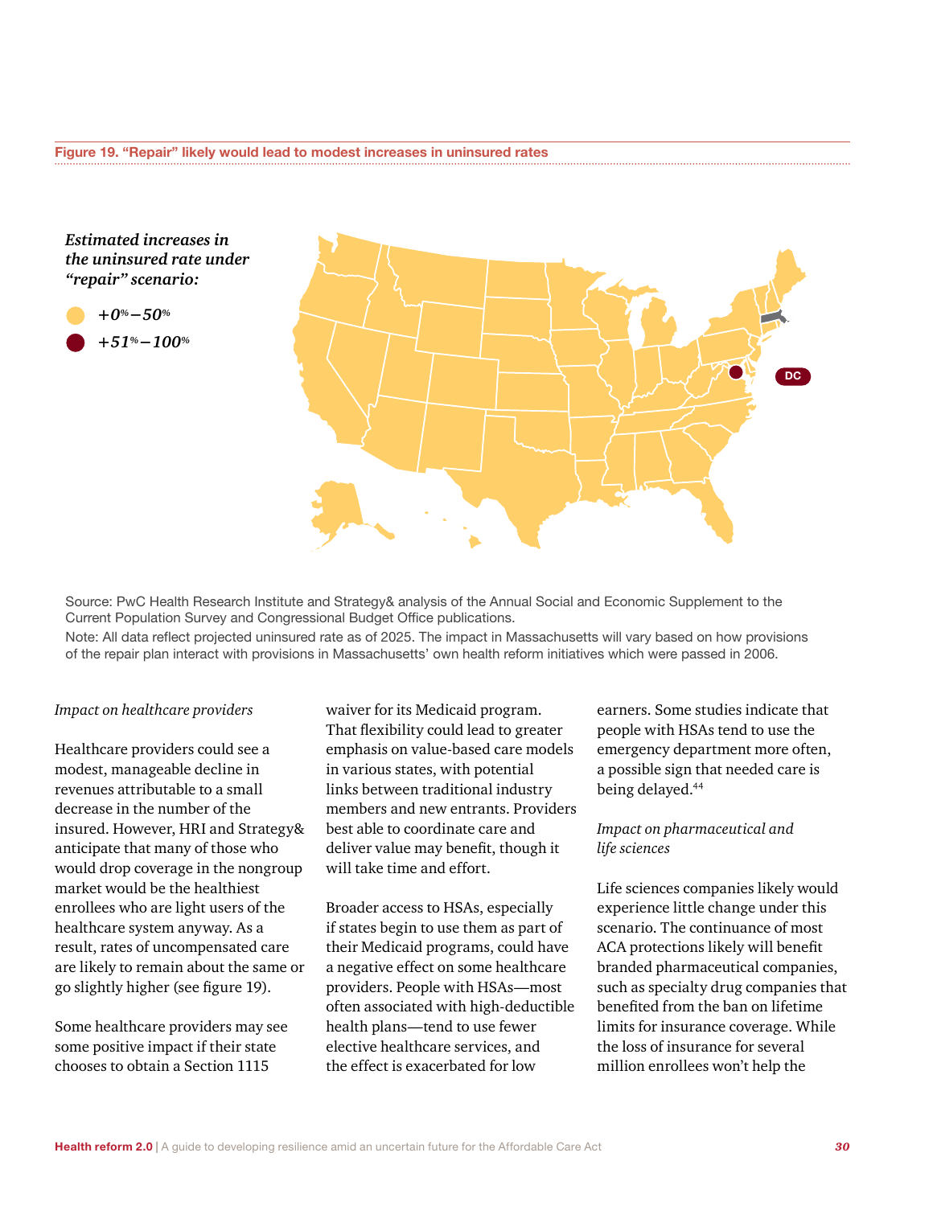**Figure 19. "Repair" likely would lead to modest increases in uninsured rates**

*Estimated increases in the uninsured rate under "repair" scenario:*

- +0%–50%
- +51%–100%

DC

Source: PwC Health Research Institute and Strategy& analysis of the Annual Social and Economic Supplement to the Current Population Survey and Congressional Budget Office publications.

Note: All data reflect projected uninsured rate as of 2025. The impact in Massachusetts will vary based on how provisions of the repair plan interact with provisions in Massachusetts' own health reform initiatives which were passed in 2006.

*Impact on healthcare providers*

Healthcare providers could see a modest, manageable decline in revenues attributable to a small decrease in the number of the insured. However, HRI and Strategy& anticipate that many of those who would drop coverage in the nongroup market would be the healthiest enrollees who are light users of the healthcare system anyway. As a result, rates of uncompensated care are likely to remain about the same or go slightly higher (see figure 19).

Some healthcare providers may see some positive impact if their state chooses to obtain a Section 1115 waiver for its Medicaid program. That flexibility could lead to greater emphasis on value-based care models in various states, with potential links between traditional industry members and new entrants. Providers best able to coordinate care and deliver value may benefit, though it will take time and effort.

Broader access to HSAs, especially if states begin to use them as part of their Medicaid programs, could have a negative effect on some healthcare providers. People with HSAs—most often associated with high-deductible health plans—tend to use fewer elective healthcare services, and the effect is exacerbated for low earners. Some studies indicate that people with HSAs tend to use the emergency department more often, a possible sign that needed care is being delayed.[44]

*Impact on pharmaceutical and life sciences*

Life sciences companies likely would experience little change under this scenario. The continuance of most ACA protections likely will benefit branded pharmaceutical companies, such as specialty drug companies that benefited from the ban on lifetime limits for insurance coverage. While the loss of insurance for several million enrollees won't help the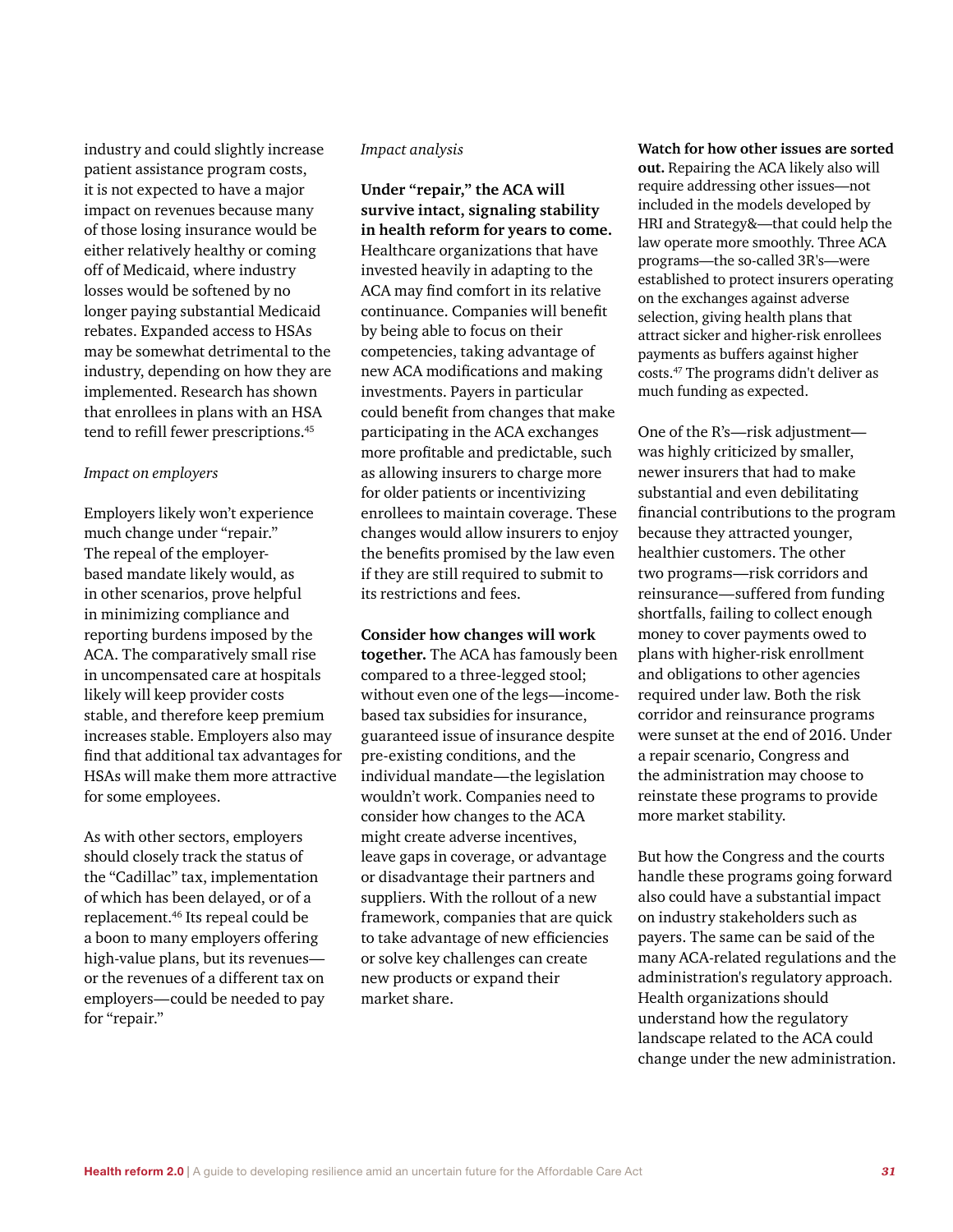industry and could slightly increase patient assistance program costs, it is not expected to have a major impact on revenues because many of those losing insurance would be either relatively healthy or coming off of Medicaid, where industry losses would be softened by no longer paying substantial Medicaid rebates. Expanded access to HSAs may be somewhat detrimental to the industry, depending on how they are implemented. Research has shown that enrollees in plans with an HSA tend to refill fewer prescriptions.[45]

*Impact on employers*

Employers likely won't experience much change under "repair." The repeal of the employer-based mandate likely would, as in other scenarios, prove helpful in minimizing compliance and reporting burdens imposed by the ACA. The comparatively small rise in uncompensated care at hospitals likely will keep provider costs stable, and therefore keep premium increases stable. Employers also may find that additional tax advantages for HSAs will make them more attractive for some employees.

As with other sectors, employers should closely track the status of the "Cadillac" tax, implementation of which has been delayed, or of a replacement.[46] Its repeal could be a boon to many employers offering high-value plans, but its revenues—or the revenues of a different tax on employers—could be needed to pay for "repair."

*Impact analysis*

**Under "repair," the ACA will survive intact, signaling stability in health reform for years to come.** Healthcare organizations that have invested heavily in adapting to the ACA may find comfort in its relative continuance. Companies will benefit by being able to focus on their competencies, taking advantage of new ACA modifications and making investments. Payers in particular could benefit from changes that make participating in the ACA exchanges more profitable and predictable, such as allowing insurers to charge more for older patients or incentivizing enrollees to maintain coverage. These changes would allow insurers to enjoy the benefits promised by the law even if they are still required to submit to its restrictions and fees.

**Consider how changes will work together.** The ACA has famously been compared to a three-legged stool; without even one of the legs—income-based tax subsidies for insurance, guaranteed issue of insurance despite pre-existing conditions, and the individual mandate—the legislation wouldn't work. Companies need to consider how changes to the ACA might create adverse incentives, leave gaps in coverage, or advantage or disadvantage their partners and suppliers. With the rollout of a new framework, companies that are quick to take advantage of new efficiencies or solve key challenges can create new products or expand their market share.

**Watch for how other issues are sorted out.** Repairing the ACA likely also will require addressing other issues—not included in the models developed by HRI and Strategy&—that could help the law operate more smoothly. Three ACA programs—the so-called 3R's—were established to protect insurers operating on the exchanges against adverse selection, giving health plans that attract sicker and higher-risk enrollees payments as buffers against higher costs.[47] The programs didn't deliver as much funding as expected.

One of the R's—risk adjustment—was highly criticized by smaller, newer insurers that had to make substantial and even debilitating financial contributions to the program because they attracted younger, healthier customers. The other two programs—risk corridors and reinsurance—suffered from funding shortfalls, failing to collect enough money to cover payments owed to plans with higher-risk enrollment and obligations to other agencies required under law. Both the risk corridor and reinsurance programs were sunset at the end of 2016. Under a repair scenario, Congress and the administration may choose to reinstate these programs to provide more market stability.

But how the Congress and the courts handle these programs going forward also could have a substantial impact on industry stakeholders such as payers. The same can be said of the many ACA-related regulations and the administration's regulatory approach. Health organizations should understand how the regulatory landscape related to the ACA could change under the new administration.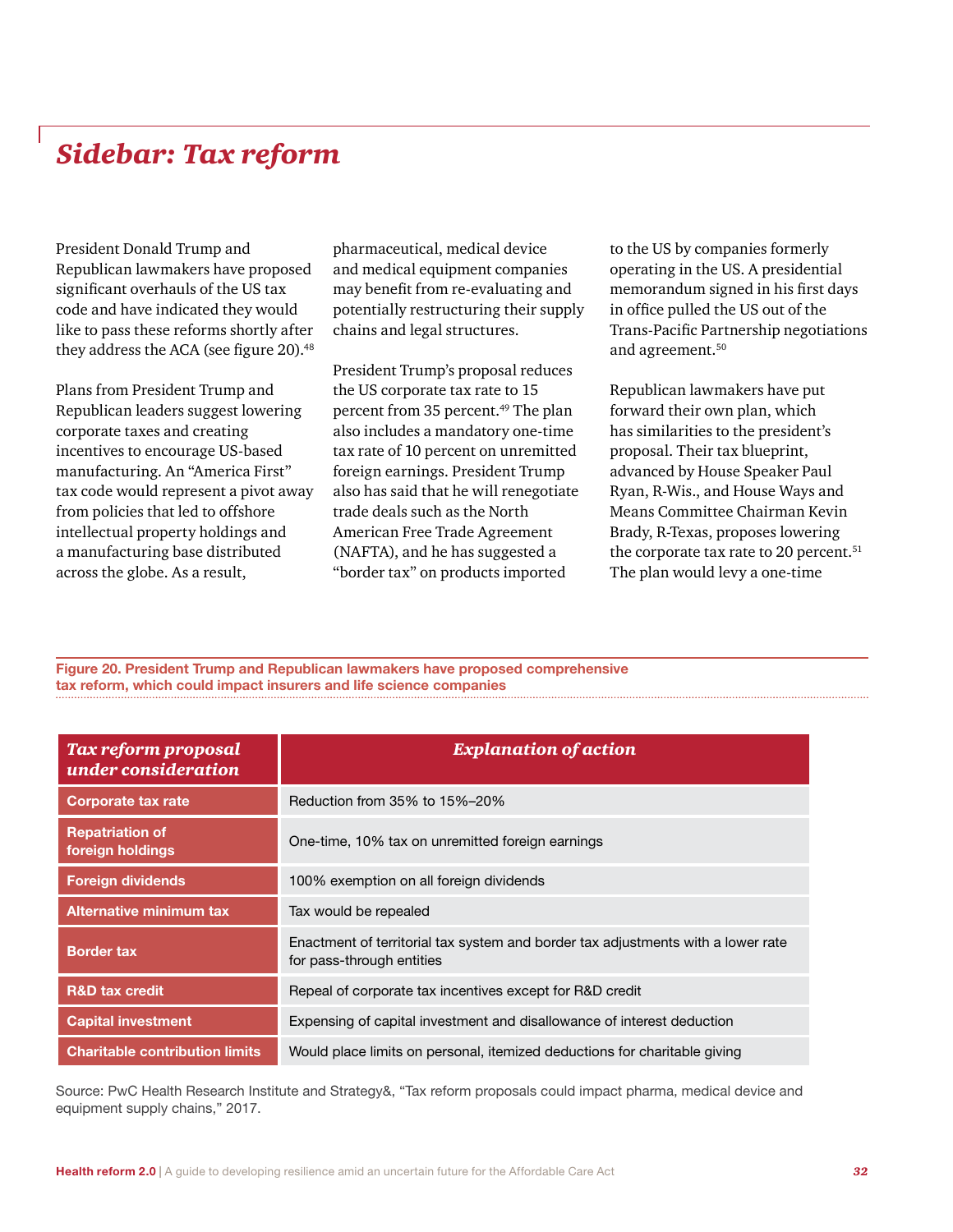# *Sidebar: Tax reform*

President Donald Trump and Republican lawmakers have proposed significant overhauls of the US tax code and have indicated they would like to pass these reforms shortly after they address the ACA (see figure 20).[48]

Plans from President Trump and Republican leaders suggest lowering corporate taxes and creating incentives to encourage US-based manufacturing. An "America First" tax code would represent a pivot away from policies that led to offshore intellectual property holdings and a manufacturing base distributed across the globe. As a result, pharmaceutical, medical device and medical equipment companies may benefit from re-evaluating and potentially restructuring their supply chains and legal structures.

President Trump's proposal reduces the US corporate tax rate to 15 percent from 35 percent.[49] The plan also includes a mandatory one-time tax rate of 10 percent on unremitted foreign earnings. President Trump also has said that he will renegotiate trade deals such as the North American Free Trade Agreement (NAFTA), and he has suggested a "border tax" on products imported to the US by companies formerly operating in the US. A presidential memorandum signed in his first days in office pulled the US out of the Trans-Pacific Partnership negotiations and agreement.[50]

Republican lawmakers have put forward their own plan, which has similarities to the president's proposal. Their tax blueprint, advanced by House Speaker Paul Ryan, R-Wis., and House Ways and Means Committee Chairman Kevin Brady, R-Texas, proposes lowering the corporate tax rate to 20 percent.[51] The plan would levy a one-time

**Figure 20. President Trump and Republican lawmakers have proposed comprehensive tax reform, which could impact insurers and life science companies**

| *Tax reform proposal under consideration* | *Explanation of action* |
|---|---|
| **Corporate tax rate** | Reduction from 35% to 15%–20% |
| **Repatriation of foreign holdings** | One-time, 10% tax on unremitted foreign earnings |
| **Foreign dividends** | 100% exemption on all foreign dividends |
| **Alternative minimum tax** | Tax would be repealed |
| **Border tax** | Enactment of territorial tax system and border tax adjustments with a lower rate for pass-through entities |
| **R&D tax credit** | Repeal of corporate tax incentives except for R&D credit |
| **Capital investment** | Expensing of capital investment and disallowance of interest deduction |
| **Charitable contribution limits** | Would place limits on personal, itemized deductions for charitable giving |

Source: PwC Health Research Institute and Strategy&, "Tax reform proposals could impact pharma, medical device and equipment supply chains," 2017.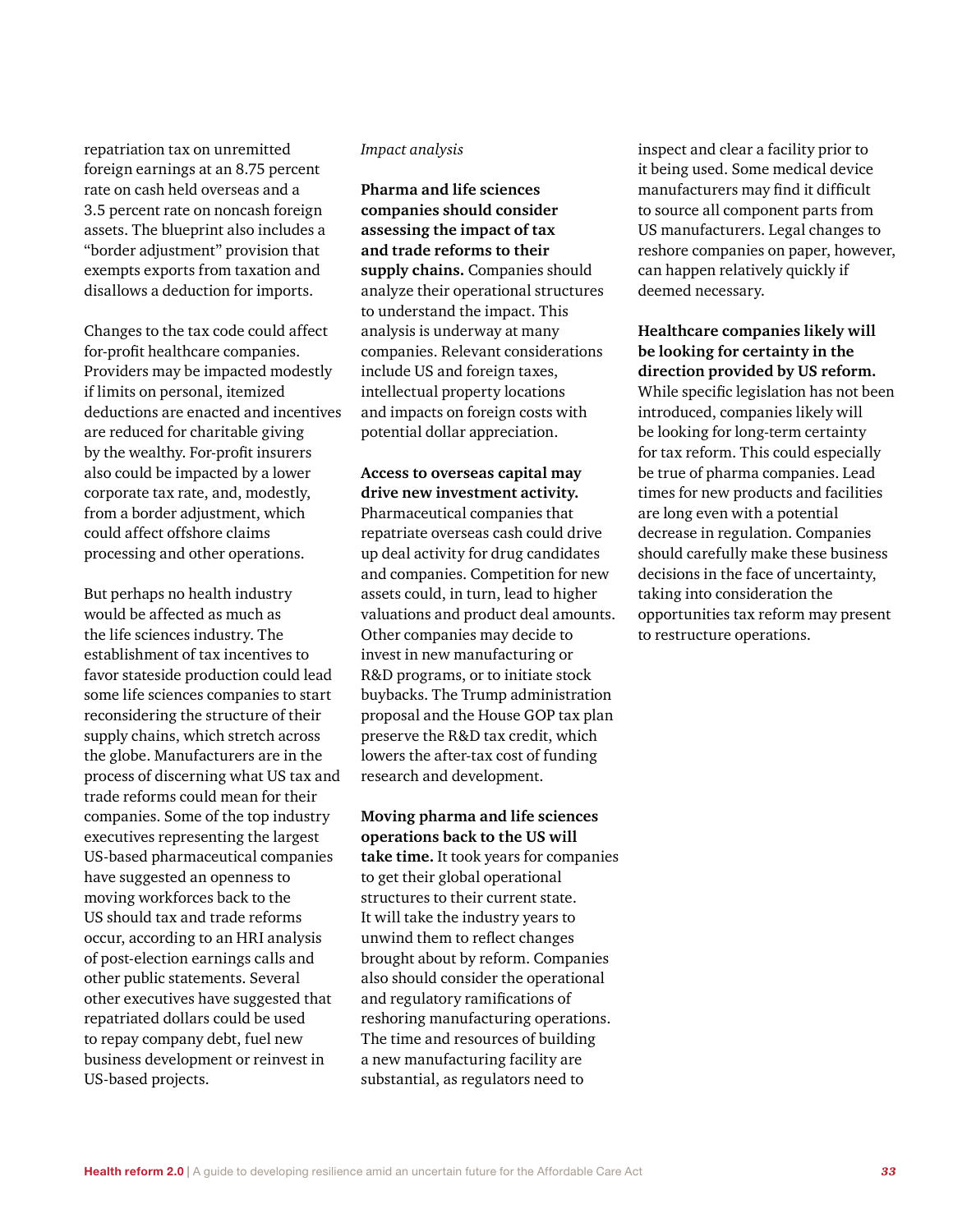repatriation tax on unremitted foreign earnings at an 8.75 percent rate on cash held overseas and a 3.5 percent rate on noncash foreign assets. The blueprint also includes a "border adjustment" provision that exempts exports from taxation and disallows a deduction for imports.

Changes to the tax code could affect for-profit healthcare companies. Providers may be impacted modestly if limits on personal, itemized deductions are enacted and incentives are reduced for charitable giving by the wealthy. For-profit insurers also could be impacted by a lower corporate tax rate, and, modestly, from a border adjustment, which could affect offshore claims processing and other operations.

But perhaps no health industry would be affected as much as the life sciences industry. The establishment of tax incentives to favor stateside production could lead some life sciences companies to start reconsidering the structure of their supply chains, which stretch across the globe. Manufacturers are in the process of discerning what US tax and trade reforms could mean for their companies. Some of the top industry executives representing the largest US-based pharmaceutical companies have suggested an openness to moving workforces back to the US should tax and trade reforms occur, according to an HRI analysis of post-election earnings calls and other public statements. Several other executives have suggested that repatriated dollars could be used to repay company debt, fuel new business development or reinvest in US-based projects.

*Impact analysis*

**Pharma and life sciences companies should consider assessing the impact of tax and trade reforms to their supply chains.** Companies should analyze their operational structures to understand the impact. This analysis is underway at many companies. Relevant considerations include US and foreign taxes, intellectual property locations and impacts on foreign costs with potential dollar appreciation.

**Access to overseas capital may drive new investment activity.** Pharmaceutical companies that repatriate overseas cash could drive up deal activity for drug candidates and companies. Competition for new assets could, in turn, lead to higher valuations and product deal amounts. Other companies may decide to invest in new manufacturing or R&D programs, or to initiate stock buybacks. The Trump administration proposal and the House GOP tax plan preserve the R&D tax credit, which lowers the after-tax cost of funding research and development.

**Moving pharma and life sciences operations back to the US will take time.** It took years for companies to get their global operational structures to their current state. It will take the industry years to unwind them to reflect changes brought about by reform. Companies also should consider the operational and regulatory ramifications of reshoring manufacturing operations. The time and resources of building a new manufacturing facility are substantial, as regulators need to inspect and clear a facility prior to it being used. Some medical device manufacturers may find it difficult to source all component parts from US manufacturers. Legal changes to reshore companies on paper, however, can happen relatively quickly if deemed necessary.

**Healthcare companies likely will be looking for certainty in the direction provided by US reform.** While specific legislation has not been introduced, companies likely will be looking for long-term certainty for tax reform. This could especially be true of pharma companies. Lead times for new products and facilities are long even with a potential decrease in regulation. Companies should carefully make these business decisions in the face of uncertainty, taking into consideration the opportunities tax reform may present to restructure operations.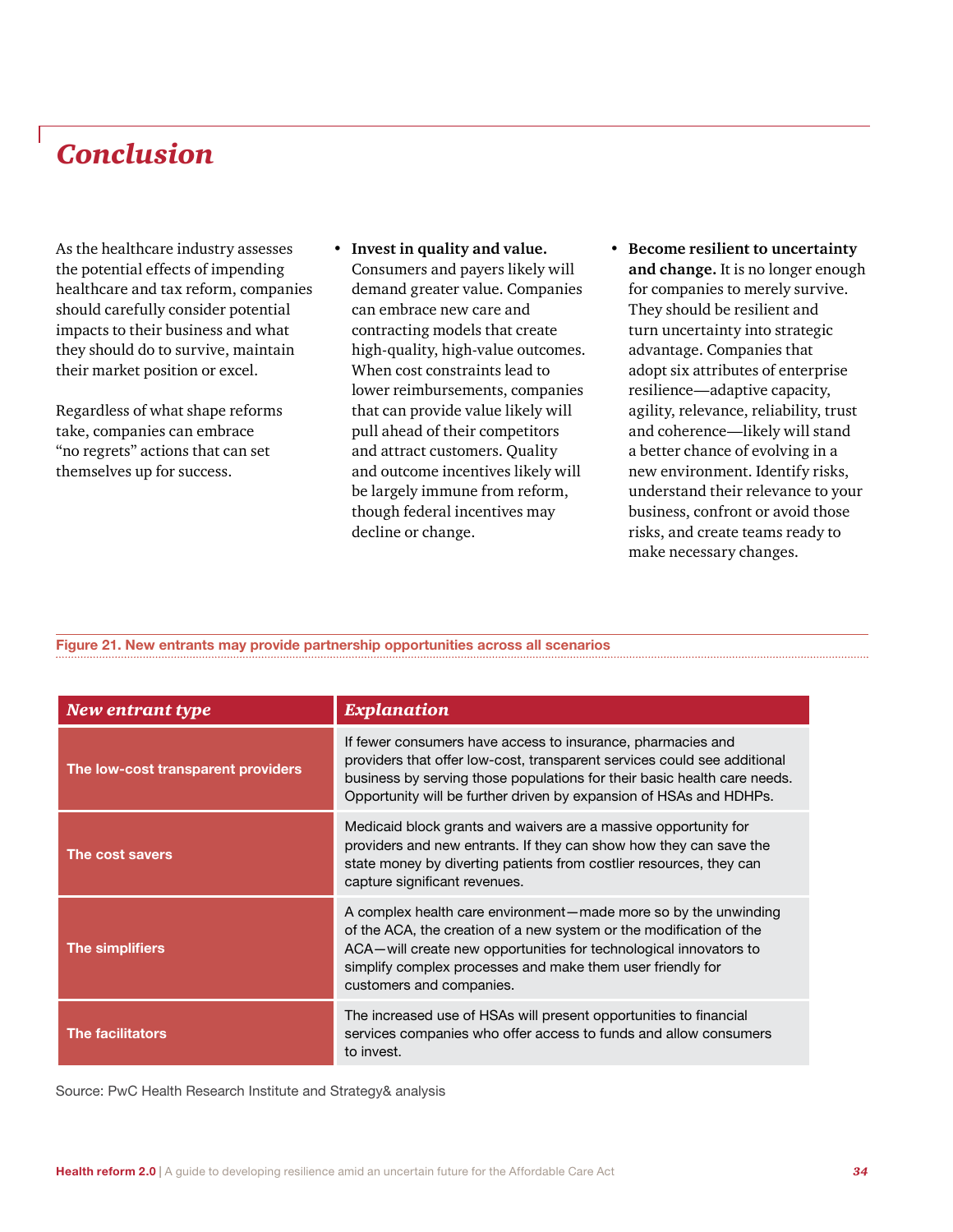## *Conclusion*

As the healthcare industry assesses the potential effects of impending healthcare and tax reform, companies should carefully consider potential impacts to their business and what they should do to survive, maintain their market position or excel.

Regardless of what shape reforms take, companies can embrace "no regrets" actions that can set themselves up for success.

- **Invest in quality and value.** Consumers and payers likely will demand greater value. Companies can embrace new care and contracting models that create high-quality, high-value outcomes. When cost constraints lead to lower reimbursements, companies that can provide value likely will pull ahead of their competitors and attract customers. Quality and outcome incentives likely will be largely immune from reform, though federal incentives may decline or change.
- **Become resilient to uncertainty and change.** It is no longer enough for companies to merely survive. They should be resilient and turn uncertainty into strategic advantage. Companies that adopt six attributes of enterprise resilience—adaptive capacity, agility, relevance, reliability, trust and coherence—likely will stand a better chance of evolving in a new environment. Identify risks, understand their relevance to your business, confront or avoid those risks, and create teams ready to make necessary changes.

**Figure 21. New entrants may provide partnership opportunities across all scenarios**

| *New entrant type* | *Explanation* |
|---|---|
| **The low-cost transparent providers** | If fewer consumers have access to insurance, pharmacies and providers that offer low-cost, transparent services could see additional business by serving those populations for their basic health care needs. Opportunity will be further driven by expansion of HSAs and HDHPs. |
| **The cost savers** | Medicaid block grants and waivers are a massive opportunity for providers and new entrants. If they can show how they can save the state money by diverting patients from costlier resources, they can capture significant revenues. |
| **The simplifiers** | A complex health care environment—made more so by the unwinding of the ACA, the creation of a new system or the modification of the ACA—will create new opportunities for technological innovators to simplify complex processes and make them user friendly for customers and companies. |
| **The facilitators** | The increased use of HSAs will present opportunities to financial services companies who offer access to funds and allow consumers to invest. |

Source: PwC Health Research Institute and Strategy& analysis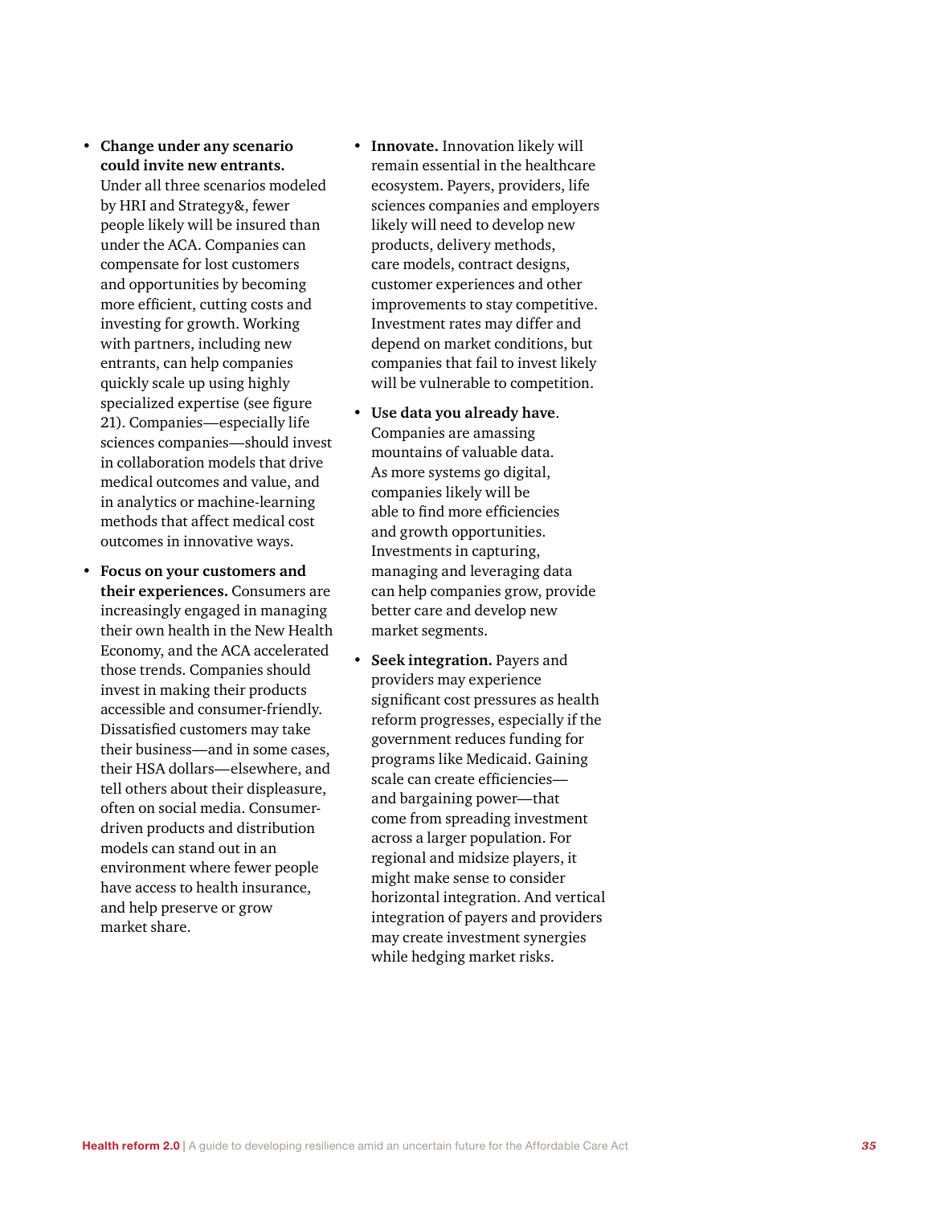- **Change under any scenario could invite new entrants.** Under all three scenarios modeled by HRI and Strategy&, fewer people likely will be insured than under the ACA. Companies can compensate for lost customers and opportunities by becoming more efficient, cutting costs and investing for growth. Working with partners, including new entrants, can help companies quickly scale up using highly specialized expertise (see figure 21). Companies—especially life sciences companies—should invest in collaboration models that drive medical outcomes and value, and in analytics or machine-learning methods that affect medical cost outcomes in innovative ways.

- **Focus on your customers and their experiences.** Consumers are increasingly engaged in managing their own health in the New Health Economy, and the ACA accelerated those trends. Companies should invest in making their products accessible and consumer-friendly. Dissatisfied customers may take their business—and in some cases, their HSA dollars—elsewhere, and tell others about their displeasure, often on social media. Consumer-driven products and distribution models can stand out in an environment where fewer people have access to health insurance, and help preserve or grow market share.

- **Innovate.** Innovation likely will remain essential in the healthcare ecosystem. Payers, providers, life sciences companies and employers likely will need to develop new products, delivery methods, care models, contract designs, customer experiences and other improvements to stay competitive. Investment rates may differ and depend on market conditions, but companies that fail to invest likely will be vulnerable to competition.

- **Use data you already have**. Companies are amassing mountains of valuable data. As more systems go digital, companies likely will be able to find more efficiencies and growth opportunities. Investments in capturing, managing and leveraging data can help companies grow, provide better care and develop new market segments.

- **Seek integration.** Payers and providers may experience significant cost pressures as health reform progresses, especially if the government reduces funding for programs like Medicaid. Gaining scale can create efficiencies—and bargaining power—that come from spreading investment across a larger population. For regional and midsize players, it might make sense to consider horizontal integration. And vertical integration of payers and providers may create investment synergies while hedging market risks.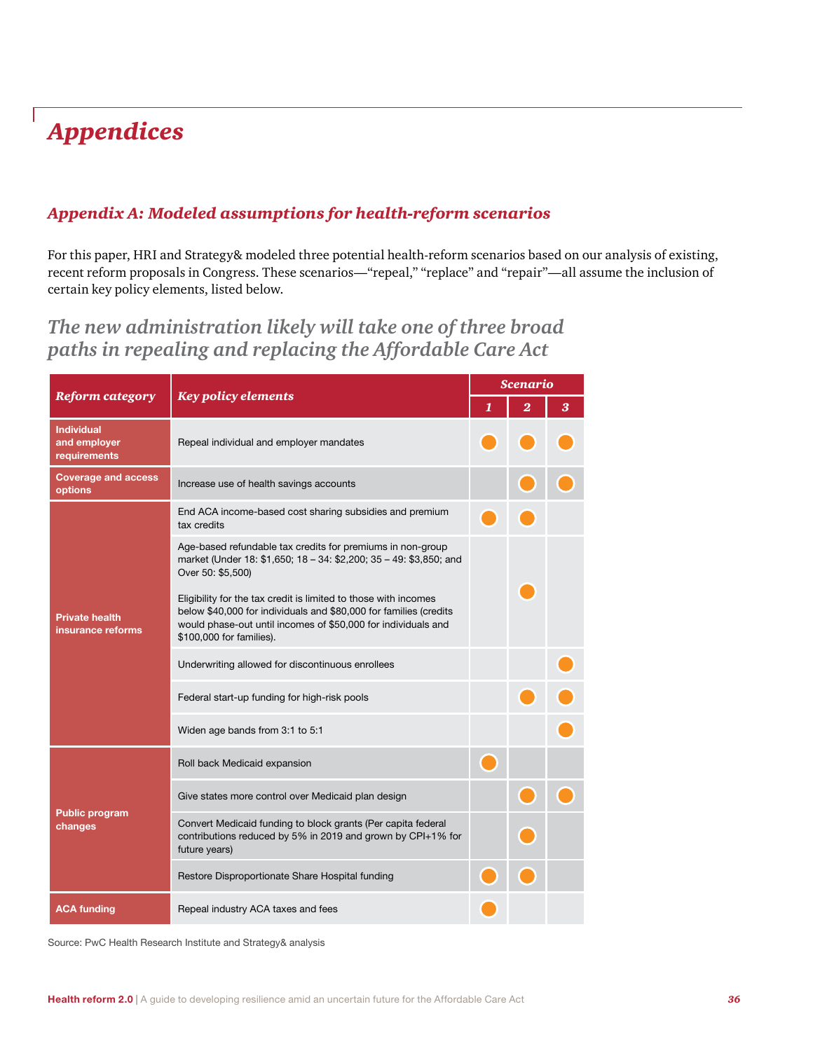# *Appendices*

## *Appendix A: Modeled assumptions for health-reform scenarios*

For this paper, HRI and Strategy& modeled three potential health-reform scenarios based on our analysis of existing, recent reform proposals in Congress. These scenarios—"repeal," "replace" and "repair"—all assume the inclusion of certain key policy elements, listed below.

### *The new administration likely will take one of three broad paths in repealing and replacing the Affordable Care Act*

| *Reform category* | *Key policy elements* | *Scenario* | | |
|---|---|---|---|---|
| | | *1* | *2* | *3* |
| **Individual and employer requirements** | Repeal individual and employer mandates | ● | ● | ● |
| **Coverage and access options** | Increase use of health savings accounts | | ● | ● |
| **Private health insurance reforms** | End ACA income-based cost sharing subsidies and premium tax credits | ● | ● | |
| | Age-based refundable tax credits for premiums in non-group market (Under 18: $1,650; 18 – 34: $2,200; 35 – 49: $3,850; and Over 50: $5,500)<br><br>Eligibility for the tax credit is limited to those with incomes below $40,000 for individuals and $80,000 for families (credits would phase-out until incomes of $50,000 for individuals and $100,000 for families). | | ● | |
| | Underwriting allowed for discontinuous enrollees | | | ● |
| | Federal start-up funding for high-risk pools | | ● | ● |
| | Widen age bands from 3:1 to 5:1 | | | ● |
| **Public program changes** | Roll back Medicaid expansion | ● | | |
| | Give states more control over Medicaid plan design | | ● | ● |
| | Convert Medicaid funding to block grants (Per capita federal contributions reduced by 5% in 2019 and grown by CPI+1% for future years) | | ● | |
| | Restore Disproportionate Share Hospital funding | ● | ● | |
| **ACA funding** | Repeal industry ACA taxes and fees | ● | | |

Source: PwC Health Research Institute and Strategy& analysis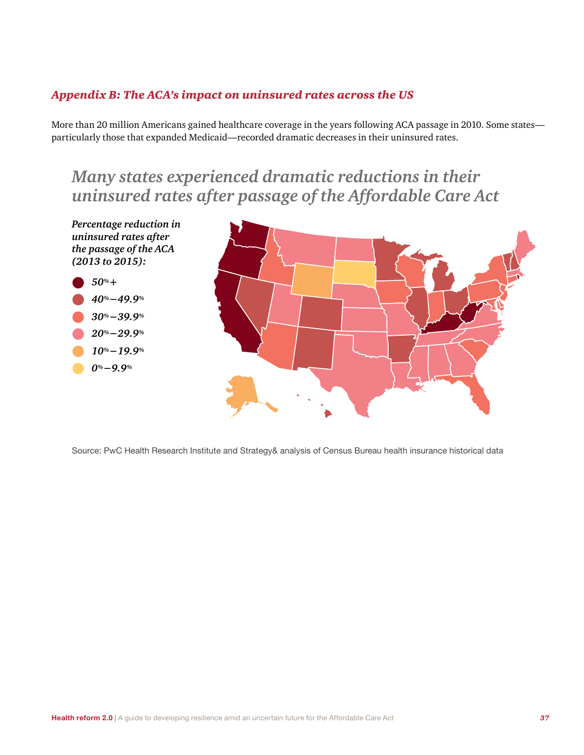## *Appendix B: The ACA's impact on uninsured rates across the US*

More than 20 million Americans gained healthcare coverage in the years following ACA passage in 2010. Some states—particularly those that expanded Medicaid—recorded dramatic decreases in their uninsured rates.

### *Many states experienced dramatic reductions in their uninsured rates after passage of the Affordable Care Act*

***Percentage reduction in uninsured rates after the passage of the ACA (2013 to 2015):***

- *50%+*
- *40%–49.9%*
- *30%–39.9%*
- *20%–29.9%*
- *10%–19.9%*
- *0%–9.9%*

Source: PwC Health Research Institute and Strategy& analysis of Census Bureau health insurance historical data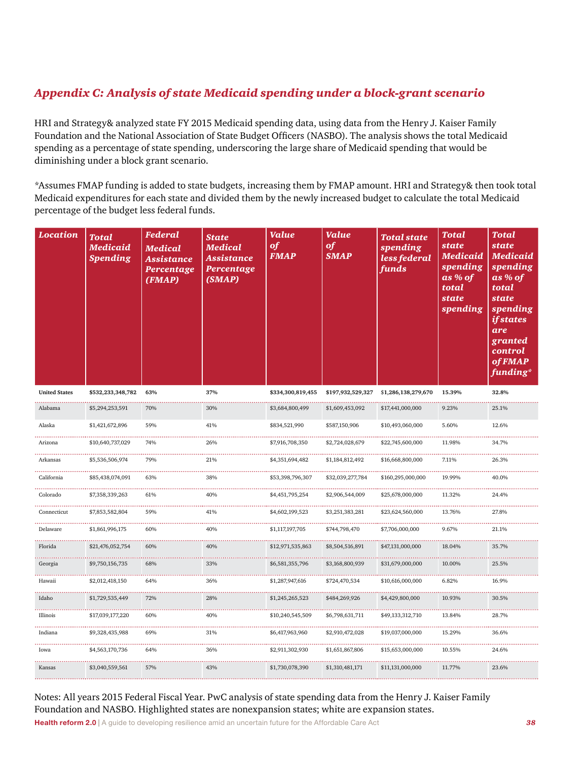## *Appendix C: Analysis of state Medicaid spending under a block-grant scenario*

HRI and Strategy& analyzed state FY 2015 Medicaid spending data, using data from the Henry J. Kaiser Family Foundation and the National Association of State Budget Officers (NASBO). The analysis shows the total Medicaid spending as a percentage of state spending, underscoring the large share of Medicaid spending that would be diminishing under a block grant scenario.

*Assumes FMAP funding is added to state budgets, increasing them by FMAP amount. HRI and Strategy& then took total Medicaid expenditures for each state and divided them by the newly increased budget to calculate the total Medicaid percentage of the budget less federal funds.

| Location | Total Medicaid Spending | Federal Medical Assistance Percentage (FMAP) | State Medical Assistance Percentage (SMAP) | Value of FMAP | Value of SMAP | Total state spending less federal funds | Total state Medicaid spending as % of total state spending | Total state Medicaid spending as % of total state spending if states are granted control of FMAP funding* |
|---|---|---|---|---|---|---|---|---|
| **United States** | **$532,233,348,782** | **63%** | **37%** | **$334,300,819,455** | **$197,932,529,327** | **$1,286,138,279,670** | **15.39%** | **32.8%** |
| Alabama | $5,294,253,591 | 70% | 30% | $3,684,800,499 | $1,609,453,092 | $17,441,000,000 | 9.23% | 25.1% |
| Alaska | $1,421,672,896 | 59% | 41% | $834,521,990 | $587,150,906 | $10,493,060,000 | 5.60% | 12.6% |
| Arizona | $10,640,737,029 | 74% | 26% | $7,916,708,350 | $2,724,028,679 | $22,745,600,000 | 11.98% | 34.7% |
| Arkansas | $5,536,506,974 | 79% | 21% | $4,351,694,482 | $1,184,812,492 | $16,668,800,000 | 7.11% | 26.3% |
| California | $85,438,074,091 | 63% | 38% | $53,398,796,307 | $32,039,277,784 | $160,295,000,000 | 19.99% | 40.0% |
| Colorado | $7,358,339,263 | 61% | 40% | $4,451,795,254 | $2,906,544,009 | $25,678,000,000 | 11.32% | 24.4% |
| Connecticut | $7,853,582,804 | 59% | 41% | $4,602,199,523 | $3,251,383,281 | $23,624,560,000 | 13.76% | 27.8% |
| Delaware | $1,861,996,175 | 60% | 40% | $1,117,197,705 | $744,798,470 | $7,706,000,000 | 9.67% | 21.1% |
| Florida | $21,476,052,754 | 60% | 40% | $12,971,535,863 | $8,504,516,891 | $47,131,000,000 | 18.04% | 35.7% |
| Georgia | $9,750,156,735 | 68% | 33% | $6,581,355,796 | $3,168,800,939 | $31,679,000,000 | 10.00% | 25.5% |
| Hawaii | $2,012,418,150 | 64% | 36% | $1,287,947,616 | $724,470,534 | $10,616,000,000 | 6.82% | 16.9% |
| Idaho | $1,729,535,449 | 72% | 28% | $1,245,265,523 | $484,269,926 | $4,429,800,000 | 10.93% | 30.5% |
| Illinois | $17,039,177,220 | 60% | 40% | $10,240,545,509 | $6,798,631,711 | $49,133,312,710 | 13.84% | 28.7% |
| Indiana | $9,328,435,988 | 69% | 31% | $6,417,963,960 | $2,910,472,028 | $19,037,000,000 | 15.29% | 36.6% |
| Iowa | $4,563,170,736 | 64% | 36% | $2,911,302,930 | $1,651,867,806 | $15,653,000,000 | 10.55% | 24.6% |
| Kansas | $3,040,559,561 | 57% | 43% | $1,730,078,390 | $1,310,481,171 | $11,131,000,000 | 11.77% | 23.6% |

Notes: All years 2015 Federal Fiscal Year. PwC analysis of state spending data from the Henry J. Kaiser Family Foundation and NASBO. Highlighted states are nonexpansion states; white are expansion states.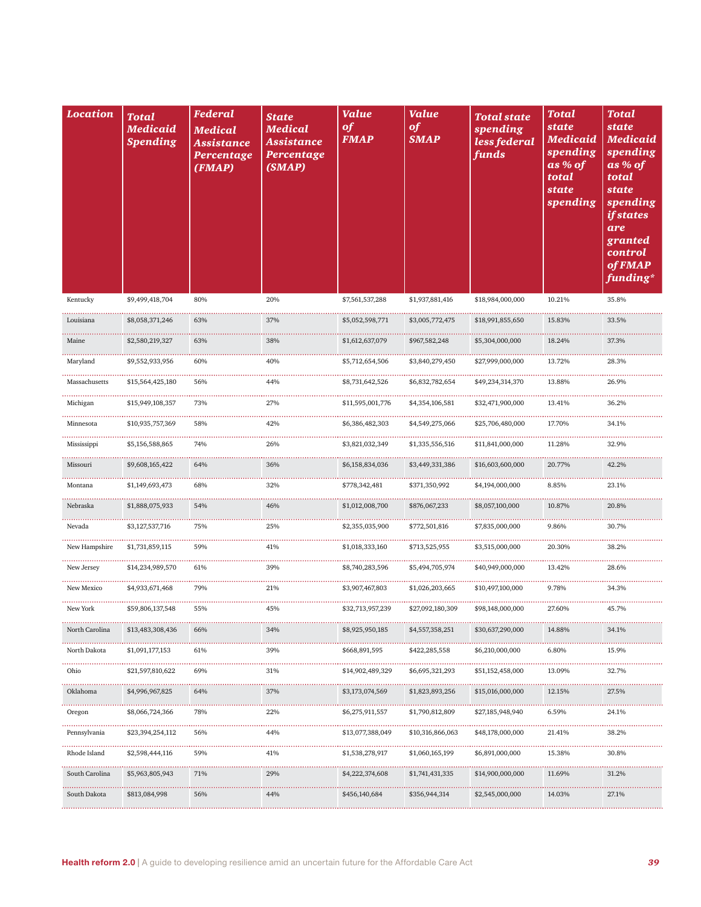| Location | Total Medicaid Spending | Federal Medical Assistance Percentage (FMAP) | State Medical Assistance Percentage (SMAP) | Value of FMAP | Value of SMAP | Total state spending less federal funds | Total state Medicaid spending as % of total state spending | Total state Medicaid spending as % of total state spending if states are granted control of FMAP funding* |
|---|---|---|---|---|---|---|---|---|
| Kentucky | $9,499,418,704 | 80% | 20% | $7,561,537,288 | $1,937,881,416 | $18,984,000,000 | 10.21% | 35.8% |
| Louisiana | $8,058,371,246 | 63% | 37% | $5,052,598,771 | $3,005,772,475 | $18,991,855,650 | 15.83% | 33.5% |
| Maine | $2,580,219,327 | 63% | 38% | $1,612,637,079 | $967,582,248 | $5,304,000,000 | 18.24% | 37.3% |
| Maryland | $9,552,933,956 | 60% | 40% | $5,712,654,506 | $3,840,279,450 | $27,999,000,000 | 13.72% | 28.3% |
| Massachusetts | $15,564,425,180 | 56% | 44% | $8,731,642,526 | $6,832,782,654 | $49,234,314,370 | 13.88% | 26.9% |
| Michigan | $15,949,108,357 | 73% | 27% | $11,595,001,776 | $4,354,106,581 | $32,471,900,000 | 13.41% | 36.2% |
| Minnesota | $10,935,757,369 | 58% | 42% | $6,386,482,303 | $4,549,275,066 | $25,706,480,000 | 17.70% | 34.1% |
| Mississippi | $5,156,588,865 | 74% | 26% | $3,821,032,349 | $1,335,556,516 | $11,841,000,000 | 11.28% | 32.9% |
| Missouri | $9,608,165,422 | 64% | 36% | $6,158,834,036 | $3,449,331,386 | $16,603,600,000 | 20.77% | 42.2% |
| Montana | $1,149,693,473 | 68% | 32% | $778,342,481 | $371,350,992 | $4,194,000,000 | 8.85% | 23.1% |
| Nebraska | $1,888,075,933 | 54% | 46% | $1,012,008,700 | $876,067,233 | $8,057,100,000 | 10.87% | 20.8% |
| Nevada | $3,127,537,716 | 75% | 25% | $2,355,035,900 | $772,501,816 | $7,835,000,000 | 9.86% | 30.7% |
| New Hampshire | $1,731,859,115 | 59% | 41% | $1,018,333,160 | $713,525,955 | $3,515,000,000 | 20.30% | 38.2% |
| New Jersey | $14,234,989,570 | 61% | 39% | $8,740,283,596 | $5,494,705,974 | $40,949,000,000 | 13.42% | 28.6% |
| New Mexico | $4,933,671,468 | 79% | 21% | $3,907,467,803 | $1,026,203,665 | $10,497,100,000 | 9.78% | 34.3% |
| New York | $59,806,137,548 | 55% | 45% | $32,713,957,239 | $27,092,180,309 | $98,148,000,000 | 27.60% | 45.7% |
| North Carolina | $13,483,308,436 | 66% | 34% | $8,925,950,185 | $4,557,358,251 | $30,637,290,000 | 14.88% | 34.1% |
| North Dakota | $1,091,177,153 | 61% | 39% | $668,891,595 | $422,285,558 | $6,210,000,000 | 6.80% | 15.9% |
| Ohio | $21,597,810,622 | 69% | 31% | $14,902,489,329 | $6,695,321,293 | $51,152,458,000 | 13.09% | 32.7% |
| Oklahoma | $4,996,967,825 | 64% | 37% | $3,173,074,569 | $1,823,893,256 | $15,016,000,000 | 12.15% | 27.5% |
| Oregon | $8,066,724,366 | 78% | 22% | $6,275,911,557 | $1,790,812,809 | $27,185,948,940 | 6.59% | 24.1% |
| Pennsylvania | $23,394,254,112 | 56% | 44% | $13,077,388,049 | $10,316,866,063 | $48,178,000,000 | 21.41% | 38.2% |
| Rhode Island | $2,598,444,116 | 59% | 41% | $1,538,278,917 | $1,060,165,199 | $6,891,000,000 | 15.38% | 30.8% |
| South Carolina | $5,963,805,943 | 71% | 29% | $4,222,374,608 | $1,741,431,335 | $14,900,000,000 | 11.69% | 31.2% |
| South Dakota | $813,084,998 | 56% | 44% | $456,140,684 | $356,944,314 | $2,545,000,000 | 14.03% | 27.1% |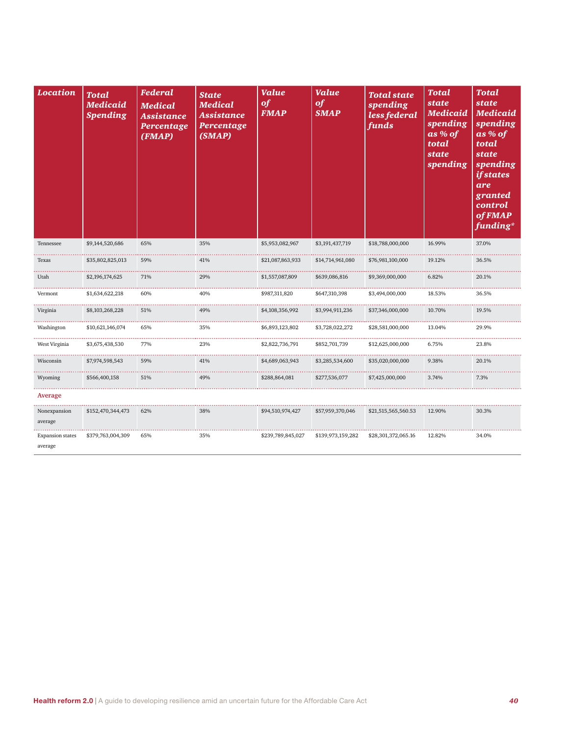| Location | Total Medicaid Spending | Federal Medical Assistance Percentage (FMAP) | State Medical Assistance Percentage (SMAP) | Value of FMAP | Value of SMAP | Total state spending less federal funds | Total state Medicaid spending as % of total state spending | Total state Medicaid spending as % of total state spending if states are granted control of FMAP funding* |
|---|---|---|---|---|---|---|---|---|
| Tennessee | $9,144,520,686 | 65% | 35% | $5,953,082,967 | $3,191,437,719 | $18,788,000,000 | 16.99% | 37.0% |
| Texas | $35,802,825,013 | 59% | 41% | $21,087,863,933 | $14,714,961,080 | $76,981,100,000 | 19.12% | 36.5% |
| Utah | $2,196,174,625 | 71% | 29% | $1,557,087,809 | $639,086,816 | $9,369,000,000 | 6.82% | 20.1% |
| Vermont | $1,634,622,218 | 60% | 40% | $987,311,820 | $647,310,398 | $3,494,000,000 | 18.53% | 36.5% |
| Virginia | $8,103,268,228 | 51% | 49% | $4,108,356,992 | $3,994,911,236 | $37,346,000,000 | 10.70% | 19.5% |
| Washington | $10,621,146,074 | 65% | 35% | $6,893,123,802 | $3,728,022,272 | $28,581,000,000 | 13.04% | 29.9% |
| West Virginia | $3,675,438,530 | 77% | 23% | $2,822,736,791 | $852,701,739 | $12,625,000,000 | 6.75% | 23.8% |
| Wisconsin | $7,974,598,543 | 59% | 41% | $4,689,063,943 | $3,285,534,600 | $35,020,000,000 | 9.38% | 20.1% |
| Wyoming | $566,400,158 | 51% | 49% | $288,864,081 | $277,536,077 | $7,425,000,000 | 3.74% | 7.3% |
| **Average** | | | | | | | | |
| Nonexpansion average | $152,470,344,473 | 62% | 38% | $94,510,974,427 | $57,959,370,046 | $21,515,565,560.53 | 12.90% | 30.3% |
| Expansion states average | $379,763,004,309 | 65% | 35% | $239,789,845,027 | $139,973,159,282 | $28,301,372,065.16 | 12.82% | 34.0% |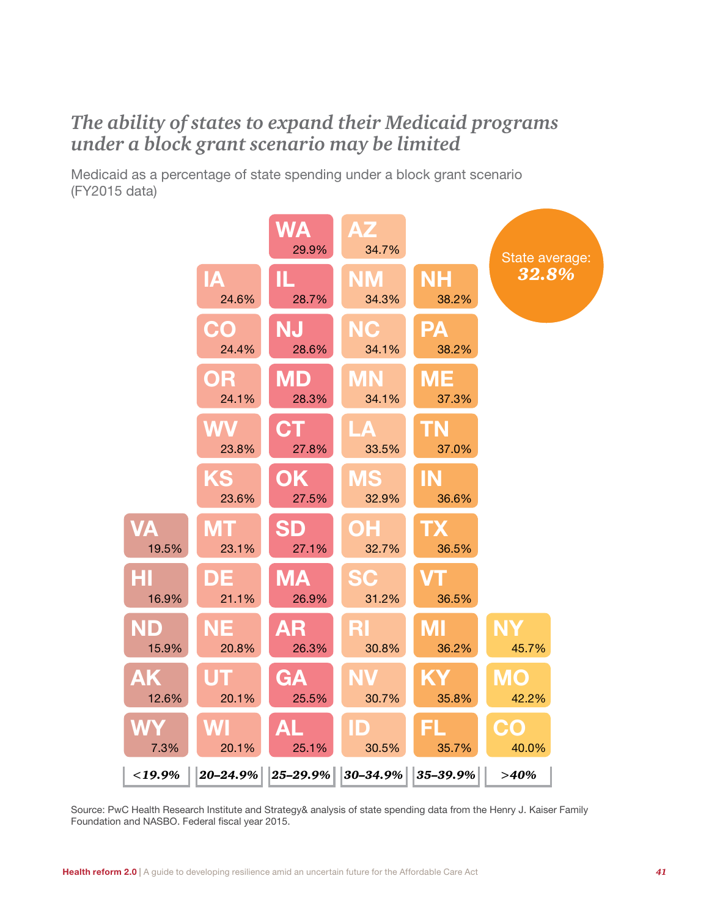## *The ability of states to expand their Medicaid programs under a block grant scenario may be limited*

Medicaid as a percentage of state spending under a block grant scenario (FY2015 data)

State average: ***32.8%***

| <19.9% | 20–24.9% | 25–29.9% | 30–34.9% | 35–39.9% | >40% |
|---|---|---|---|---|---|
| | | WA 29.9% | AZ 34.7% | | |
| | IA 24.6% | IL 28.7% | NM 34.3% | NH 38.2% | |
| | CO 24.4% | NJ 28.6% | NC 34.1% | PA 38.2% | |
| | OR 24.1% | MD 28.3% | MN 34.1% | ME 37.3% | |
| | WV 23.8% | CT 27.8% | LA 33.5% | TN 37.0% | |
| | KS 23.6% | OK 27.5% | MS 32.9% | IN 36.6% | |
| VA 19.5% | MT 23.1% | SD 27.1% | OH 32.7% | TX 36.5% | |
| HI 16.9% | DE 21.1% | MA 26.9% | SC 31.2% | VT 36.5% | |
| ND 15.9% | NE 20.8% | AR 26.3% | RI 30.8% | MI 36.2% | NY 45.7% |
| AK 12.6% | UT 20.1% | GA 25.5% | NV 30.7% | KY 35.8% | MO 42.2% |
| WY 7.3% | WI 20.1% | AL 25.1% | ID 30.5% | FL 35.7% | CO 40.0% |

Source: PwC Health Research Institute and Strategy& analysis of state spending data from the Henry J. Kaiser Family Foundation and NASBO. Federal fiscal year 2015.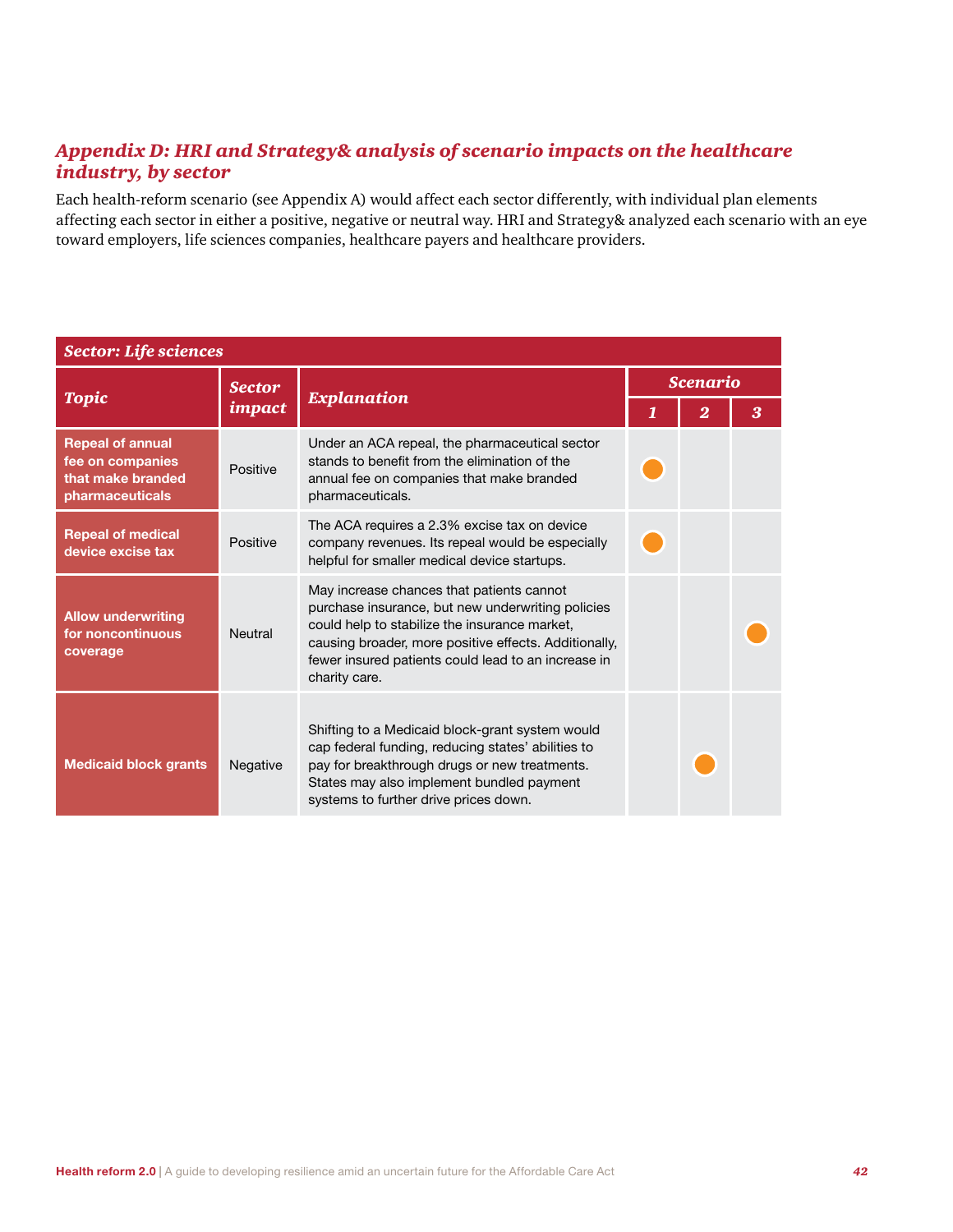## *Appendix D: HRI and Strategy& analysis of scenario impacts on the healthcare industry, by sector*

Each health-reform scenario (see Appendix A) would affect each sector differently, with individual plan elements affecting each sector in either a positive, negative or neutral way. HRI and Strategy& analyzed each scenario with an eye toward employers, life sciences companies, healthcare payers and healthcare providers.

| *Sector: Life sciences* | | | | | |
|---|---|---|---|---|---|
| ***Topic*** | ***Sector impact*** | ***Explanation*** | ***Scenario*** | | |
| | | | ***1*** | ***2*** | ***3*** |
| **Repeal of annual fee on companies that make branded pharmaceuticals** | Positive | Under an ACA repeal, the pharmaceutical sector stands to benefit from the elimination of the annual fee on companies that make branded pharmaceuticals. | ● | | |
| **Repeal of medical device excise tax** | Positive | The ACA requires a 2.3% excise tax on device company revenues. Its repeal would be especially helpful for smaller medical device startups. | ● | | |
| **Allow underwriting for noncontinuous coverage** | Neutral | May increase chances that patients cannot purchase insurance, but new underwriting policies could help to stabilize the insurance market, causing broader, more positive effects. Additionally, fewer insured patients could lead to an increase in charity care. | | | ● |
| **Medicaid block grants** | Negative | Shifting to a Medicaid block-grant system would cap federal funding, reducing states' abilities to pay for breakthrough drugs or new treatments. States may also implement bundled payment systems to further drive prices down. | | ● | |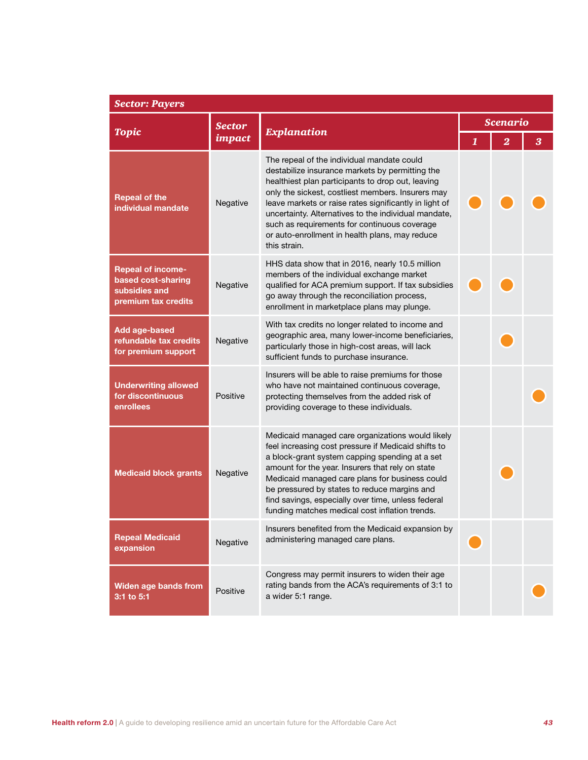| *Sector: Payers* | | | | | |
|---|---|---|---|---|---|
| ***Topic*** | ***Sector impact*** | ***Explanation*** | ***Scenario*** | | |
| | | | ***1*** | ***2*** | ***3*** |
| **Repeal of the individual mandate** | Negative | The repeal of the individual mandate could destabilize insurance markets by permitting the healthiest plan participants to drop out, leaving only the sickest, costliest members. Insurers may leave markets or raise rates significantly in light of uncertainty. Alternatives to the individual mandate, such as requirements for continuous coverage or auto-enrollment in health plans, may reduce this strain. | ● | ● | ● |
| **Repeal of income-based cost-sharing subsidies and premium tax credits** | Negative | HHS data show that in 2016, nearly 10.5 million members of the individual exchange market qualified for ACA premium support. If tax subsidies go away through the reconciliation process, enrollment in marketplace plans may plunge. | ● | ● | |
| **Add age-based refundable tax credits for premium support** | Negative | With tax credits no longer related to income and geographic area, many lower-income beneficiaries, particularly those in high-cost areas, will lack sufficient funds to purchase insurance. | | ● | |
| **Underwriting allowed for discontinuous enrollees** | Positive | Insurers will be able to raise premiums for those who have not maintained continuous coverage, protecting themselves from the added risk of providing coverage to these individuals. | | | ● |
| **Medicaid block grants** | Negative | Medicaid managed care organizations would likely feel increasing cost pressure if Medicaid shifts to a block-grant system capping spending at a set amount for the year. Insurers that rely on state Medicaid managed care plans for business could be pressured by states to reduce margins and find savings, especially over time, unless federal funding matches medical cost inflation trends. | | ● | |
| **Repeal Medicaid expansion** | Negative | Insurers benefited from the Medicaid expansion by administering managed care plans. | ● | | |
| **Widen age bands from 3:1 to 5:1** | Positive | Congress may permit insurers to widen their age rating bands from the ACA's requirements of 3:1 to a wider 5:1 range. | | | ● |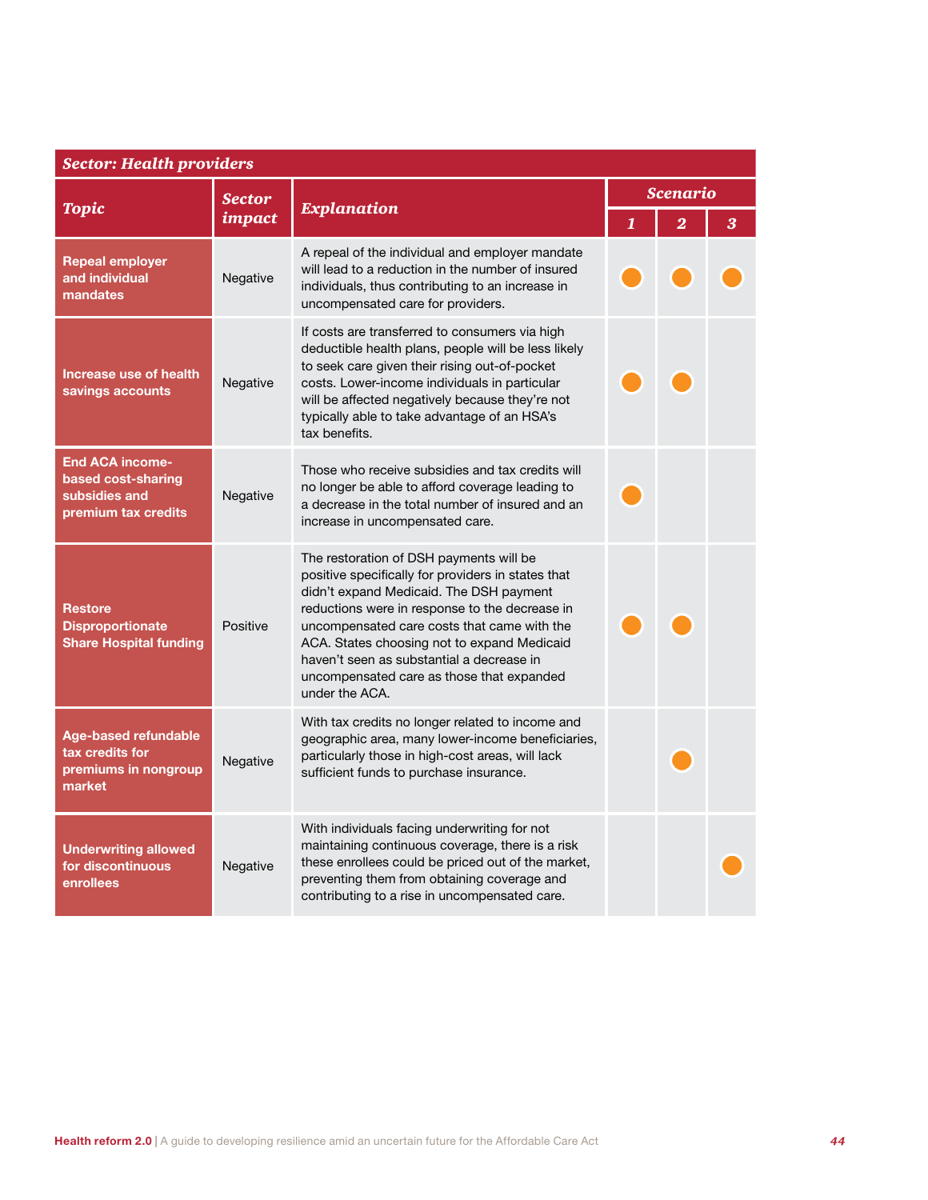| Sector: Health providers | | | | | |
|---|---|---|---|---|---|
| **Topic** | **Sector impact** | **Explanation** | **Scenario** | | |
| | | | **1** | **2** | **3** |
| **Repeal employer and individual mandates** | Negative | A repeal of the individual and employer mandate will lead to a reduction in the number of insured individuals, thus contributing to an increase in uncompensated care for providers. | ● | ● | ● |
| **Increase use of health savings accounts** | Negative | If costs are transferred to consumers via high deductible health plans, people will be less likely to seek care given their rising out-of-pocket costs. Lower-income individuals in particular will be affected negatively because they're not typically able to take advantage of an HSA's tax benefits. | ● | ● | |
| **End ACA income-based cost-sharing subsidies and premium tax credits** | Negative | Those who receive subsidies and tax credits will no longer be able to afford coverage leading to a decrease in the total number of insured and an increase in uncompensated care. | ● | | |
| **Restore Disproportionate Share Hospital funding** | Positive | The restoration of DSH payments will be positive specifically for providers in states that didn't expand Medicaid. The DSH payment reductions were in response to the decrease in uncompensated care costs that came with the ACA. States choosing not to expand Medicaid haven't seen as substantial a decrease in uncompensated care as those that expanded under the ACA. | ● | ● | |
| **Age-based refundable tax credits for premiums in nongroup market** | Negative | With tax credits no longer related to income and geographic area, many lower-income beneficiaries, particularly those in high-cost areas, will lack sufficient funds to purchase insurance. | | ● | |
| **Underwriting allowed for discontinuous enrollees** | Negative | With individuals facing underwriting for not maintaining continuous coverage, there is a risk these enrollees could be priced out of the market, preventing them from obtaining coverage and contributing to a rise in uncompensated care. | | | ● |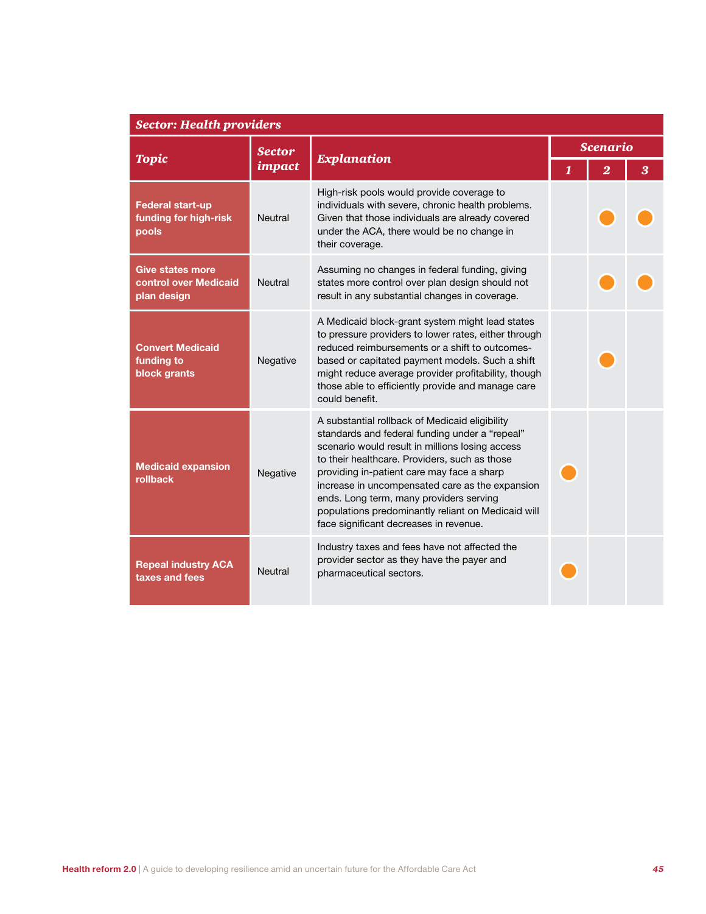| Sector: Health providers | | | | | |
|---|---|---|---|---|---|
| **Topic** | **Sector impact** | **Explanation** | **Scenario** | | |
| | | | **1** | **2** | **3** |
| **Federal start-up funding for high-risk pools** | Neutral | High-risk pools would provide coverage to individuals with severe, chronic health problems. Given that those individuals are already covered under the ACA, there would be no change in their coverage. | | ● | ● |
| **Give states more control over Medicaid plan design** | Neutral | Assuming no changes in federal funding, giving states more control over plan design should not result in any substantial changes in coverage. | | ● | ● |
| **Convert Medicaid funding to block grants** | Negative | A Medicaid block-grant system might lead states to pressure providers to lower rates, either through reduced reimbursements or a shift to outcomes-based or capitated payment models. Such a shift might reduce average provider profitability, though those able to efficiently provide and manage care could benefit. | | ● | |
| **Medicaid expansion rollback** | Negative | A substantial rollback of Medicaid eligibility standards and federal funding under a "repeal" scenario would result in millions losing access to their healthcare. Providers, such as those providing in-patient care may face a sharp increase in uncompensated care as the expansion ends. Long term, many providers serving populations predominantly reliant on Medicaid will face significant decreases in revenue. | ● | | |
| **Repeal industry ACA taxes and fees** | Neutral | Industry taxes and fees have not affected the provider sector as they have the payer and pharmaceutical sectors. | ● | | |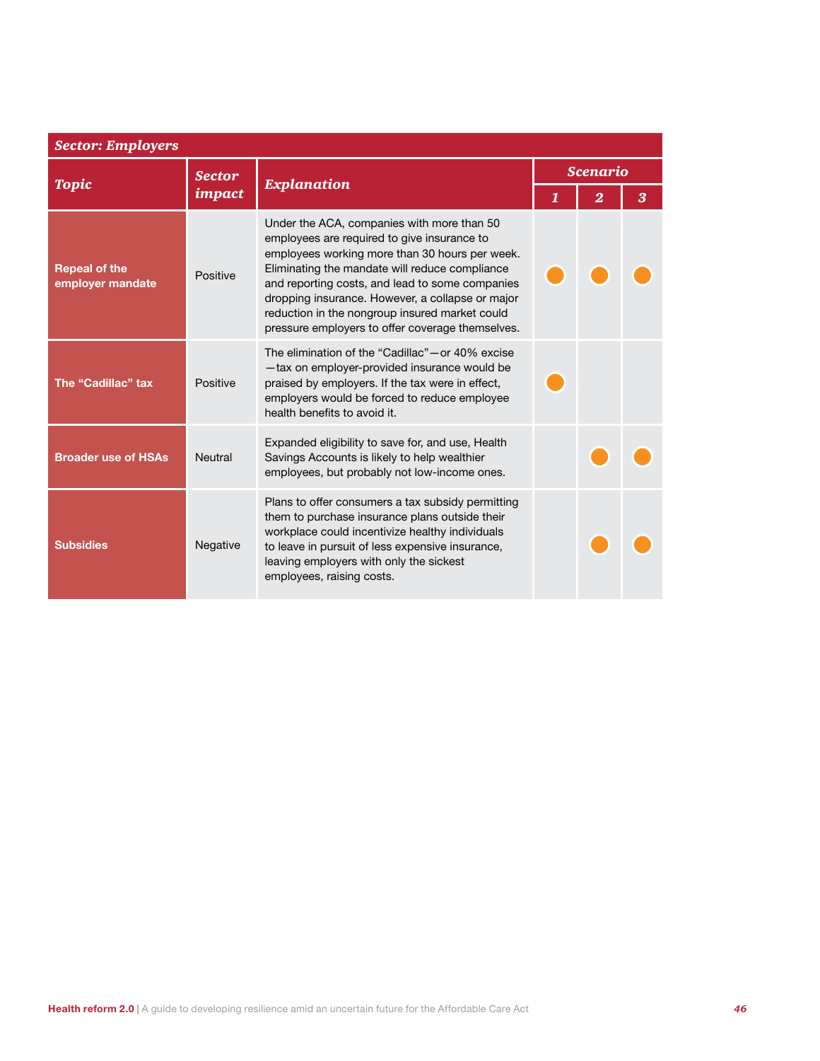| *Sector: Employers* | | | | | |
|---|---|---|---|---|---|
| ***Topic*** | ***Sector impact*** | ***Explanation*** | ***Scenario*** | | |
| | | | ***1*** | ***2*** | ***3*** |
| **Repeal of the employer mandate** | Positive | Under the ACA, companies with more than 50 employees are required to give insurance to employees working more than 30 hours per week. Eliminating the mandate will reduce compliance and reporting costs, and lead to some companies dropping insurance. However, a collapse or major reduction in the nongroup insured market could pressure employers to offer coverage themselves. | ● | ● | ● |
| **The "Cadillac" tax** | Positive | The elimination of the "Cadillac"—or 40% excise —tax on employer-provided insurance would be praised by employers. If the tax were in effect, employers would be forced to reduce employee health benefits to avoid it. | ● | | |
| **Broader use of HSAs** | Neutral | Expanded eligibility to save for, and use, Health Savings Accounts is likely to help wealthier employees, but probably not low-income ones. | | ● | ● |
| **Subsidies** | Negative | Plans to offer consumers a tax subsidy permitting them to purchase insurance plans outside their workplace could incentivize healthy individuals to leave in pursuit of less expensive insurance, leaving employers with only the sickest employees, raising costs. | | ● | ● |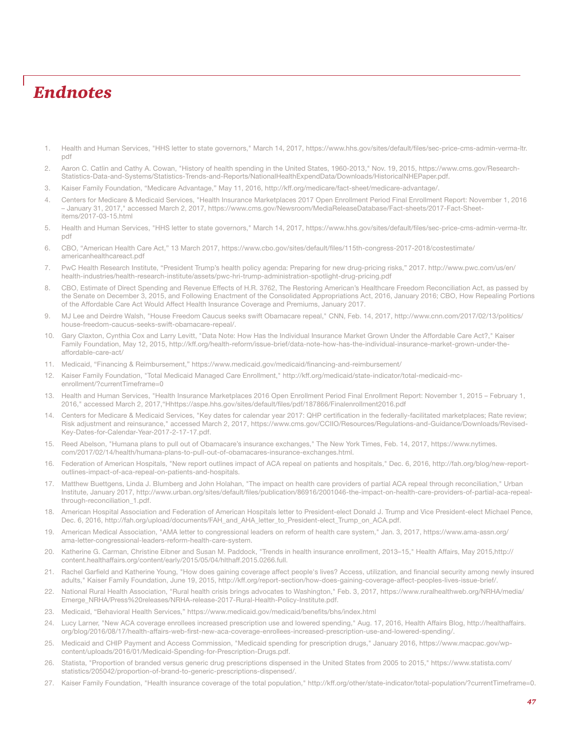# Endnotes

1. Health and Human Services, "HHS letter to state governors," March 14, 2017, https://www.hhs.gov/sites/default/files/sec-price-cms-admin-verma-ltr.pdf
2. Aaron C. Catlin and Cathy A. Cowan, "History of health spending in the United States, 1960-2013," Nov. 19, 2015, https://www.cms.gov/Research-Statistics-Data-and-Systems/Statistics-Trends-and-Reports/NationalHealthExpendData/Downloads/HistoricalNHEPaper.pdf.
3. Kaiser Family Foundation, "Medicare Advantage," May 11, 2016, http://kff.org/medicare/fact-sheet/medicare-advantage/.
4. Centers for Medicare & Medicaid Services, "Health Insurance Marketplaces 2017 Open Enrollment Period Final Enrollment Report: November 1, 2016 – January 31, 2017," accessed March 2, 2017, https://www.cms.gov/Newsroom/MediaReleaseDatabase/Fact-sheets/2017-Fact-Sheet-items/2017-03-15.html
5. Health and Human Services, "HHS letter to state governors," March 14, 2017, https://www.hhs.gov/sites/default/files/sec-price-cms-admin-verma-ltr.pdf
6. CBO, "American Health Care Act," 13 March 2017, https://www.cbo.gov/sites/default/files/115th-congress-2017-2018/costestimate/americanhealthcareact.pdf
7. PwC Health Research Institute, "President Trump's health policy agenda: Preparing for new drug-pricing risks," 2017. http://www.pwc.com/us/en/health-industries/health-research-institute/assets/pwc-hri-trump-administration-spotlight-drug-pricing.pdf
8. CBO, Estimate of Direct Spending and Revenue Effects of H.R. 3762, The Restoring American's Healthcare Freedom Reconciliation Act, as passed by the Senate on December 3, 2015, and Following Enactment of the Consolidated Appropriations Act, 2016, January 2016; CBO, How Repealing Portions of the Affordable Care Act Would Affect Health Insurance Coverage and Premiums, January 2017.
9. MJ Lee and Deirdre Walsh, "House Freedom Caucus seeks swift Obamacare repeal," CNN, Feb. 14, 2017, http://www.cnn.com/2017/02/13/politics/house-freedom-caucus-seeks-swift-obamacare-repeal/.
10. Gary Claxton, Cynthia Cox and Larry Levitt, "Data Note: How Has the Individual Insurance Market Grown Under the Affordable Care Act?," Kaiser Family Foundation, May 12, 2015, http://kff.org/health-reform/issue-brief/data-note-how-has-the-individual-insurance-market-grown-under-the-affordable-care-act/
11. Medicaid, "Financing & Reimbursement," https://www.medicaid.gov/medicaid/financing-and-reimbursement/
12. Kaiser Family Foundation, "Total Medicaid Managed Care Enrollment," http://kff.org/medicaid/state-indicator/total-medicaid-mc-enrollment/?currentTimeframe=0
13. Health and Human Services, "Health Insurance Marketplaces 2016 Open Enrollment Period Final Enrollment Report: November 1, 2015 – February 1, 2016," accessed March 2, 2017,"Hhttps://aspe.hhs.gov/sites/default/files/pdf/187866/Finalenrollment2016.pdf
14. Centers for Medicare & Medicaid Services, "Key dates for calendar year 2017: QHP certification in the federally-facilitated marketplaces; Rate review; Risk adjustment and reinsurance," accessed March 2, 2017, https://www.cms.gov/CCIIO/Resources/Regulations-and-Guidance/Downloads/Revised-Key-Dates-for-Calendar-Year-2017-2-17-17.pdf.
15. Reed Abelson, "Humana plans to pull out of Obamacare's insurance exchanges," The New York Times, Feb. 14, 2017, https://www.nytimes.com/2017/02/14/health/humana-plans-to-pull-out-of-obamacares-insurance-exchanges.html.
16. Federation of American Hospitals, "New report outlines impact of ACA repeal on patients and hospitals," Dec. 6, 2016, http://fah.org/blog/new-report-outlines-impact-of-aca-repeal-on-patients-and-hospitals.
17. Matthew Buettgens, Linda J. Blumberg and John Holahan, "The impact on health care providers of partial ACA repeal through reconciliation," Urban Institute, January 2017, http://www.urban.org/sites/default/files/publication/86916/2001046-the-impact-on-health-care-providers-of-partial-aca-repeal-through-reconciliation_1.pdf.
18. American Hospital Association and Federation of American Hospitals letter to President-elect Donald J. Trump and Vice President-elect Michael Pence, Dec. 6, 2016, http://fah.org/upload/documents/FAH_and_AHA_letter_to_President-elect_Trump_on_ACA.pdf.
19. American Medical Association, "AMA letter to congressional leaders on reform of health care system," Jan. 3, 2017, https://www.ama-assn.org/ama-letter-congressional-leaders-reform-health-care-system.
20. Katherine G. Carman, Christine Eibner and Susan M. Paddock, "Trends in health insurance enrollment, 2013–15," Health Affairs, May 2015,http://content.healthaffairs.org/content/early/2015/05/04/hlthaff.2015.0266.full.
21. Rachel Garfield and Katherine Young, "How does gaining coverage affect people's lives? Access, utilization, and financial security among newly insured adults," Kaiser Family Foundation, June 19, 2015, http://kff.org/report-section/how-does-gaining-coverage-affect-peoples-lives-issue-brief/.
22. National Rural Health Association, "Rural health crisis brings advocates to Washington," Feb. 3, 2017, https://www.ruralhealthweb.org/NRHA/media/Emerge_NRHA/Press%20releases/NRHA-release-2017-Rural-Health-Policy-Institute.pdf.
23. Medicaid, "Behavioral Health Services," https://www.medicaid.gov/medicaid/benefits/bhs/index.html
24. Lucy Larner, "New ACA coverage enrollees increased prescription use and lowered spending," Aug. 17, 2016, Health Affairs Blog, http://healthaffairs.org/blog/2016/08/17/health-affairs-web-first-new-aca-coverage-enrollees-increased-prescription-use-and-lowered-spending/.
25. Medicaid and CHIP Payment and Access Commission, "Medicaid spending for prescription drugs," January 2016, https://www.macpac.gov/wp-content/uploads/2016/01/Medicaid-Spending-for-Prescription-Drugs.pdf.
26. Statista, "Proportion of branded versus generic drug prescriptions dispensed in the United States from 2005 to 2015," https://www.statista.com/statistics/205042/proportion-of-brand-to-generic-prescriptions-dispensed/.
27. Kaiser Family Foundation, "Health insurance coverage of the total population," http://kff.org/other/state-indicator/total-population/?currentTimeframe=0.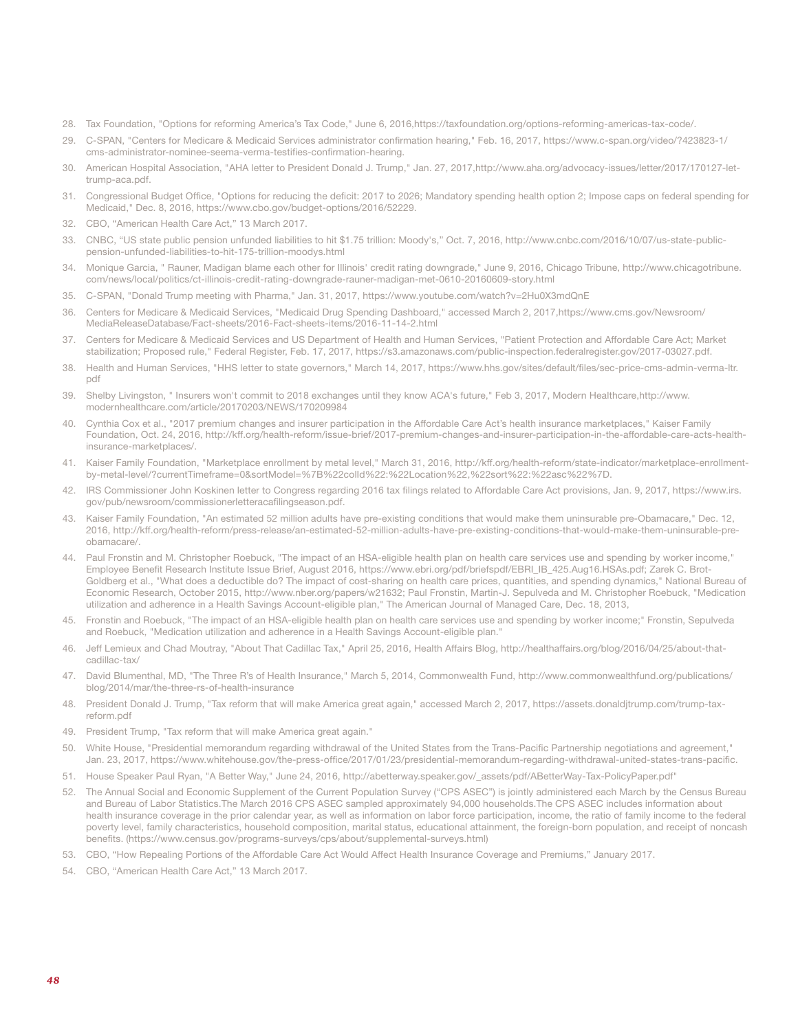28. Tax Foundation, "Options for reforming America's Tax Code," June 6, 2016,https://taxfoundation.org/options-reforming-americas-tax-code/.
29. C-SPAN, "Centers for Medicare & Medicaid Services administrator confirmation hearing," Feb. 16, 2017, https://www.c-span.org/video/?423823-1/cms-administrator-nominee-seema-verma-testifies-confirmation-hearing.
30. American Hospital Association, "AHA letter to President Donald J. Trump," Jan. 27, 2017,http://www.aha.org/advocacy-issues/letter/2017/170127-let-trump-aca.pdf.
31. Congressional Budget Office, "Options for reducing the deficit: 2017 to 2026; Mandatory spending health option 2; Impose caps on federal spending for Medicaid," Dec. 8, 2016, https://www.cbo.gov/budget-options/2016/52229.
32. CBO, "American Health Care Act," 13 March 2017.
33. CNBC, "US state public pension unfunded liabilities to hit $1.75 trillion: Moody's," Oct. 7, 2016, http://www.cnbc.com/2016/10/07/us-state-public-pension-unfunded-liabilities-to-hit-175-trillion-moodys.html
34. Monique Garcia, " Rauner, Madigan blame each other for Illinois' credit rating downgrade," June 9, 2016, Chicago Tribune, http://www.chicagotribune.com/news/local/politics/ct-illinois-credit-rating-downgrade-rauner-madigan-met-0610-20160609-story.html
35. C-SPAN, "Donald Trump meeting with Pharma," Jan. 31, 2017, https://www.youtube.com/watch?v=2Hu0X3mdQnE
36. Centers for Medicare & Medicaid Services, "Medicaid Drug Spending Dashboard," accessed March 2, 2017,https://www.cms.gov/Newsroom/MediaReleaseDatabase/Fact-sheets/2016-Fact-sheets-items/2016-11-14-2.html
37. Centers for Medicare & Medicaid Services and US Department of Health and Human Services, "Patient Protection and Affordable Care Act; Market stabilization; Proposed rule," Federal Register, Feb. 17, 2017, https://s3.amazonaws.com/public-inspection.federalregister.gov/2017-03027.pdf.
38. Health and Human Services, "HHS letter to state governors," March 14, 2017, https://www.hhs.gov/sites/default/files/sec-price-cms-admin-verma-ltr.pdf
39. Shelby Livingston, " Insurers won't commit to 2018 exchanges until they know ACA's future," Feb 3, 2017, Modern Healthcare,http://www.modernhealthcare.com/article/20170203/NEWS/170209984
40. Cynthia Cox et al., "2017 premium changes and insurer participation in the Affordable Care Act's health insurance marketplaces," Kaiser Family Foundation, Oct. 24, 2016, http://kff.org/health-reform/issue-brief/2017-premium-changes-and-insurer-participation-in-the-affordable-care-acts-health-insurance-marketplaces/.
41. Kaiser Family Foundation, "Marketplace enrollment by metal level," March 31, 2016, http://kff.org/health-reform/state-indicator/marketplace-enrollment-by-metal-level/?currentTimeframe=0&sortModel=%7B%22colId%22:%22Location%22,%22sort%22:%22asc%22%7D.
42. IRS Commissioner John Koskinen letter to Congress regarding 2016 tax filings related to Affordable Care Act provisions, Jan. 9, 2017, https://www.irs.gov/pub/newsroom/commissionerletteracafilingseason.pdf.
43. Kaiser Family Foundation, "An estimated 52 million adults have pre-existing conditions that would make them uninsurable pre-Obamacare," Dec. 12, 2016, http://kff.org/health-reform/press-release/an-estimated-52-million-adults-have-pre-existing-conditions-that-would-make-them-uninsurable-pre-obamacare/.
44. Paul Fronstin and M. Christopher Roebuck, "The impact of an HSA-eligible health plan on health care services use and spending by worker income," Employee Benefit Research Institute Issue Brief, August 2016, https://www.ebri.org/pdf/briefspdf/EBRI_IB_425.Aug16.HSAs.pdf; Zarek C. Brot-Goldberg et al., "What does a deductible do? The impact of cost-sharing on health care prices, quantities, and spending dynamics," National Bureau of Economic Research, October 2015, http://www.nber.org/papers/w21632; Paul Fronstin, Martin-J. Sepulveda and M. Christopher Roebuck, "Medication utilization and adherence in a Health Savings Account-eligible plan," The American Journal of Managed Care, Dec. 18, 2013,
45. Fronstin and Roebuck, "The impact of an HSA-eligible health plan on health care services use and spending by worker income;" Fronstin, Sepulveda and Roebuck, "Medication utilization and adherence in a Health Savings Account-eligible plan."
46. Jeff Lemieux and Chad Moutray, "About That Cadillac Tax," April 25, 2016, Health Affairs Blog, http://healthaffairs.org/blog/2016/04/25/about-that-cadillac-tax/
47. David Blumenthal, MD, "The Three R's of Health Insurance," March 5, 2014, Commonwealth Fund, http://www.commonwealthfund.org/publications/blog/2014/mar/the-three-rs-of-health-insurance
48. President Donald J. Trump, "Tax reform that will make America great again," accessed March 2, 2017, https://assets.donaldjtrump.com/trump-tax-reform.pdf
49. President Trump, "Tax reform that will make America great again."
50. White House, "Presidential memorandum regarding withdrawal of the United States from the Trans-Pacific Partnership negotiations and agreement," Jan. 23, 2017, https://www.whitehouse.gov/the-press-office/2017/01/23/presidential-memorandum-regarding-withdrawal-united-states-trans-pacific.
51. House Speaker Paul Ryan, "A Better Way," June 24, 2016, http://abetterway.speaker.gov/_assets/pdf/ABetterWay-Tax-PolicyPaper.pdf"
52. The Annual Social and Economic Supplement of the Current Population Survey ("CPS ASEC") is jointly administered each March by the Census Bureau and Bureau of Labor Statistics.The March 2016 CPS ASEC sampled approximately 94,000 households.The CPS ASEC includes information about health insurance coverage in the prior calendar year, as well as information on labor force participation, income, the ratio of family income to the federal poverty level, family characteristics, household composition, marital status, educational attainment, the foreign-born population, and receipt of noncash benefits. (https://www.census.gov/programs-surveys/cps/about/supplemental-surveys.html)
53. CBO, "How Repealing Portions of the Affordable Care Act Would Affect Health Insurance Coverage and Premiums," January 2017.
54. CBO, "American Health Care Act," 13 March 2017.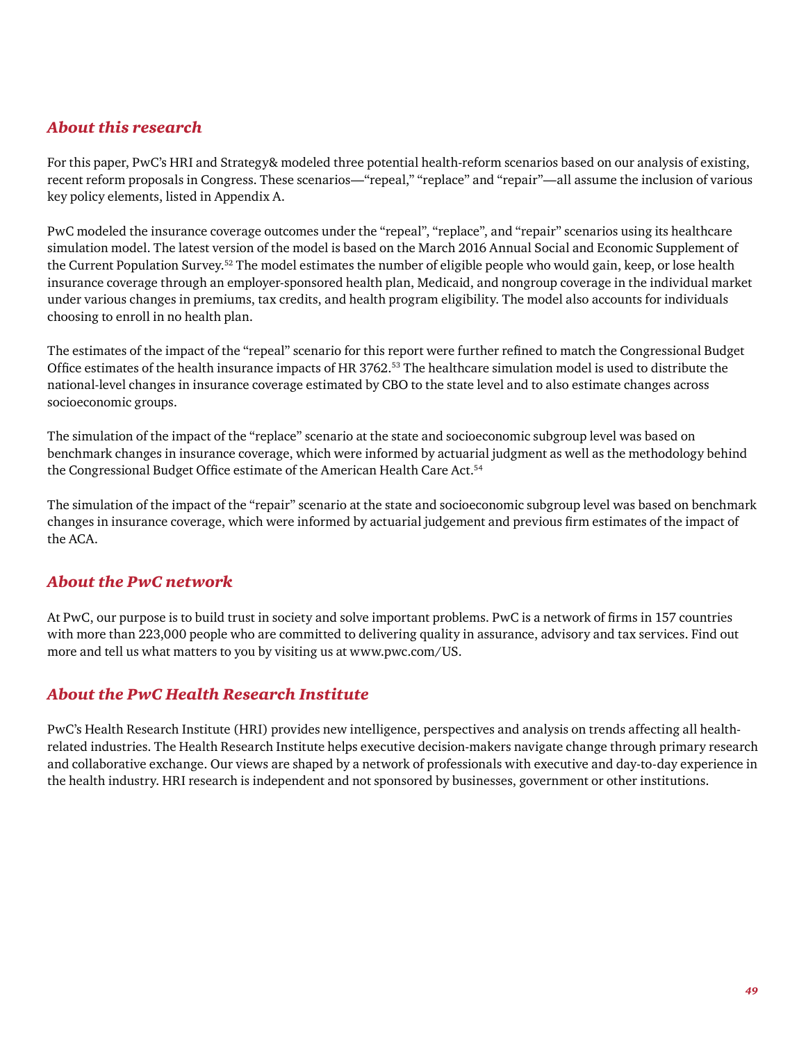## *About this research*

For this paper, PwC's HRI and Strategy& modeled three potential health-reform scenarios based on our analysis of existing, recent reform proposals in Congress. These scenarios—"repeal," "replace" and "repair"—all assume the inclusion of various key policy elements, listed in Appendix A.

PwC modeled the insurance coverage outcomes under the "repeal", "replace", and "repair" scenarios using its healthcare simulation model. The latest version of the model is based on the March 2016 Annual Social and Economic Supplement of the Current Population Survey.[52] The model estimates the number of eligible people who would gain, keep, or lose health insurance coverage through an employer-sponsored health plan, Medicaid, and nongroup coverage in the individual market under various changes in premiums, tax credits, and health program eligibility. The model also accounts for individuals choosing to enroll in no health plan.

The estimates of the impact of the "repeal" scenario for this report were further refined to match the Congressional Budget Office estimates of the health insurance impacts of HR 3762.[53] The healthcare simulation model is used to distribute the national-level changes in insurance coverage estimated by CBO to the state level and to also estimate changes across socioeconomic groups.

The simulation of the impact of the "replace" scenario at the state and socioeconomic subgroup level was based on benchmark changes in insurance coverage, which were informed by actuarial judgment as well as the methodology behind the Congressional Budget Office estimate of the American Health Care Act.[54]

The simulation of the impact of the "repair" scenario at the state and socioeconomic subgroup level was based on benchmark changes in insurance coverage, which were informed by actuarial judgement and previous firm estimates of the impact of the ACA.

## *About the PwC network*

At PwC, our purpose is to build trust in society and solve important problems. PwC is a network of firms in 157 countries with more than 223,000 people who are committed to delivering quality in assurance, advisory and tax services. Find out more and tell us what matters to you by visiting us at www.pwc.com/US.

## *About the PwC Health Research Institute*

PwC's Health Research Institute (HRI) provides new intelligence, perspectives and analysis on trends affecting all health-related industries. The Health Research Institute helps executive decision-makers navigate change through primary research and collaborative exchange. Our views are shaped by a network of professionals with executive and day-to-day experience in the health industry. HRI research is independent and not sponsored by businesses, government or other institutions.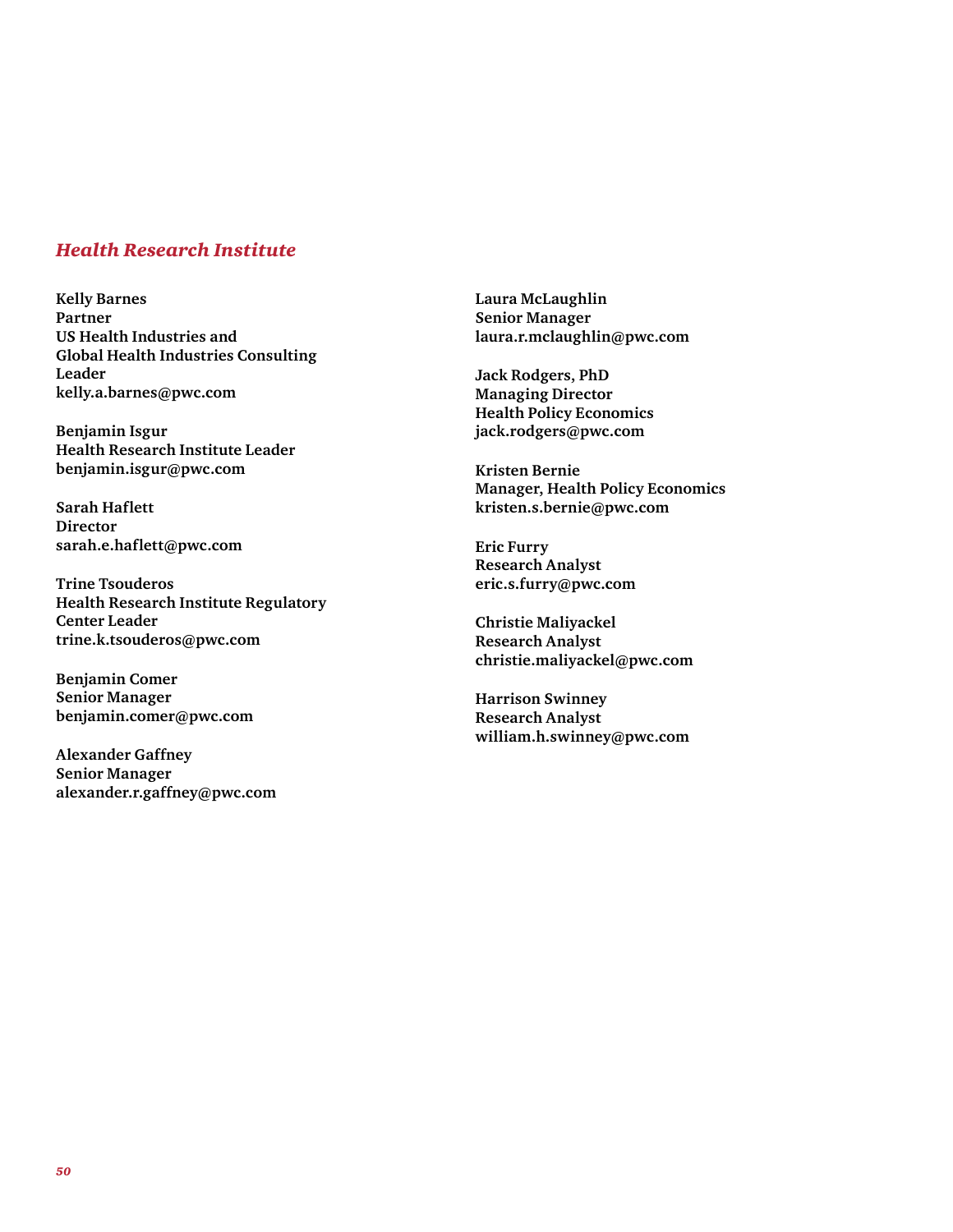## *Health Research Institute*

**Kelly Barnes**
**Partner**
**US Health Industries and Global Health Industries Consulting Leader**
**kelly.a.barnes@pwc.com**

**Benjamin Isgur**
**Health Research Institute Leader**
**benjamin.isgur@pwc.com**

**Sarah Haflett**
**Director**
**sarah.e.haflett@pwc.com**

**Trine Tsouderos**
**Health Research Institute Regulatory Center Leader**
**trine.k.tsouderos@pwc.com**

**Benjamin Comer**
**Senior Manager**
**benjamin.comer@pwc.com**

**Alexander Gaffney**
**Senior Manager**
**alexander.r.gaffney@pwc.com**

**Laura McLaughlin**
**Senior Manager**
**laura.r.mclaughlin@pwc.com**

**Jack Rodgers, PhD**
**Managing Director**
**Health Policy Economics**
**jack.rodgers@pwc.com**

**Kristen Bernie**
**Manager, Health Policy Economics**
**kristen.s.bernie@pwc.com**

**Eric Furry**
**Research Analyst**
**eric.s.furry@pwc.com**

**Christie Maliyackel**
**Research Analyst**
**christie.maliyackel@pwc.com**

**Harrison Swinney**
**Research Analyst**
**william.h.swinney@pwc.com**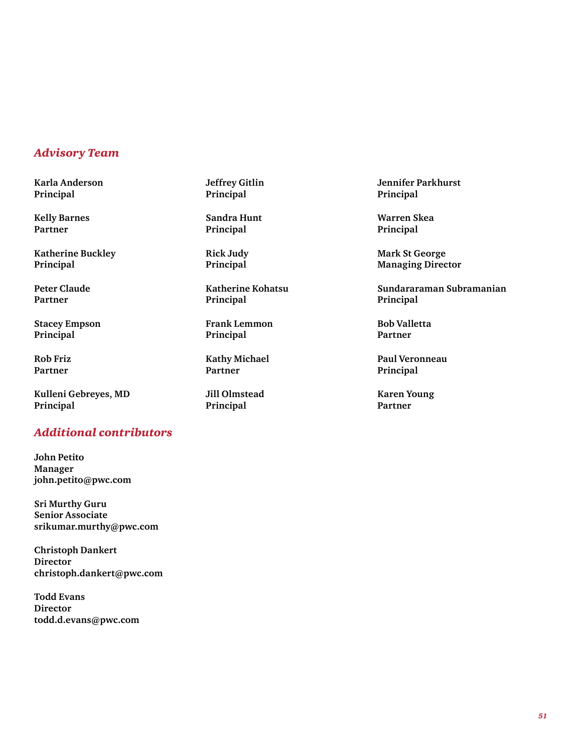## *Advisory Team*

**Karla Anderson**
**Principal**

**Kelly Barnes**
**Partner**

**Katherine Buckley**
**Principal**

**Peter Claude**
**Partner**

**Stacey Empson**
**Principal**

**Rob Friz**
**Partner**

**Kulleni Gebreyes, MD**
**Principal**

**Jeffrey Gitlin**
**Principal**

**Sandra Hunt**
**Principal**

**Rick Judy**
**Principal**

**Katherine Kohatsu**
**Principal**

**Frank Lemmon**
**Principal**

**Kathy Michael**
**Partner**

**Jill Olmstead**
**Principal**

**Jennifer Parkhurst**
**Principal**

**Warren Skea**
**Principal**

**Mark St George**
**Managing Director**

**Sundararaman Subramanian**
**Principal**

**Bob Valletta**
**Partner**

**Paul Veronneau**
**Principal**

**Karen Young**
**Partner**

## *Additional contributors*

**John Petito**
**Manager**
**john.petito@pwc.com**

**Sri Murthy Guru**
**Senior Associate**
**srikumar.murthy@pwc.com**

**Christoph Dankert**
**Director**
**christoph.dankert@pwc.com**

**Todd Evans**
**Director**
**todd.d.evans@pwc.com**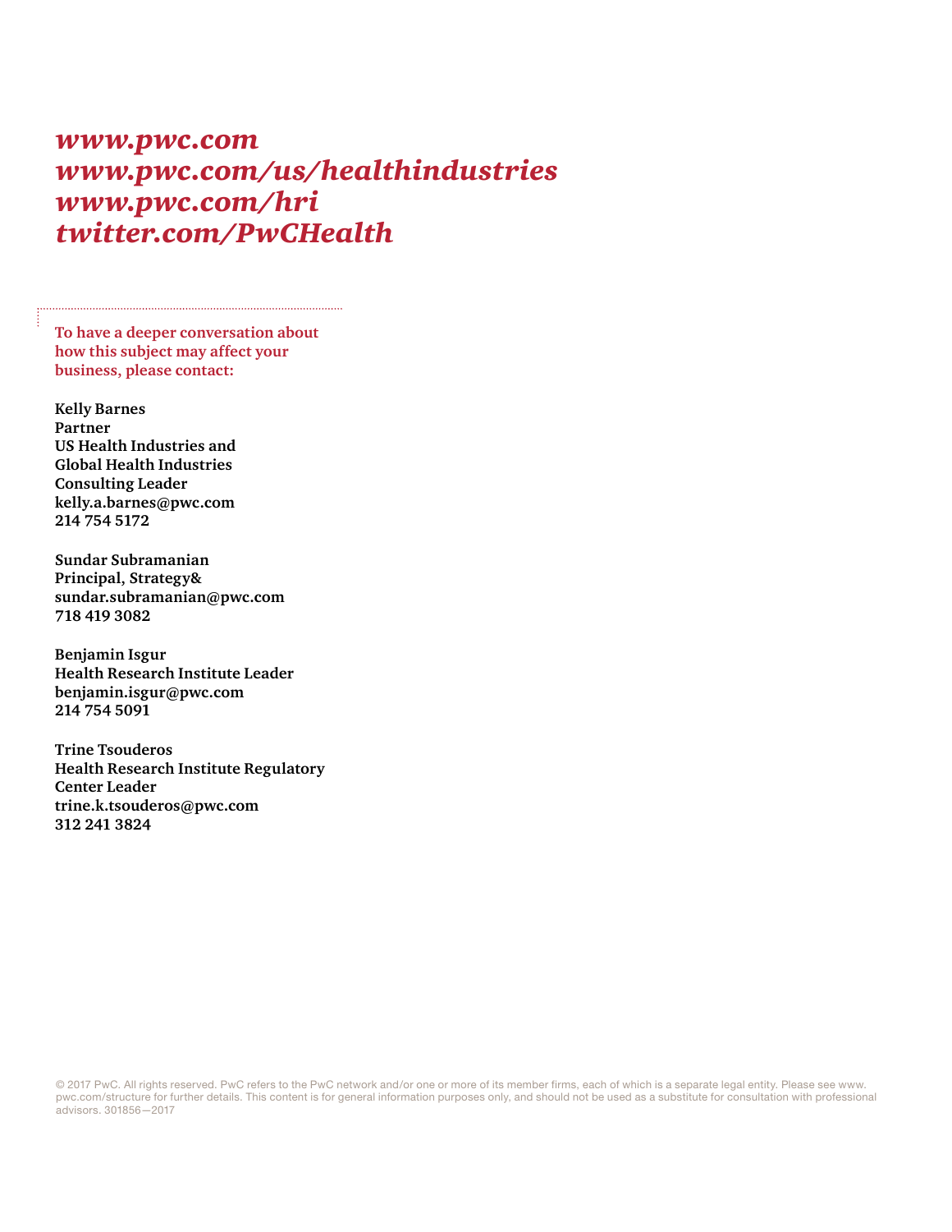*www.pwc.com*
*www.pwc.com/us/healthindustries*
*www.pwc.com/hri*
*twitter.com/PwCHealth*

**To have a deeper conversation about how this subject may affect your business, please contact:**

**Kelly Barnes**
**Partner**
**US Health Industries and Global Health Industries Consulting Leader**
**kelly.a.barnes@pwc.com**
**214 754 5172**

**Sundar Subramanian**
**Principal, Strategy&**
**sundar.subramanian@pwc.com**
**718 419 3082**

**Benjamin Isgur**
**Health Research Institute Leader**
**benjamin.isgur@pwc.com**
**214 754 5091**

**Trine Tsouderos**
**Health Research Institute Regulatory Center Leader**
**trine.k.tsouderos@pwc.com**
**312 241 3824**

© 2017 PwC. All rights reserved. PwC refers to the PwC network and/or one or more of its member firms, each of which is a separate legal entity. Please see www.pwc.com/structure for further details. This content is for general information purposes only, and should not be used as a substitute for consultation with professional advisors. 301856—2017